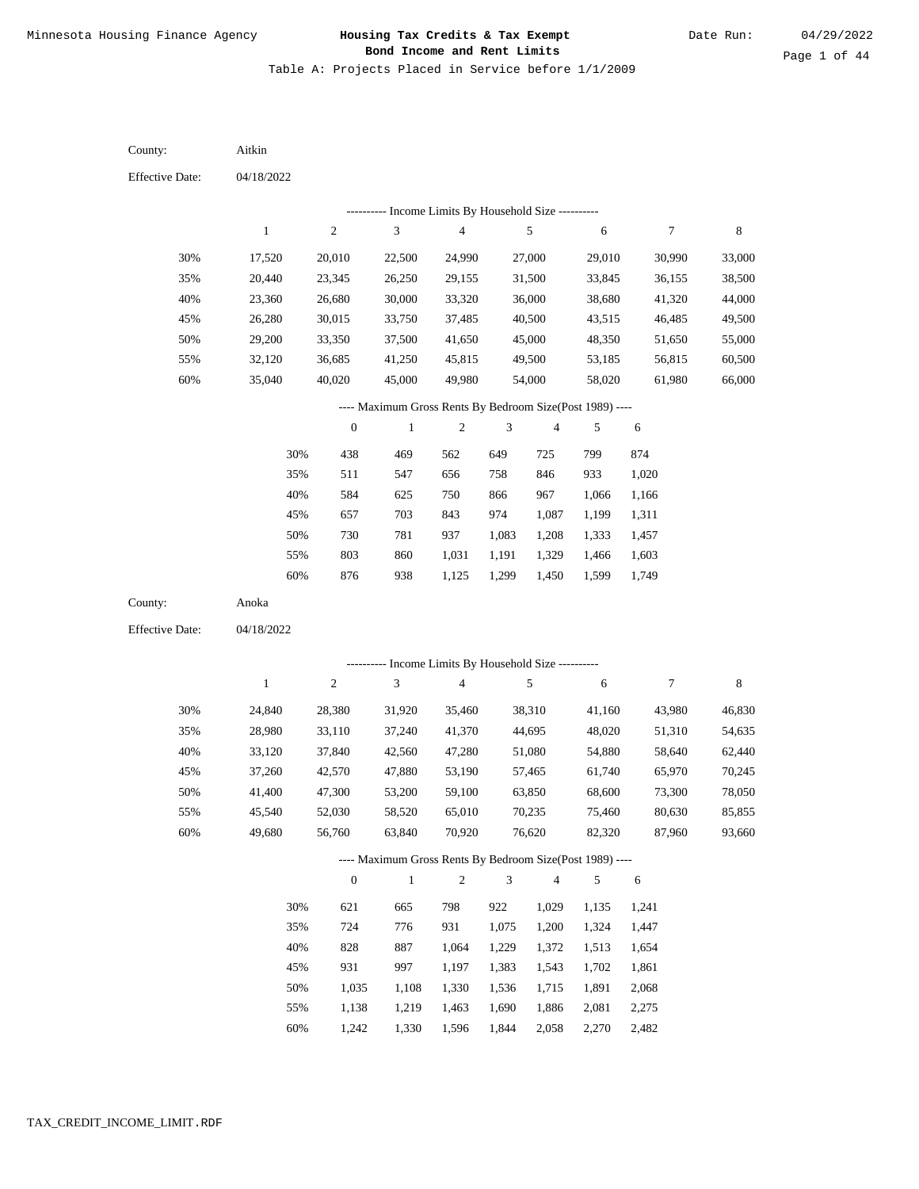# Housing Tax Credits & Tax Exempt Bond Income and Rent Limits

Minnesota Housing Finance Agency

Date Run: 04/29/2022

Table A: Projects Placed in Service before 1/1/2009

County: Aitkin

Effective Date: 04/18/2022

---------- Income Limits By Household Size ----------

| | 1 | 2 | 3 | 4 | 5 | 6 | 7 | 8 |
|---|---|---|---|---|---|---|---|---|
| 30% | 17,520 | 20,010 | 22,500 | 24,990 | 27,000 | 29,010 | 30,990 | 33,000 |
| 35% | 20,440 | 23,345 | 26,250 | 29,155 | 31,500 | 33,845 | 36,155 | 38,500 |
| 40% | 23,360 | 26,680 | 30,000 | 33,320 | 36,000 | 38,680 | 41,320 | 44,000 |
| 45% | 26,280 | 30,015 | 33,750 | 37,485 | 40,500 | 43,515 | 46,485 | 49,500 |
| 50% | 29,200 | 33,350 | 37,500 | 41,650 | 45,000 | 48,350 | 51,650 | 55,000 |
| 55% | 32,120 | 36,685 | 41,250 | 45,815 | 49,500 | 53,185 | 56,815 | 60,500 |
| 60% | 35,040 | 40,020 | 45,000 | 49,980 | 54,000 | 58,020 | 61,980 | 66,000 |

---- Maximum Gross Rents By Bedroom Size(Post 1989) ----

| | 0 | 1 | 2 | 3 | 4 | 5 | 6 |
|---|---|---|---|---|---|---|---|
| 30% | 438 | 469 | 562 | 649 | 725 | 799 | 874 |
| 35% | 511 | 547 | 656 | 758 | 846 | 933 | 1,020 |
| 40% | 584 | 625 | 750 | 866 | 967 | 1,066 | 1,166 |
| 45% | 657 | 703 | 843 | 974 | 1,087 | 1,199 | 1,311 |
| 50% | 730 | 781 | 937 | 1,083 | 1,208 | 1,333 | 1,457 |
| 55% | 803 | 860 | 1,031 | 1,191 | 1,329 | 1,466 | 1,603 |
| 60% | 876 | 938 | 1,125 | 1,299 | 1,450 | 1,599 | 1,749 |

County: Anoka

Effective Date: 04/18/2022

---------- Income Limits By Household Size ----------

| | 1 | 2 | 3 | 4 | 5 | 6 | 7 | 8 |
|---|---|---|---|---|---|---|---|---|
| 30% | 24,840 | 28,380 | 31,920 | 35,460 | 38,310 | 41,160 | 43,980 | 46,830 |
| 35% | 28,980 | 33,110 | 37,240 | 41,370 | 44,695 | 48,020 | 51,310 | 54,635 |
| 40% | 33,120 | 37,840 | 42,560 | 47,280 | 51,080 | 54,880 | 58,640 | 62,440 |
| 45% | 37,260 | 42,570 | 47,880 | 53,190 | 57,465 | 61,740 | 65,970 | 70,245 |
| 50% | 41,400 | 47,300 | 53,200 | 59,100 | 63,850 | 68,600 | 73,300 | 78,050 |
| 55% | 45,540 | 52,030 | 58,520 | 65,010 | 70,235 | 75,460 | 80,630 | 85,855 |
| 60% | 49,680 | 56,760 | 63,840 | 70,920 | 76,620 | 82,320 | 87,960 | 93,660 |

---- Maximum Gross Rents By Bedroom Size(Post 1989) ----

| | 0 | 1 | 2 | 3 | 4 | 5 | 6 |
|---|---|---|---|---|---|---|---|
| 30% | 621 | 665 | 798 | 922 | 1,029 | 1,135 | 1,241 |
| 35% | 724 | 776 | 931 | 1,075 | 1,200 | 1,324 | 1,447 |
| 40% | 828 | 887 | 1,064 | 1,229 | 1,372 | 1,513 | 1,654 |
| 45% | 931 | 997 | 1,197 | 1,383 | 1,543 | 1,702 | 1,861 |
| 50% | 1,035 | 1,108 | 1,330 | 1,536 | 1,715 | 1,891 | 2,068 |
| 55% | 1,138 | 1,219 | 1,463 | 1,690 | 1,886 | 2,081 | 2,275 |
| 60% | 1,242 | 1,330 | 1,596 | 1,844 | 2,058 | 2,270 | 2,482 |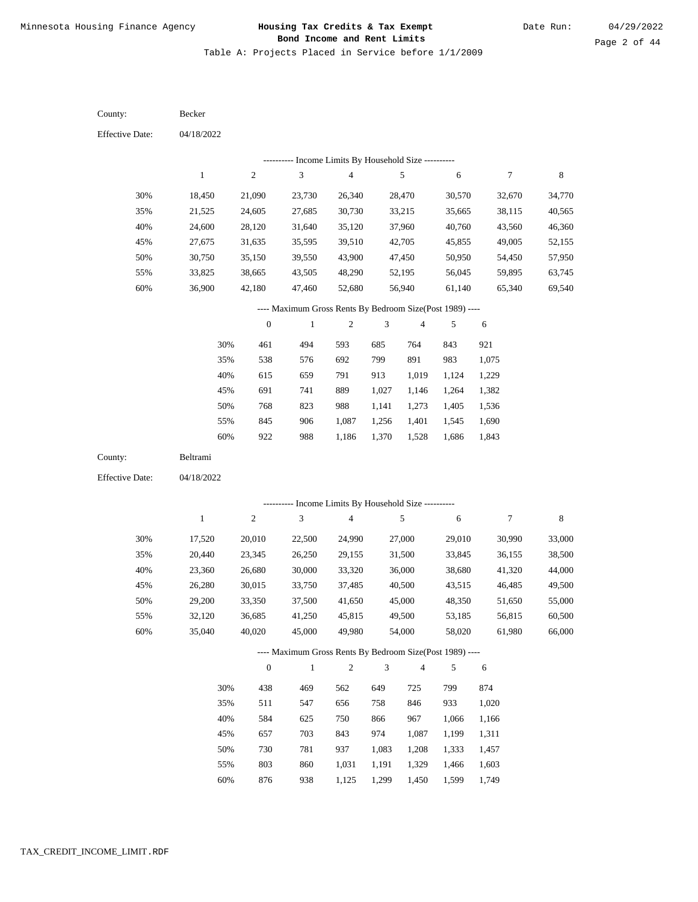Table A: Projects Placed in Service before 1/1/2009

County: Becker

Effective Date: 04/18/2022

---------- Income Limits By Household Size ----------

| | 1 | 2 | 3 | 4 | 5 | 6 | 7 | 8 |
|---|---|---|---|---|---|---|---|---|
| 30% | 18,450 | 21,090 | 23,730 | 26,340 | 28,470 | 30,570 | 32,670 | 34,770 |
| 35% | 21,525 | 24,605 | 27,685 | 30,730 | 33,215 | 35,665 | 38,115 | 40,565 |
| 40% | 24,600 | 28,120 | 31,640 | 35,120 | 37,960 | 40,760 | 43,560 | 46,360 |
| 45% | 27,675 | 31,635 | 35,595 | 39,510 | 42,705 | 45,855 | 49,005 | 52,155 |
| 50% | 30,750 | 35,150 | 39,550 | 43,900 | 47,450 | 50,950 | 54,450 | 57,950 |
| 55% | 33,825 | 38,665 | 43,505 | 48,290 | 52,195 | 56,045 | 59,895 | 63,745 |
| 60% | 36,900 | 42,180 | 47,460 | 52,680 | 56,940 | 61,140 | 65,340 | 69,540 |

---- Maximum Gross Rents By Bedroom Size(Post 1989) ----

| | 0 | 1 | 2 | 3 | 4 | 5 | 6 |
|---|---|---|---|---|---|---|---|
| 30% | 461 | 494 | 593 | 685 | 764 | 843 | 921 |
| 35% | 538 | 576 | 692 | 799 | 891 | 983 | 1,075 |
| 40% | 615 | 659 | 791 | 913 | 1,019 | 1,124 | 1,229 |
| 45% | 691 | 741 | 889 | 1,027 | 1,146 | 1,264 | 1,382 |
| 50% | 768 | 823 | 988 | 1,141 | 1,273 | 1,405 | 1,536 |
| 55% | 845 | 906 | 1,087 | 1,256 | 1,401 | 1,545 | 1,690 |
| 60% | 922 | 988 | 1,186 | 1,370 | 1,528 | 1,686 | 1,843 |

County: Beltrami

Effective Date: 04/18/2022

---------- Income Limits By Household Size ----------

| | 1 | 2 | 3 | 4 | 5 | 6 | 7 | 8 |
|---|---|---|---|---|---|---|---|---|
| 30% | 17,520 | 20,010 | 22,500 | 24,990 | 27,000 | 29,010 | 30,990 | 33,000 |
| 35% | 20,440 | 23,345 | 26,250 | 29,155 | 31,500 | 33,845 | 36,155 | 38,500 |
| 40% | 23,360 | 26,680 | 30,000 | 33,320 | 36,000 | 38,680 | 41,320 | 44,000 |
| 45% | 26,280 | 30,015 | 33,750 | 37,485 | 40,500 | 43,515 | 46,485 | 49,500 |
| 50% | 29,200 | 33,350 | 37,500 | 41,650 | 45,000 | 48,350 | 51,650 | 55,000 |
| 55% | 32,120 | 36,685 | 41,250 | 45,815 | 49,500 | 53,185 | 56,815 | 60,500 |
| 60% | 35,040 | 40,020 | 45,000 | 49,980 | 54,000 | 58,020 | 61,980 | 66,000 |

---- Maximum Gross Rents By Bedroom Size(Post 1989) ----

| | 0 | 1 | 2 | 3 | 4 | 5 | 6 |
|---|---|---|---|---|---|---|---|
| 30% | 438 | 469 | 562 | 649 | 725 | 799 | 874 |
| 35% | 511 | 547 | 656 | 758 | 846 | 933 | 1,020 |
| 40% | 584 | 625 | 750 | 866 | 967 | 1,066 | 1,166 |
| 45% | 657 | 703 | 843 | 974 | 1,087 | 1,199 | 1,311 |
| 50% | 730 | 781 | 937 | 1,083 | 1,208 | 1,333 | 1,457 |
| 55% | 803 | 860 | 1,031 | 1,191 | 1,329 | 1,466 | 1,603 |
| 60% | 876 | 938 | 1,125 | 1,299 | 1,450 | 1,599 | 1,749 |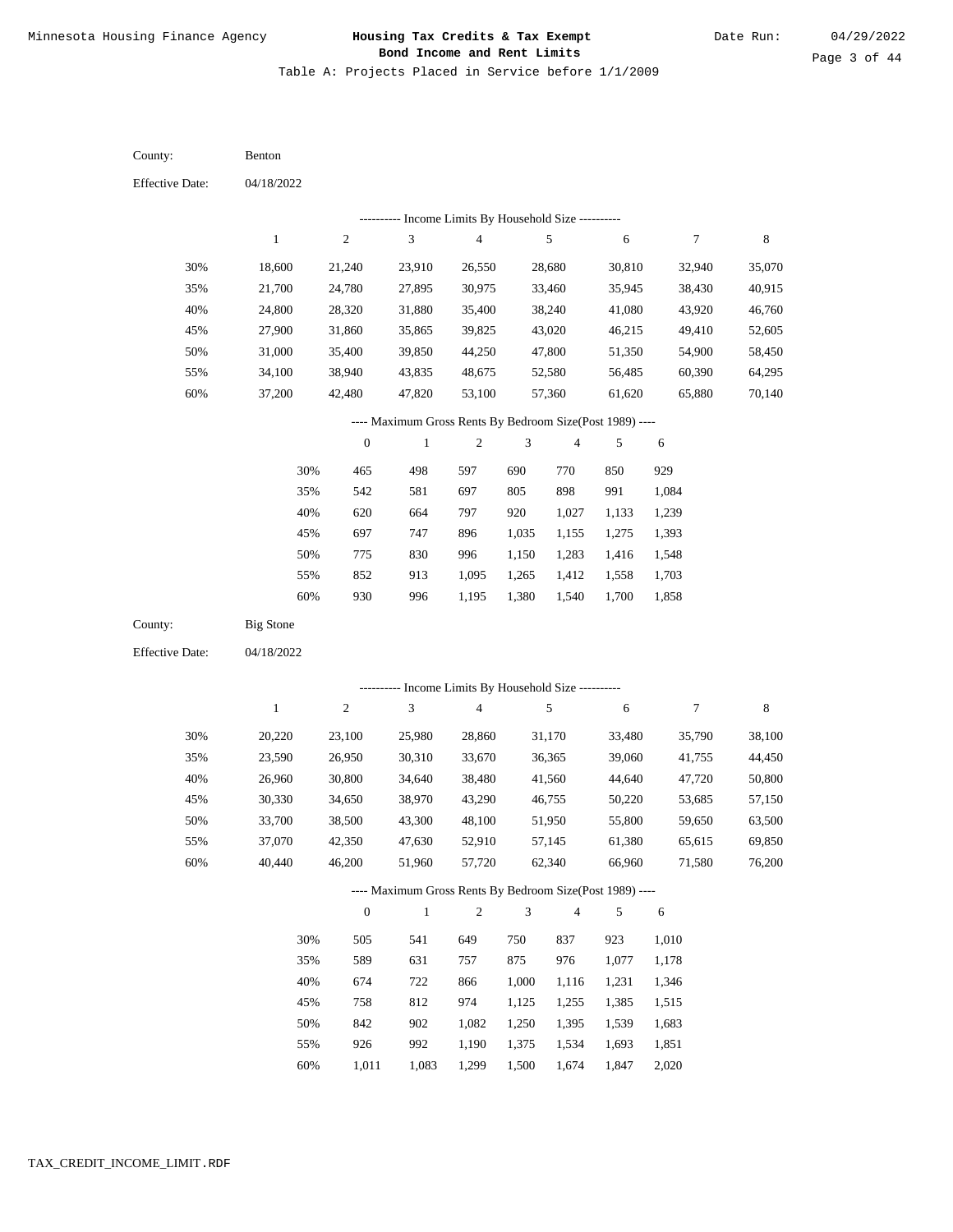County: Benton

Effective Date: 04/18/2022

---------- Income Limits By Household Size ----------

| | 1 | 2 | 3 | 4 | 5 | 6 | 7 | 8 |
|---|---|---|---|---|---|---|---|---|
| 30% | 18,600 | 21,240 | 23,910 | 26,550 | 28,680 | 30,810 | 32,940 | 35,070 |
| 35% | 21,700 | 24,780 | 27,895 | 30,975 | 33,460 | 35,945 | 38,430 | 40,915 |
| 40% | 24,800 | 28,320 | 31,880 | 35,400 | 38,240 | 41,080 | 43,920 | 46,760 |
| 45% | 27,900 | 31,860 | 35,865 | 39,825 | 43,020 | 46,215 | 49,410 | 52,605 |
| 50% | 31,000 | 35,400 | 39,850 | 44,250 | 47,800 | 51,350 | 54,900 | 58,450 |
| 55% | 34,100 | 38,940 | 43,835 | 48,675 | 52,580 | 56,485 | 60,390 | 64,295 |
| 60% | 37,200 | 42,480 | 47,820 | 53,100 | 57,360 | 61,620 | 65,880 | 70,140 |

---- Maximum Gross Rents By Bedroom Size(Post 1989) ----

| | 0 | 1 | 2 | 3 | 4 | 5 | 6 |
|---|---|---|---|---|---|---|---|
| 30% | 465 | 498 | 597 | 690 | 770 | 850 | 929 |
| 35% | 542 | 581 | 697 | 805 | 898 | 991 | 1,084 |
| 40% | 620 | 664 | 797 | 920 | 1,027 | 1,133 | 1,239 |
| 45% | 697 | 747 | 896 | 1,035 | 1,155 | 1,275 | 1,393 |
| 50% | 775 | 830 | 996 | 1,150 | 1,283 | 1,416 | 1,548 |
| 55% | 852 | 913 | 1,095 | 1,265 | 1,412 | 1,558 | 1,703 |
| 60% | 930 | 996 | 1,195 | 1,380 | 1,540 | 1,700 | 1,858 |

County: Big Stone

Effective Date: 04/18/2022

---------- Income Limits By Household Size ----------

| | 1 | 2 | 3 | 4 | 5 | 6 | 7 | 8 |
|---|---|---|---|---|---|---|---|---|
| 30% | 20,220 | 23,100 | 25,980 | 28,860 | 31,170 | 33,480 | 35,790 | 38,100 |
| 35% | 23,590 | 26,950 | 30,310 | 33,670 | 36,365 | 39,060 | 41,755 | 44,450 |
| 40% | 26,960 | 30,800 | 34,640 | 38,480 | 41,560 | 44,640 | 47,720 | 50,800 |
| 45% | 30,330 | 34,650 | 38,970 | 43,290 | 46,755 | 50,220 | 53,685 | 57,150 |
| 50% | 33,700 | 38,500 | 43,300 | 48,100 | 51,950 | 55,800 | 59,650 | 63,500 |
| 55% | 37,070 | 42,350 | 47,630 | 52,910 | 57,145 | 61,380 | 65,615 | 69,850 |
| 60% | 40,440 | 46,200 | 51,960 | 57,720 | 62,340 | 66,960 | 71,580 | 76,200 |

---- Maximum Gross Rents By Bedroom Size(Post 1989) ----

| | 0 | 1 | 2 | 3 | 4 | 5 | 6 |
|---|---|---|---|---|---|---|---|
| 30% | 505 | 541 | 649 | 750 | 837 | 923 | 1,010 |
| 35% | 589 | 631 | 757 | 875 | 976 | 1,077 | 1,178 |
| 40% | 674 | 722 | 866 | 1,000 | 1,116 | 1,231 | 1,346 |
| 45% | 758 | 812 | 974 | 1,125 | 1,255 | 1,385 | 1,515 |
| 50% | 842 | 902 | 1,082 | 1,250 | 1,395 | 1,539 | 1,683 |
| 55% | 926 | 992 | 1,190 | 1,375 | 1,534 | 1,693 | 1,851 |
| 60% | 1,011 | 1,083 | 1,299 | 1,500 | 1,674 | 1,847 | 2,020 |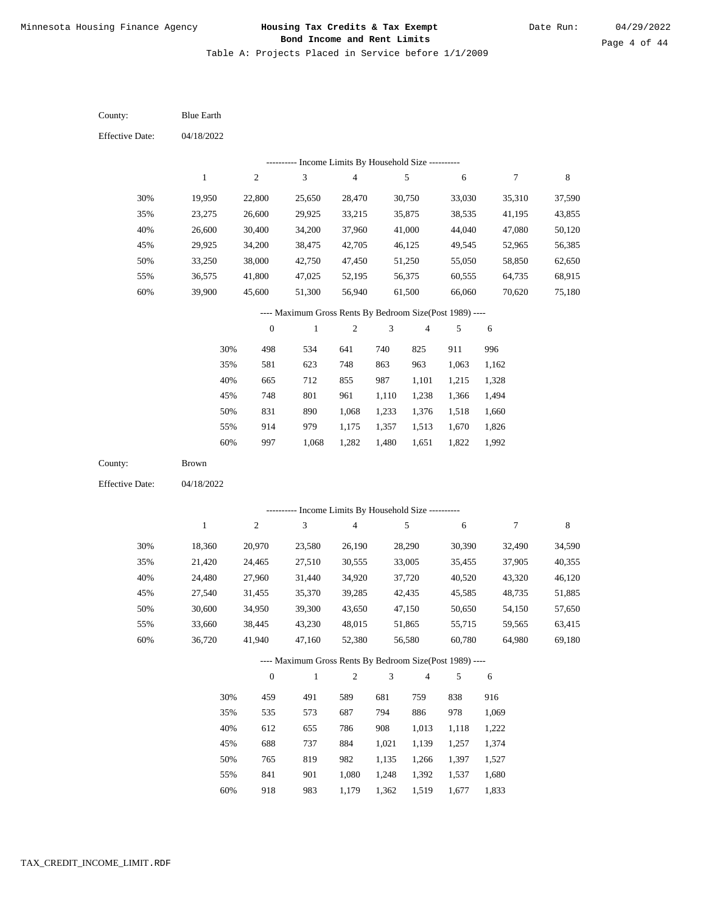Minnesota Housing Finance Agency

**Housing Tax Credits & Tax Exempt Bond Income and Rent Limits**

Date Run: 04/29/2022

Table A: Projects Placed in Service before 1/1/2009

County: Blue Earth

Effective Date: 04/18/2022

---------- Income Limits By Household Size ----------

| | 1 | 2 | 3 | 4 | 5 | 6 | 7 | 8 |
|---|---|---|---|---|---|---|---|---|
| 30% | 19,950 | 22,800 | 25,650 | 28,470 | 30,750 | 33,030 | 35,310 | 37,590 |
| 35% | 23,275 | 26,600 | 29,925 | 33,215 | 35,875 | 38,535 | 41,195 | 43,855 |
| 40% | 26,600 | 30,400 | 34,200 | 37,960 | 41,000 | 44,040 | 47,080 | 50,120 |
| 45% | 29,925 | 34,200 | 38,475 | 42,705 | 46,125 | 49,545 | 52,965 | 56,385 |
| 50% | 33,250 | 38,000 | 42,750 | 47,450 | 51,250 | 55,050 | 58,850 | 62,650 |
| 55% | 36,575 | 41,800 | 47,025 | 52,195 | 56,375 | 60,555 | 64,735 | 68,915 |
| 60% | 39,900 | 45,600 | 51,300 | 56,940 | 61,500 | 66,060 | 70,620 | 75,180 |

---- Maximum Gross Rents By Bedroom Size(Post 1989) ----

| | 0 | 1 | 2 | 3 | 4 | 5 | 6 |
|---|---|---|---|---|---|---|---|
| 30% | 498 | 534 | 641 | 740 | 825 | 911 | 996 |
| 35% | 581 | 623 | 748 | 863 | 963 | 1,063 | 1,162 |
| 40% | 665 | 712 | 855 | 987 | 1,101 | 1,215 | 1,328 |
| 45% | 748 | 801 | 961 | 1,110 | 1,238 | 1,366 | 1,494 |
| 50% | 831 | 890 | 1,068 | 1,233 | 1,376 | 1,518 | 1,660 |
| 55% | 914 | 979 | 1,175 | 1,357 | 1,513 | 1,670 | 1,826 |
| 60% | 997 | 1,068 | 1,282 | 1,480 | 1,651 | 1,822 | 1,992 |

County: Brown

Effective Date: 04/18/2022

---------- Income Limits By Household Size ----------

| | 1 | 2 | 3 | 4 | 5 | 6 | 7 | 8 |
|---|---|---|---|---|---|---|---|---|
| 30% | 18,360 | 20,970 | 23,580 | 26,190 | 28,290 | 30,390 | 32,490 | 34,590 |
| 35% | 21,420 | 24,465 | 27,510 | 30,555 | 33,005 | 35,455 | 37,905 | 40,355 |
| 40% | 24,480 | 27,960 | 31,440 | 34,920 | 37,720 | 40,520 | 43,320 | 46,120 |
| 45% | 27,540 | 31,455 | 35,370 | 39,285 | 42,435 | 45,585 | 48,735 | 51,885 |
| 50% | 30,600 | 34,950 | 39,300 | 43,650 | 47,150 | 50,650 | 54,150 | 57,650 |
| 55% | 33,660 | 38,445 | 43,230 | 48,015 | 51,865 | 55,715 | 59,565 | 63,415 |
| 60% | 36,720 | 41,940 | 47,160 | 52,380 | 56,580 | 60,780 | 64,980 | 69,180 |

---- Maximum Gross Rents By Bedroom Size(Post 1989) ----

| | 0 | 1 | 2 | 3 | 4 | 5 | 6 |
|---|---|---|---|---|---|---|---|
| 30% | 459 | 491 | 589 | 681 | 759 | 838 | 916 |
| 35% | 535 | 573 | 687 | 794 | 886 | 978 | 1,069 |
| 40% | 612 | 655 | 786 | 908 | 1,013 | 1,118 | 1,222 |
| 45% | 688 | 737 | 884 | 1,021 | 1,139 | 1,257 | 1,374 |
| 50% | 765 | 819 | 982 | 1,135 | 1,266 | 1,397 | 1,527 |
| 55% | 841 | 901 | 1,080 | 1,248 | 1,392 | 1,537 | 1,680 |
| 60% | 918 | 983 | 1,179 | 1,362 | 1,519 | 1,677 | 1,833 |

TAX_CREDIT_INCOME_LIMIT.RDF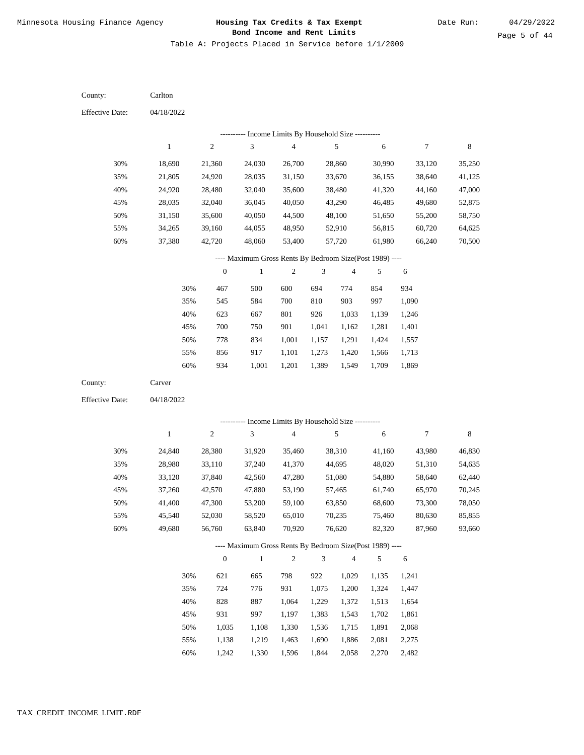County: Carlton

Effective Date: 04/18/2022

---------- Income Limits By Household Size ----------

| | 1 | 2 | 3 | 4 | 5 | 6 | 7 | 8 |
|---|---|---|---|---|---|---|---|---|
| 30% | 18,690 | 21,360 | 24,030 | 26,700 | 28,860 | 30,990 | 33,120 | 35,250 |
| 35% | 21,805 | 24,920 | 28,035 | 31,150 | 33,670 | 36,155 | 38,640 | 41,125 |
| 40% | 24,920 | 28,480 | 32,040 | 35,600 | 38,480 | 41,320 | 44,160 | 47,000 |
| 45% | 28,035 | 32,040 | 36,045 | 40,050 | 43,290 | 46,485 | 49,680 | 52,875 |
| 50% | 31,150 | 35,600 | 40,050 | 44,500 | 48,100 | 51,650 | 55,200 | 58,750 |
| 55% | 34,265 | 39,160 | 44,055 | 48,950 | 52,910 | 56,815 | 60,720 | 64,625 |
| 60% | 37,380 | 42,720 | 48,060 | 53,400 | 57,720 | 61,980 | 66,240 | 70,500 |

---- Maximum Gross Rents By Bedroom Size(Post 1989) ----

| | 0 | 1 | 2 | 3 | 4 | 5 | 6 |
|---|---|---|---|---|---|---|---|
| 30% | 467 | 500 | 600 | 694 | 774 | 854 | 934 |
| 35% | 545 | 584 | 700 | 810 | 903 | 997 | 1,090 |
| 40% | 623 | 667 | 801 | 926 | 1,033 | 1,139 | 1,246 |
| 45% | 700 | 750 | 901 | 1,041 | 1,162 | 1,281 | 1,401 |
| 50% | 778 | 834 | 1,001 | 1,157 | 1,291 | 1,424 | 1,557 |
| 55% | 856 | 917 | 1,101 | 1,273 | 1,420 | 1,566 | 1,713 |
| 60% | 934 | 1,001 | 1,201 | 1,389 | 1,549 | 1,709 | 1,869 |

County: Carver

Effective Date: 04/18/2022

---------- Income Limits By Household Size ----------

| | 1 | 2 | 3 | 4 | 5 | 6 | 7 | 8 |
|---|---|---|---|---|---|---|---|---|
| 30% | 24,840 | 28,380 | 31,920 | 35,460 | 38,310 | 41,160 | 43,980 | 46,830 |
| 35% | 28,980 | 33,110 | 37,240 | 41,370 | 44,695 | 48,020 | 51,310 | 54,635 |
| 40% | 33,120 | 37,840 | 42,560 | 47,280 | 51,080 | 54,880 | 58,640 | 62,440 |
| 45% | 37,260 | 42,570 | 47,880 | 53,190 | 57,465 | 61,740 | 65,970 | 70,245 |
| 50% | 41,400 | 47,300 | 53,200 | 59,100 | 63,850 | 68,600 | 73,300 | 78,050 |
| 55% | 45,540 | 52,030 | 58,520 | 65,010 | 70,235 | 75,460 | 80,630 | 85,855 |
| 60% | 49,680 | 56,760 | 63,840 | 70,920 | 76,620 | 82,320 | 87,960 | 93,660 |

---- Maximum Gross Rents By Bedroom Size(Post 1989) ----

| | 0 | 1 | 2 | 3 | 4 | 5 | 6 |
|---|---|---|---|---|---|---|---|
| 30% | 621 | 665 | 798 | 922 | 1,029 | 1,135 | 1,241 |
| 35% | 724 | 776 | 931 | 1,075 | 1,200 | 1,324 | 1,447 |
| 40% | 828 | 887 | 1,064 | 1,229 | 1,372 | 1,513 | 1,654 |
| 45% | 931 | 997 | 1,197 | 1,383 | 1,543 | 1,702 | 1,861 |
| 50% | 1,035 | 1,108 | 1,330 | 1,536 | 1,715 | 1,891 | 2,068 |
| 55% | 1,138 | 1,219 | 1,463 | 1,690 | 1,886 | 2,081 | 2,275 |
| 60% | 1,242 | 1,330 | 1,596 | 1,844 | 2,058 | 2,270 | 2,482 |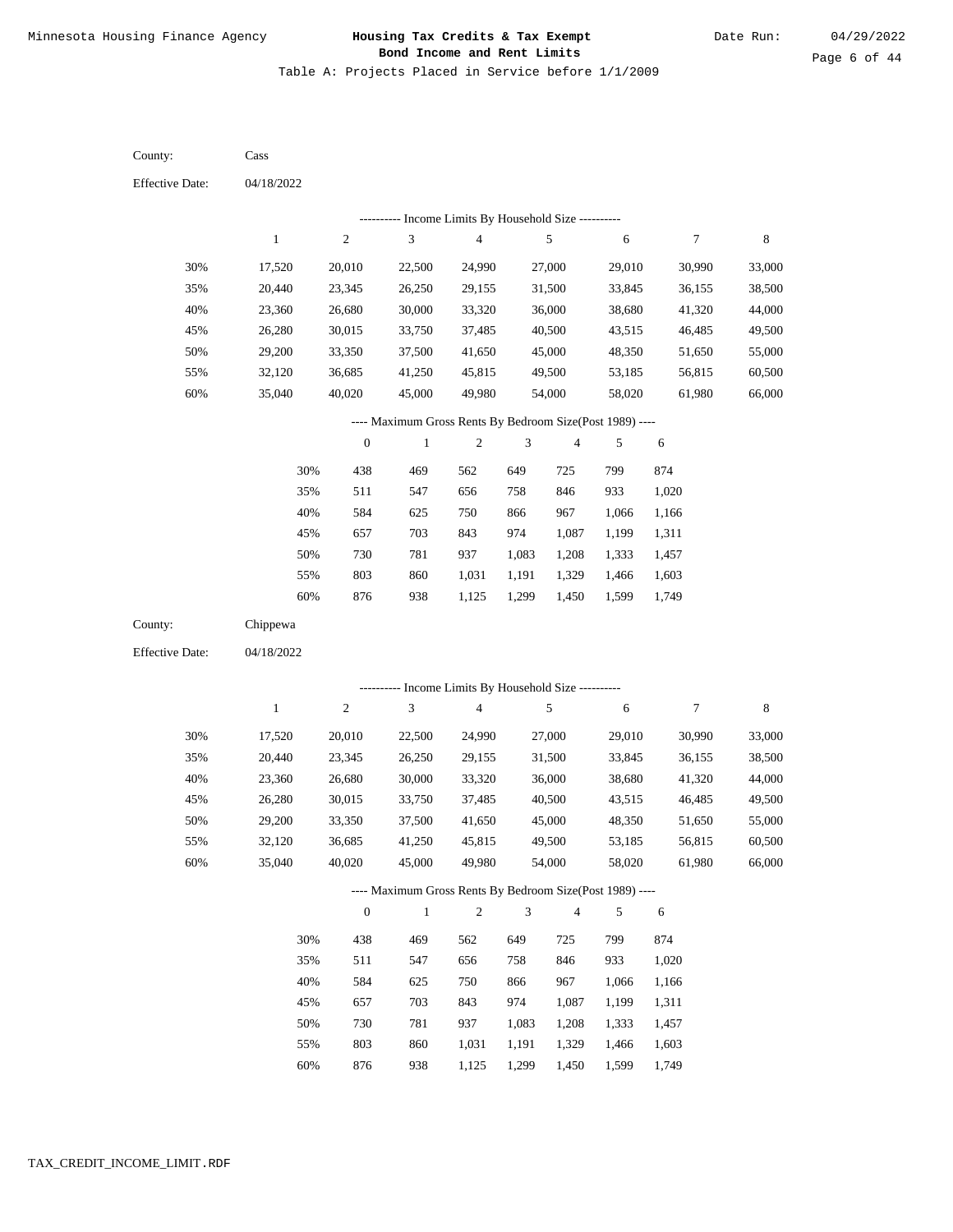Minnesota Housing Finance Agency

**Housing Tax Credits & Tax Exempt Bond Income and Rent Limits**

Date Run: 04/29/2022

Table A: Projects Placed in Service before 1/1/2009

County: Cass

Effective Date: 04/18/2022

---------- Income Limits By Household Size ----------

| | 1 | 2 | 3 | 4 | 5 | 6 | 7 | 8 |
|---|---|---|---|---|---|---|---|---|
| 30% | 17,520 | 20,010 | 22,500 | 24,990 | 27,000 | 29,010 | 30,990 | 33,000 |
| 35% | 20,440 | 23,345 | 26,250 | 29,155 | 31,500 | 33,845 | 36,155 | 38,500 |
| 40% | 23,360 | 26,680 | 30,000 | 33,320 | 36,000 | 38,680 | 41,320 | 44,000 |
| 45% | 26,280 | 30,015 | 33,750 | 37,485 | 40,500 | 43,515 | 46,485 | 49,500 |
| 50% | 29,200 | 33,350 | 37,500 | 41,650 | 45,000 | 48,350 | 51,650 | 55,000 |
| 55% | 32,120 | 36,685 | 41,250 | 45,815 | 49,500 | 53,185 | 56,815 | 60,500 |
| 60% | 35,040 | 40,020 | 45,000 | 49,980 | 54,000 | 58,020 | 61,980 | 66,000 |

---- Maximum Gross Rents By Bedroom Size(Post 1989) ----

| | 0 | 1 | 2 | 3 | 4 | 5 | 6 |
|---|---|---|---|---|---|---|---|
| 30% | 438 | 469 | 562 | 649 | 725 | 799 | 874 |
| 35% | 511 | 547 | 656 | 758 | 846 | 933 | 1,020 |
| 40% | 584 | 625 | 750 | 866 | 967 | 1,066 | 1,166 |
| 45% | 657 | 703 | 843 | 974 | 1,087 | 1,199 | 1,311 |
| 50% | 730 | 781 | 937 | 1,083 | 1,208 | 1,333 | 1,457 |
| 55% | 803 | 860 | 1,031 | 1,191 | 1,329 | 1,466 | 1,603 |
| 60% | 876 | 938 | 1,125 | 1,299 | 1,450 | 1,599 | 1,749 |

County: Chippewa

Effective Date: 04/18/2022

---------- Income Limits By Household Size ----------

| | 1 | 2 | 3 | 4 | 5 | 6 | 7 | 8 |
|---|---|---|---|---|---|---|---|---|
| 30% | 17,520 | 20,010 | 22,500 | 24,990 | 27,000 | 29,010 | 30,990 | 33,000 |
| 35% | 20,440 | 23,345 | 26,250 | 29,155 | 31,500 | 33,845 | 36,155 | 38,500 |
| 40% | 23,360 | 26,680 | 30,000 | 33,320 | 36,000 | 38,680 | 41,320 | 44,000 |
| 45% | 26,280 | 30,015 | 33,750 | 37,485 | 40,500 | 43,515 | 46,485 | 49,500 |
| 50% | 29,200 | 33,350 | 37,500 | 41,650 | 45,000 | 48,350 | 51,650 | 55,000 |
| 55% | 32,120 | 36,685 | 41,250 | 45,815 | 49,500 | 53,185 | 56,815 | 60,500 |
| 60% | 35,040 | 40,020 | 45,000 | 49,980 | 54,000 | 58,020 | 61,980 | 66,000 |

---- Maximum Gross Rents By Bedroom Size(Post 1989) ----

| | 0 | 1 | 2 | 3 | 4 | 5 | 6 |
|---|---|---|---|---|---|---|---|
| 30% | 438 | 469 | 562 | 649 | 725 | 799 | 874 |
| 35% | 511 | 547 | 656 | 758 | 846 | 933 | 1,020 |
| 40% | 584 | 625 | 750 | 866 | 967 | 1,066 | 1,166 |
| 45% | 657 | 703 | 843 | 974 | 1,087 | 1,199 | 1,311 |
| 50% | 730 | 781 | 937 | 1,083 | 1,208 | 1,333 | 1,457 |
| 55% | 803 | 860 | 1,031 | 1,191 | 1,329 | 1,466 | 1,603 |
| 60% | 876 | 938 | 1,125 | 1,299 | 1,450 | 1,599 | 1,749 |

TAX_CREDIT_INCOME_LIMIT.RDF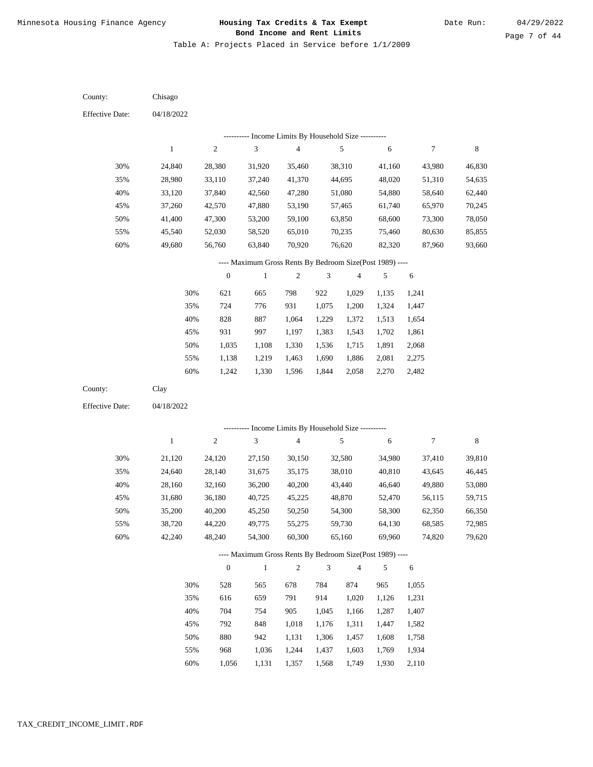Table A: Projects Placed in Service before 1/1/2009

County: Chisago

Effective Date: 04/18/2022

---------- Income Limits By Household Size ----------

| | 1 | 2 | 3 | 4 | 5 | 6 | 7 | 8 |
|---|---|---|---|---|---|---|---|---|
| 30% | 24,840 | 28,380 | 31,920 | 35,460 | 38,310 | 41,160 | 43,980 | 46,830 |
| 35% | 28,980 | 33,110 | 37,240 | 41,370 | 44,695 | 48,020 | 51,310 | 54,635 |
| 40% | 33,120 | 37,840 | 42,560 | 47,280 | 51,080 | 54,880 | 58,640 | 62,440 |
| 45% | 37,260 | 42,570 | 47,880 | 53,190 | 57,465 | 61,740 | 65,970 | 70,245 |
| 50% | 41,400 | 47,300 | 53,200 | 59,100 | 63,850 | 68,600 | 73,300 | 78,050 |
| 55% | 45,540 | 52,030 | 58,520 | 65,010 | 70,235 | 75,460 | 80,630 | 85,855 |
| 60% | 49,680 | 56,760 | 63,840 | 70,920 | 76,620 | 82,320 | 87,960 | 93,660 |

---- Maximum Gross Rents By Bedroom Size(Post 1989) ----

| | 0 | 1 | 2 | 3 | 4 | 5 | 6 |
|---|---|---|---|---|---|---|---|
| 30% | 621 | 665 | 798 | 922 | 1,029 | 1,135 | 1,241 |
| 35% | 724 | 776 | 931 | 1,075 | 1,200 | 1,324 | 1,447 |
| 40% | 828 | 887 | 1,064 | 1,229 | 1,372 | 1,513 | 1,654 |
| 45% | 931 | 997 | 1,197 | 1,383 | 1,543 | 1,702 | 1,861 |
| 50% | 1,035 | 1,108 | 1,330 | 1,536 | 1,715 | 1,891 | 2,068 |
| 55% | 1,138 | 1,219 | 1,463 | 1,690 | 1,886 | 2,081 | 2,275 |
| 60% | 1,242 | 1,330 | 1,596 | 1,844 | 2,058 | 2,270 | 2,482 |

County: Clay

Effective Date: 04/18/2022

---------- Income Limits By Household Size ----------

| | 1 | 2 | 3 | 4 | 5 | 6 | 7 | 8 |
|---|---|---|---|---|---|---|---|---|
| 30% | 21,120 | 24,120 | 27,150 | 30,150 | 32,580 | 34,980 | 37,410 | 39,810 |
| 35% | 24,640 | 28,140 | 31,675 | 35,175 | 38,010 | 40,810 | 43,645 | 46,445 |
| 40% | 28,160 | 32,160 | 36,200 | 40,200 | 43,440 | 46,640 | 49,880 | 53,080 |
| 45% | 31,680 | 36,180 | 40,725 | 45,225 | 48,870 | 52,470 | 56,115 | 59,715 |
| 50% | 35,200 | 40,200 | 45,250 | 50,250 | 54,300 | 58,300 | 62,350 | 66,350 |
| 55% | 38,720 | 44,220 | 49,775 | 55,275 | 59,730 | 64,130 | 68,585 | 72,985 |
| 60% | 42,240 | 48,240 | 54,300 | 60,300 | 65,160 | 69,960 | 74,820 | 79,620 |

---- Maximum Gross Rents By Bedroom Size(Post 1989) ----

| | 0 | 1 | 2 | 3 | 4 | 5 | 6 |
|---|---|---|---|---|---|---|---|
| 30% | 528 | 565 | 678 | 784 | 874 | 965 | 1,055 |
| 35% | 616 | 659 | 791 | 914 | 1,020 | 1,126 | 1,231 |
| 40% | 704 | 754 | 905 | 1,045 | 1,166 | 1,287 | 1,407 |
| 45% | 792 | 848 | 1,018 | 1,176 | 1,311 | 1,447 | 1,582 |
| 50% | 880 | 942 | 1,131 | 1,306 | 1,457 | 1,608 | 1,758 |
| 55% | 968 | 1,036 | 1,244 | 1,437 | 1,603 | 1,769 | 1,934 |
| 60% | 1,056 | 1,131 | 1,357 | 1,568 | 1,749 | 1,930 | 2,110 |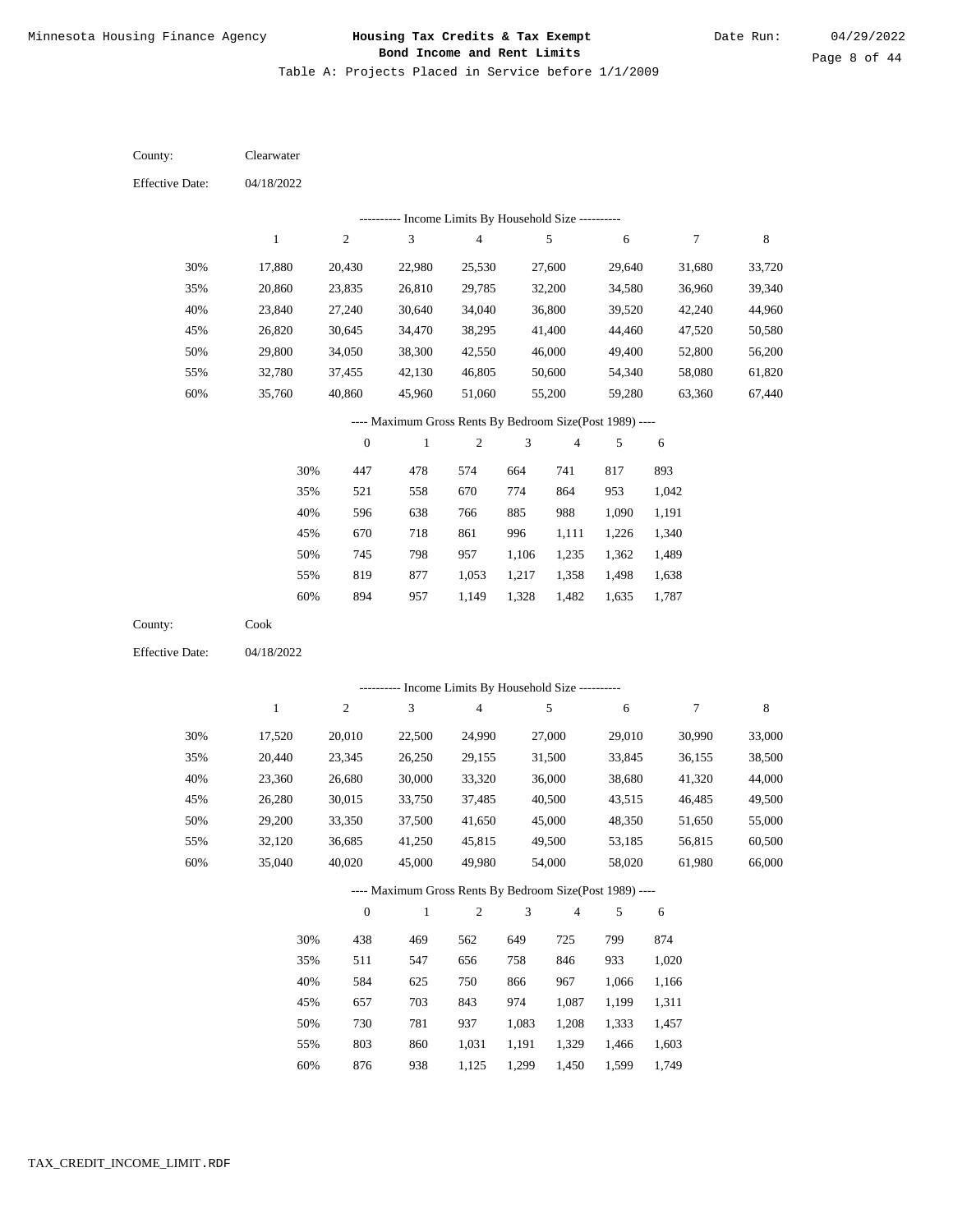Table A: Projects Placed in Service before 1/1/2009

County: Clearwater

Effective Date: 04/18/2022

---------- Income Limits By Household Size ----------

| | 1 | 2 | 3 | 4 | 5 | 6 | 7 | 8 |
|---|---|---|---|---|---|---|---|---|
| 30% | 17,880 | 20,430 | 22,980 | 25,530 | 27,600 | 29,640 | 31,680 | 33,720 |
| 35% | 20,860 | 23,835 | 26,810 | 29,785 | 32,200 | 34,580 | 36,960 | 39,340 |
| 40% | 23,840 | 27,240 | 30,640 | 34,040 | 36,800 | 39,520 | 42,240 | 44,960 |
| 45% | 26,820 | 30,645 | 34,470 | 38,295 | 41,400 | 44,460 | 47,520 | 50,580 |
| 50% | 29,800 | 34,050 | 38,300 | 42,550 | 46,000 | 49,400 | 52,800 | 56,200 |
| 55% | 32,780 | 37,455 | 42,130 | 46,805 | 50,600 | 54,340 | 58,080 | 61,820 |
| 60% | 35,760 | 40,860 | 45,960 | 51,060 | 55,200 | 59,280 | 63,360 | 67,440 |

---- Maximum Gross Rents By Bedroom Size(Post 1989) ----

| | 0 | 1 | 2 | 3 | 4 | 5 | 6 |
|---|---|---|---|---|---|---|---|
| 30% | 447 | 478 | 574 | 664 | 741 | 817 | 893 |
| 35% | 521 | 558 | 670 | 774 | 864 | 953 | 1,042 |
| 40% | 596 | 638 | 766 | 885 | 988 | 1,090 | 1,191 |
| 45% | 670 | 718 | 861 | 996 | 1,111 | 1,226 | 1,340 |
| 50% | 745 | 798 | 957 | 1,106 | 1,235 | 1,362 | 1,489 |
| 55% | 819 | 877 | 1,053 | 1,217 | 1,358 | 1,498 | 1,638 |
| 60% | 894 | 957 | 1,149 | 1,328 | 1,482 | 1,635 | 1,787 |

County: Cook

Effective Date: 04/18/2022

---------- Income Limits By Household Size ----------

| | 1 | 2 | 3 | 4 | 5 | 6 | 7 | 8 |
|---|---|---|---|---|---|---|---|---|
| 30% | 17,520 | 20,010 | 22,500 | 24,990 | 27,000 | 29,010 | 30,990 | 33,000 |
| 35% | 20,440 | 23,345 | 26,250 | 29,155 | 31,500 | 33,845 | 36,155 | 38,500 |
| 40% | 23,360 | 26,680 | 30,000 | 33,320 | 36,000 | 38,680 | 41,320 | 44,000 |
| 45% | 26,280 | 30,015 | 33,750 | 37,485 | 40,500 | 43,515 | 46,485 | 49,500 |
| 50% | 29,200 | 33,350 | 37,500 | 41,650 | 45,000 | 48,350 | 51,650 | 55,000 |
| 55% | 32,120 | 36,685 | 41,250 | 45,815 | 49,500 | 53,185 | 56,815 | 60,500 |
| 60% | 35,040 | 40,020 | 45,000 | 49,980 | 54,000 | 58,020 | 61,980 | 66,000 |

---- Maximum Gross Rents By Bedroom Size(Post 1989) ----

| | 0 | 1 | 2 | 3 | 4 | 5 | 6 |
|---|---|---|---|---|---|---|---|
| 30% | 438 | 469 | 562 | 649 | 725 | 799 | 874 |
| 35% | 511 | 547 | 656 | 758 | 846 | 933 | 1,020 |
| 40% | 584 | 625 | 750 | 866 | 967 | 1,066 | 1,166 |
| 45% | 657 | 703 | 843 | 974 | 1,087 | 1,199 | 1,311 |
| 50% | 730 | 781 | 937 | 1,083 | 1,208 | 1,333 | 1,457 |
| 55% | 803 | 860 | 1,031 | 1,191 | 1,329 | 1,466 | 1,603 |
| 60% | 876 | 938 | 1,125 | 1,299 | 1,450 | 1,599 | 1,749 |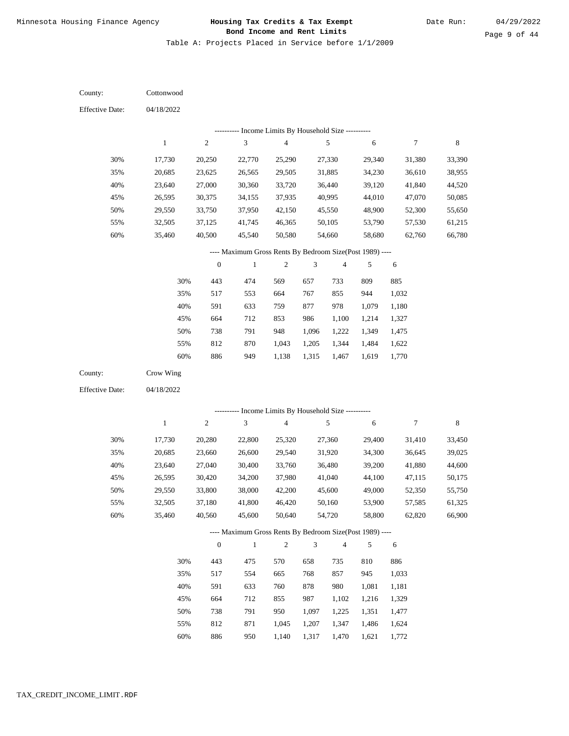# Minnesota Housing Finance Agency

**Housing Tax Credits & Tax Exempt Bond Income and Rent Limits**

Date Run: 04/29/2022

Table A: Projects Placed in Service before 1/1/2009

County: Cottonwood

Effective Date: 04/18/2022

---------- Income Limits By Household Size ----------

| | 1 | 2 | 3 | 4 | 5 | 6 | 7 | 8 |
|---|---|---|---|---|---|---|---|---|
| 30% | 17,730 | 20,250 | 22,770 | 25,290 | 27,330 | 29,340 | 31,380 | 33,390 |
| 35% | 20,685 | 23,625 | 26,565 | 29,505 | 31,885 | 34,230 | 36,610 | 38,955 |
| 40% | 23,640 | 27,000 | 30,360 | 33,720 | 36,440 | 39,120 | 41,840 | 44,520 |
| 45% | 26,595 | 30,375 | 34,155 | 37,935 | 40,995 | 44,010 | 47,070 | 50,085 |
| 50% | 29,550 | 33,750 | 37,950 | 42,150 | 45,550 | 48,900 | 52,300 | 55,650 |
| 55% | 32,505 | 37,125 | 41,745 | 46,365 | 50,105 | 53,790 | 57,530 | 61,215 |
| 60% | 35,460 | 40,500 | 45,540 | 50,580 | 54,660 | 58,680 | 62,760 | 66,780 |

---- Maximum Gross Rents By Bedroom Size(Post 1989) ----

| | 0 | 1 | 2 | 3 | 4 | 5 | 6 |
|---|---|---|---|---|---|---|---|
| 30% | 443 | 474 | 569 | 657 | 733 | 809 | 885 |
| 35% | 517 | 553 | 664 | 767 | 855 | 944 | 1,032 |
| 40% | 591 | 633 | 759 | 877 | 978 | 1,079 | 1,180 |
| 45% | 664 | 712 | 853 | 986 | 1,100 | 1,214 | 1,327 |
| 50% | 738 | 791 | 948 | 1,096 | 1,222 | 1,349 | 1,475 |
| 55% | 812 | 870 | 1,043 | 1,205 | 1,344 | 1,484 | 1,622 |
| 60% | 886 | 949 | 1,138 | 1,315 | 1,467 | 1,619 | 1,770 |

County: Crow Wing

Effective Date: 04/18/2022

---------- Income Limits By Household Size ----------

| | 1 | 2 | 3 | 4 | 5 | 6 | 7 | 8 |
|---|---|---|---|---|---|---|---|---|
| 30% | 17,730 | 20,280 | 22,800 | 25,320 | 27,360 | 29,400 | 31,410 | 33,450 |
| 35% | 20,685 | 23,660 | 26,600 | 29,540 | 31,920 | 34,300 | 36,645 | 39,025 |
| 40% | 23,640 | 27,040 | 30,400 | 33,760 | 36,480 | 39,200 | 41,880 | 44,600 |
| 45% | 26,595 | 30,420 | 34,200 | 37,980 | 41,040 | 44,100 | 47,115 | 50,175 |
| 50% | 29,550 | 33,800 | 38,000 | 42,200 | 45,600 | 49,000 | 52,350 | 55,750 |
| 55% | 32,505 | 37,180 | 41,800 | 46,420 | 50,160 | 53,900 | 57,585 | 61,325 |
| 60% | 35,460 | 40,560 | 45,600 | 50,640 | 54,720 | 58,800 | 62,820 | 66,900 |

---- Maximum Gross Rents By Bedroom Size(Post 1989) ----

| | 0 | 1 | 2 | 3 | 4 | 5 | 6 |
|---|---|---|---|---|---|---|---|
| 30% | 443 | 475 | 570 | 658 | 735 | 810 | 886 |
| 35% | 517 | 554 | 665 | 768 | 857 | 945 | 1,033 |
| 40% | 591 | 633 | 760 | 878 | 980 | 1,081 | 1,181 |
| 45% | 664 | 712 | 855 | 987 | 1,102 | 1,216 | 1,329 |
| 50% | 738 | 791 | 950 | 1,097 | 1,225 | 1,351 | 1,477 |
| 55% | 812 | 871 | 1,045 | 1,207 | 1,347 | 1,486 | 1,624 |
| 60% | 886 | 950 | 1,140 | 1,317 | 1,470 | 1,621 | 1,772 |

TAX_CREDIT_INCOME_LIMIT.RDF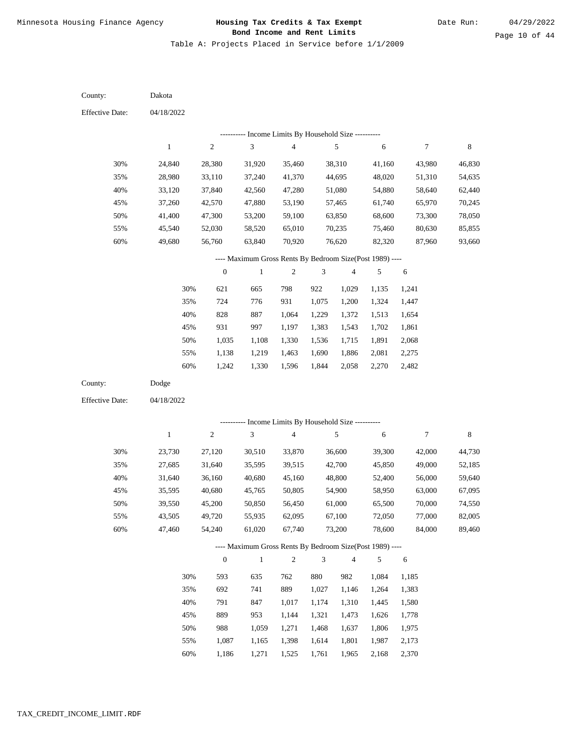Minnesota Housing Finance Agency

**Housing Tax Credits & Tax Exempt Bond Income and Rent Limits**

Date Run: 04/29/2022

Table A: Projects Placed in Service before 1/1/2009

County: Dakota

Effective Date: 04/18/2022

---------- Income Limits By Household Size ----------

| | 1 | 2 | 3 | 4 | 5 | 6 | 7 | 8 |
|---|---|---|---|---|---|---|---|---|
| 30% | 24,840 | 28,380 | 31,920 | 35,460 | 38,310 | 41,160 | 43,980 | 46,830 |
| 35% | 28,980 | 33,110 | 37,240 | 41,370 | 44,695 | 48,020 | 51,310 | 54,635 |
| 40% | 33,120 | 37,840 | 42,560 | 47,280 | 51,080 | 54,880 | 58,640 | 62,440 |
| 45% | 37,260 | 42,570 | 47,880 | 53,190 | 57,465 | 61,740 | 65,970 | 70,245 |
| 50% | 41,400 | 47,300 | 53,200 | 59,100 | 63,850 | 68,600 | 73,300 | 78,050 |
| 55% | 45,540 | 52,030 | 58,520 | 65,010 | 70,235 | 75,460 | 80,630 | 85,855 |
| 60% | 49,680 | 56,760 | 63,840 | 70,920 | 76,620 | 82,320 | 87,960 | 93,660 |

---- Maximum Gross Rents By Bedroom Size(Post 1989) ----

| | 0 | 1 | 2 | 3 | 4 | 5 | 6 |
|---|---|---|---|---|---|---|---|
| 30% | 621 | 665 | 798 | 922 | 1,029 | 1,135 | 1,241 |
| 35% | 724 | 776 | 931 | 1,075 | 1,200 | 1,324 | 1,447 |
| 40% | 828 | 887 | 1,064 | 1,229 | 1,372 | 1,513 | 1,654 |
| 45% | 931 | 997 | 1,197 | 1,383 | 1,543 | 1,702 | 1,861 |
| 50% | 1,035 | 1,108 | 1,330 | 1,536 | 1,715 | 1,891 | 2,068 |
| 55% | 1,138 | 1,219 | 1,463 | 1,690 | 1,886 | 2,081 | 2,275 |
| 60% | 1,242 | 1,330 | 1,596 | 1,844 | 2,058 | 2,270 | 2,482 |

County: Dodge

Effective Date: 04/18/2022

---------- Income Limits By Household Size ----------

| | 1 | 2 | 3 | 4 | 5 | 6 | 7 | 8 |
|---|---|---|---|---|---|---|---|---|
| 30% | 23,730 | 27,120 | 30,510 | 33,870 | 36,600 | 39,300 | 42,000 | 44,730 |
| 35% | 27,685 | 31,640 | 35,595 | 39,515 | 42,700 | 45,850 | 49,000 | 52,185 |
| 40% | 31,640 | 36,160 | 40,680 | 45,160 | 48,800 | 52,400 | 56,000 | 59,640 |
| 45% | 35,595 | 40,680 | 45,765 | 50,805 | 54,900 | 58,950 | 63,000 | 67,095 |
| 50% | 39,550 | 45,200 | 50,850 | 56,450 | 61,000 | 65,500 | 70,000 | 74,550 |
| 55% | 43,505 | 49,720 | 55,935 | 62,095 | 67,100 | 72,050 | 77,000 | 82,005 |
| 60% | 47,460 | 54,240 | 61,020 | 67,740 | 73,200 | 78,600 | 84,000 | 89,460 |

---- Maximum Gross Rents By Bedroom Size(Post 1989) ----

| | 0 | 1 | 2 | 3 | 4 | 5 | 6 |
|---|---|---|---|---|---|---|---|
| 30% | 593 | 635 | 762 | 880 | 982 | 1,084 | 1,185 |
| 35% | 692 | 741 | 889 | 1,027 | 1,146 | 1,264 | 1,383 |
| 40% | 791 | 847 | 1,017 | 1,174 | 1,310 | 1,445 | 1,580 |
| 45% | 889 | 953 | 1,144 | 1,321 | 1,473 | 1,626 | 1,778 |
| 50% | 988 | 1,059 | 1,271 | 1,468 | 1,637 | 1,806 | 1,975 |
| 55% | 1,087 | 1,165 | 1,398 | 1,614 | 1,801 | 1,987 | 2,173 |
| 60% | 1,186 | 1,271 | 1,525 | 1,761 | 1,965 | 2,168 | 2,370 |

TAX_CREDIT_INCOME_LIMIT.RDF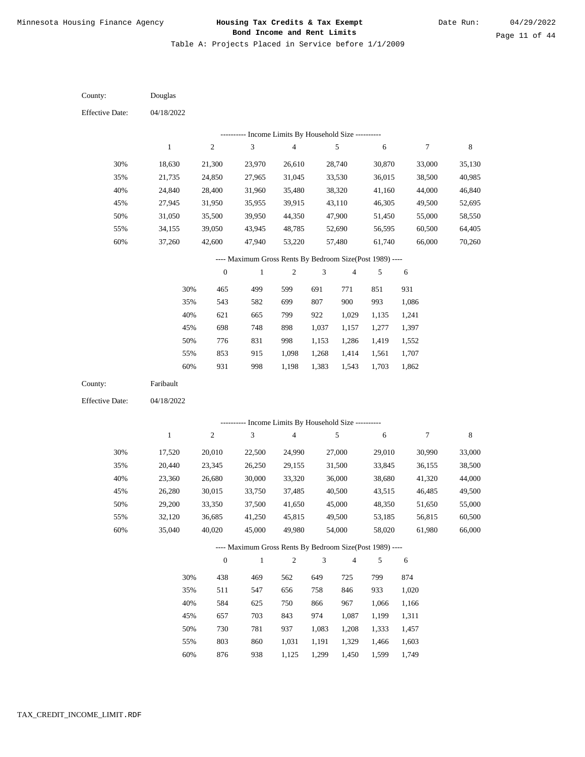Table A: Projects Placed in Service before 1/1/2009

County: Douglas

Effective Date: 04/18/2022

---------- Income Limits By Household Size ----------

| | 1 | 2 | 3 | 4 | 5 | 6 | 7 | 8 |
|---|---|---|---|---|---|---|---|---|
| 30% | 18,630 | 21,300 | 23,970 | 26,610 | 28,740 | 30,870 | 33,000 | 35,130 |
| 35% | 21,735 | 24,850 | 27,965 | 31,045 | 33,530 | 36,015 | 38,500 | 40,985 |
| 40% | 24,840 | 28,400 | 31,960 | 35,480 | 38,320 | 41,160 | 44,000 | 46,840 |
| 45% | 27,945 | 31,950 | 35,955 | 39,915 | 43,110 | 46,305 | 49,500 | 52,695 |
| 50% | 31,050 | 35,500 | 39,950 | 44,350 | 47,900 | 51,450 | 55,000 | 58,550 |
| 55% | 34,155 | 39,050 | 43,945 | 48,785 | 52,690 | 56,595 | 60,500 | 64,405 |
| 60% | 37,260 | 42,600 | 47,940 | 53,220 | 57,480 | 61,740 | 66,000 | 70,260 |

---- Maximum Gross Rents By Bedroom Size(Post 1989) ----

| | 0 | 1 | 2 | 3 | 4 | 5 | 6 |
|---|---|---|---|---|---|---|---|
| 30% | 465 | 499 | 599 | 691 | 771 | 851 | 931 |
| 35% | 543 | 582 | 699 | 807 | 900 | 993 | 1,086 |
| 40% | 621 | 665 | 799 | 922 | 1,029 | 1,135 | 1,241 |
| 45% | 698 | 748 | 898 | 1,037 | 1,157 | 1,277 | 1,397 |
| 50% | 776 | 831 | 998 | 1,153 | 1,286 | 1,419 | 1,552 |
| 55% | 853 | 915 | 1,098 | 1,268 | 1,414 | 1,561 | 1,707 |
| 60% | 931 | 998 | 1,198 | 1,383 | 1,543 | 1,703 | 1,862 |

County: Faribault

Effective Date: 04/18/2022

---------- Income Limits By Household Size ----------

| | 1 | 2 | 3 | 4 | 5 | 6 | 7 | 8 |
|---|---|---|---|---|---|---|---|---|
| 30% | 17,520 | 20,010 | 22,500 | 24,990 | 27,000 | 29,010 | 30,990 | 33,000 |
| 35% | 20,440 | 23,345 | 26,250 | 29,155 | 31,500 | 33,845 | 36,155 | 38,500 |
| 40% | 23,360 | 26,680 | 30,000 | 33,320 | 36,000 | 38,680 | 41,320 | 44,000 |
| 45% | 26,280 | 30,015 | 33,750 | 37,485 | 40,500 | 43,515 | 46,485 | 49,500 |
| 50% | 29,200 | 33,350 | 37,500 | 41,650 | 45,000 | 48,350 | 51,650 | 55,000 |
| 55% | 32,120 | 36,685 | 41,250 | 45,815 | 49,500 | 53,185 | 56,815 | 60,500 |
| 60% | 35,040 | 40,020 | 45,000 | 49,980 | 54,000 | 58,020 | 61,980 | 66,000 |

---- Maximum Gross Rents By Bedroom Size(Post 1989) ----

| | 0 | 1 | 2 | 3 | 4 | 5 | 6 |
|---|---|---|---|---|---|---|---|
| 30% | 438 | 469 | 562 | 649 | 725 | 799 | 874 |
| 35% | 511 | 547 | 656 | 758 | 846 | 933 | 1,020 |
| 40% | 584 | 625 | 750 | 866 | 967 | 1,066 | 1,166 |
| 45% | 657 | 703 | 843 | 974 | 1,087 | 1,199 | 1,311 |
| 50% | 730 | 781 | 937 | 1,083 | 1,208 | 1,333 | 1,457 |
| 55% | 803 | 860 | 1,031 | 1,191 | 1,329 | 1,466 | 1,603 |
| 60% | 876 | 938 | 1,125 | 1,299 | 1,450 | 1,599 | 1,749 |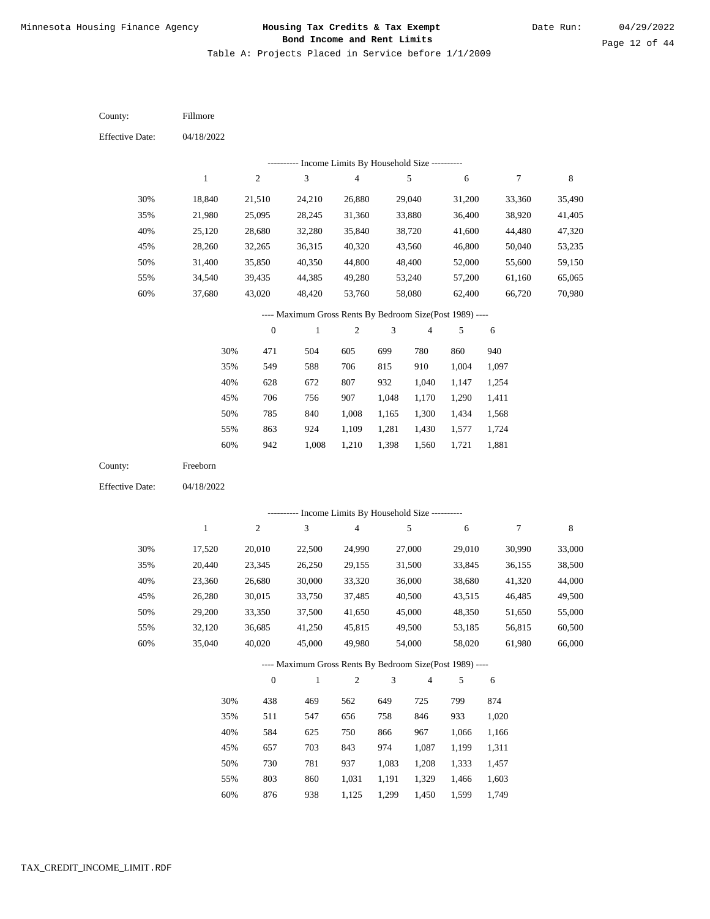County: Fillmore

Effective Date: 04/18/2022

---------- Income Limits By Household Size ----------

| | 1 | 2 | 3 | 4 | 5 | 6 | 7 | 8 |
|---|---|---|---|---|---|---|---|---|
| 30% | 18,840 | 21,510 | 24,210 | 26,880 | 29,040 | 31,200 | 33,360 | 35,490 |
| 35% | 21,980 | 25,095 | 28,245 | 31,360 | 33,880 | 36,400 | 38,920 | 41,405 |
| 40% | 25,120 | 28,680 | 32,280 | 35,840 | 38,720 | 41,600 | 44,480 | 47,320 |
| 45% | 28,260 | 32,265 | 36,315 | 40,320 | 43,560 | 46,800 | 50,040 | 53,235 |
| 50% | 31,400 | 35,850 | 40,350 | 44,800 | 48,400 | 52,000 | 55,600 | 59,150 |
| 55% | 34,540 | 39,435 | 44,385 | 49,280 | 53,240 | 57,200 | 61,160 | 65,065 |
| 60% | 37,680 | 43,020 | 48,420 | 53,760 | 58,080 | 62,400 | 66,720 | 70,980 |

---- Maximum Gross Rents By Bedroom Size(Post 1989) ----

| | 0 | 1 | 2 | 3 | 4 | 5 | 6 |
|---|---|---|---|---|---|---|---|
| 30% | 471 | 504 | 605 | 699 | 780 | 860 | 940 |
| 35% | 549 | 588 | 706 | 815 | 910 | 1,004 | 1,097 |
| 40% | 628 | 672 | 807 | 932 | 1,040 | 1,147 | 1,254 |
| 45% | 706 | 756 | 907 | 1,048 | 1,170 | 1,290 | 1,411 |
| 50% | 785 | 840 | 1,008 | 1,165 | 1,300 | 1,434 | 1,568 |
| 55% | 863 | 924 | 1,109 | 1,281 | 1,430 | 1,577 | 1,724 |
| 60% | 942 | 1,008 | 1,210 | 1,398 | 1,560 | 1,721 | 1,881 |

County: Freeborn

Effective Date: 04/18/2022

---------- Income Limits By Household Size ----------

| | 1 | 2 | 3 | 4 | 5 | 6 | 7 | 8 |
|---|---|---|---|---|---|---|---|---|
| 30% | 17,520 | 20,010 | 22,500 | 24,990 | 27,000 | 29,010 | 30,990 | 33,000 |
| 35% | 20,440 | 23,345 | 26,250 | 29,155 | 31,500 | 33,845 | 36,155 | 38,500 |
| 40% | 23,360 | 26,680 | 30,000 | 33,320 | 36,000 | 38,680 | 41,320 | 44,000 |
| 45% | 26,280 | 30,015 | 33,750 | 37,485 | 40,500 | 43,515 | 46,485 | 49,500 |
| 50% | 29,200 | 33,350 | 37,500 | 41,650 | 45,000 | 48,350 | 51,650 | 55,000 |
| 55% | 32,120 | 36,685 | 41,250 | 45,815 | 49,500 | 53,185 | 56,815 | 60,500 |
| 60% | 35,040 | 40,020 | 45,000 | 49,980 | 54,000 | 58,020 | 61,980 | 66,000 |

---- Maximum Gross Rents By Bedroom Size(Post 1989) ----

| | 0 | 1 | 2 | 3 | 4 | 5 | 6 |
|---|---|---|---|---|---|---|---|
| 30% | 438 | 469 | 562 | 649 | 725 | 799 | 874 |
| 35% | 511 | 547 | 656 | 758 | 846 | 933 | 1,020 |
| 40% | 584 | 625 | 750 | 866 | 967 | 1,066 | 1,166 |
| 45% | 657 | 703 | 843 | 974 | 1,087 | 1,199 | 1,311 |
| 50% | 730 | 781 | 937 | 1,083 | 1,208 | 1,333 | 1,457 |
| 55% | 803 | 860 | 1,031 | 1,191 | 1,329 | 1,466 | 1,603 |
| 60% | 876 | 938 | 1,125 | 1,299 | 1,450 | 1,599 | 1,749 |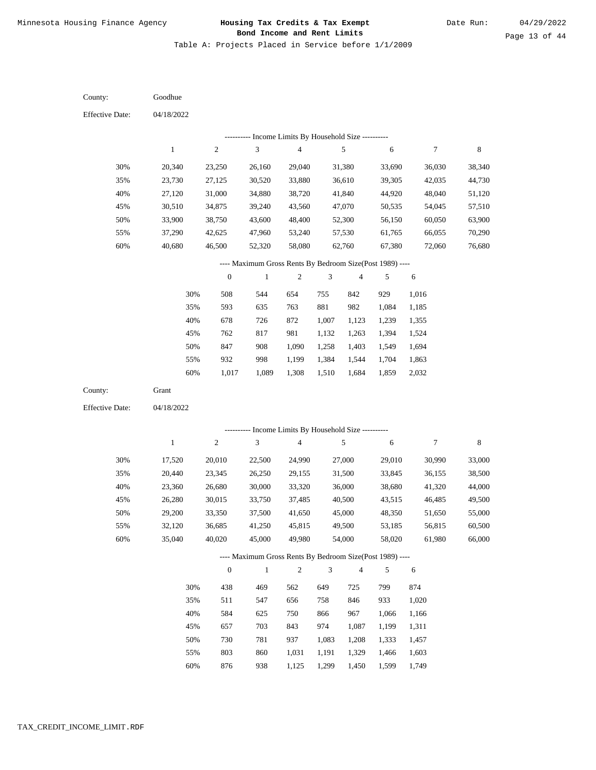Minnesota Housing Finance Agency

# Housing Tax Credits & Tax Exempt Bond Income and Rent Limits

Date Run: 04/29/2022

Table A: Projects Placed in Service before 1/1/2009

County: Goodhue

Effective Date: 04/18/2022

---------- Income Limits By Household Size ----------

| | 1 | 2 | 3 | 4 | 5 | 6 | 7 | 8 |
|---|---|---|---|---|---|---|---|---|
| 30% | 20,340 | 23,250 | 26,160 | 29,040 | 31,380 | 33,690 | 36,030 | 38,340 |
| 35% | 23,730 | 27,125 | 30,520 | 33,880 | 36,610 | 39,305 | 42,035 | 44,730 |
| 40% | 27,120 | 31,000 | 34,880 | 38,720 | 41,840 | 44,920 | 48,040 | 51,120 |
| 45% | 30,510 | 34,875 | 39,240 | 43,560 | 47,070 | 50,535 | 54,045 | 57,510 |
| 50% | 33,900 | 38,750 | 43,600 | 48,400 | 52,300 | 56,150 | 60,050 | 63,900 |
| 55% | 37,290 | 42,625 | 47,960 | 53,240 | 57,530 | 61,765 | 66,055 | 70,290 |
| 60% | 40,680 | 46,500 | 52,320 | 58,080 | 62,760 | 67,380 | 72,060 | 76,680 |

---- Maximum Gross Rents By Bedroom Size(Post 1989) ----

| | 0 | 1 | 2 | 3 | 4 | 5 | 6 |
|---|---|---|---|---|---|---|---|
| 30% | 508 | 544 | 654 | 755 | 842 | 929 | 1,016 |
| 35% | 593 | 635 | 763 | 881 | 982 | 1,084 | 1,185 |
| 40% | 678 | 726 | 872 | 1,007 | 1,123 | 1,239 | 1,355 |
| 45% | 762 | 817 | 981 | 1,132 | 1,263 | 1,394 | 1,524 |
| 50% | 847 | 908 | 1,090 | 1,258 | 1,403 | 1,549 | 1,694 |
| 55% | 932 | 998 | 1,199 | 1,384 | 1,544 | 1,704 | 1,863 |
| 60% | 1,017 | 1,089 | 1,308 | 1,510 | 1,684 | 1,859 | 2,032 |

County: Grant

Effective Date: 04/18/2022

---------- Income Limits By Household Size ----------

| | 1 | 2 | 3 | 4 | 5 | 6 | 7 | 8 |
|---|---|---|---|---|---|---|---|---|
| 30% | 17,520 | 20,010 | 22,500 | 24,990 | 27,000 | 29,010 | 30,990 | 33,000 |
| 35% | 20,440 | 23,345 | 26,250 | 29,155 | 31,500 | 33,845 | 36,155 | 38,500 |
| 40% | 23,360 | 26,680 | 30,000 | 33,320 | 36,000 | 38,680 | 41,320 | 44,000 |
| 45% | 26,280 | 30,015 | 33,750 | 37,485 | 40,500 | 43,515 | 46,485 | 49,500 |
| 50% | 29,200 | 33,350 | 37,500 | 41,650 | 45,000 | 48,350 | 51,650 | 55,000 |
| 55% | 32,120 | 36,685 | 41,250 | 45,815 | 49,500 | 53,185 | 56,815 | 60,500 |
| 60% | 35,040 | 40,020 | 45,000 | 49,980 | 54,000 | 58,020 | 61,980 | 66,000 |

---- Maximum Gross Rents By Bedroom Size(Post 1989) ----

| | 0 | 1 | 2 | 3 | 4 | 5 | 6 |
|---|---|---|---|---|---|---|---|
| 30% | 438 | 469 | 562 | 649 | 725 | 799 | 874 |
| 35% | 511 | 547 | 656 | 758 | 846 | 933 | 1,020 |
| 40% | 584 | 625 | 750 | 866 | 967 | 1,066 | 1,166 |
| 45% | 657 | 703 | 843 | 974 | 1,087 | 1,199 | 1,311 |
| 50% | 730 | 781 | 937 | 1,083 | 1,208 | 1,333 | 1,457 |
| 55% | 803 | 860 | 1,031 | 1,191 | 1,329 | 1,466 | 1,603 |
| 60% | 876 | 938 | 1,125 | 1,299 | 1,450 | 1,599 | 1,749 |

TAX_CREDIT_INCOME_LIMIT.RDF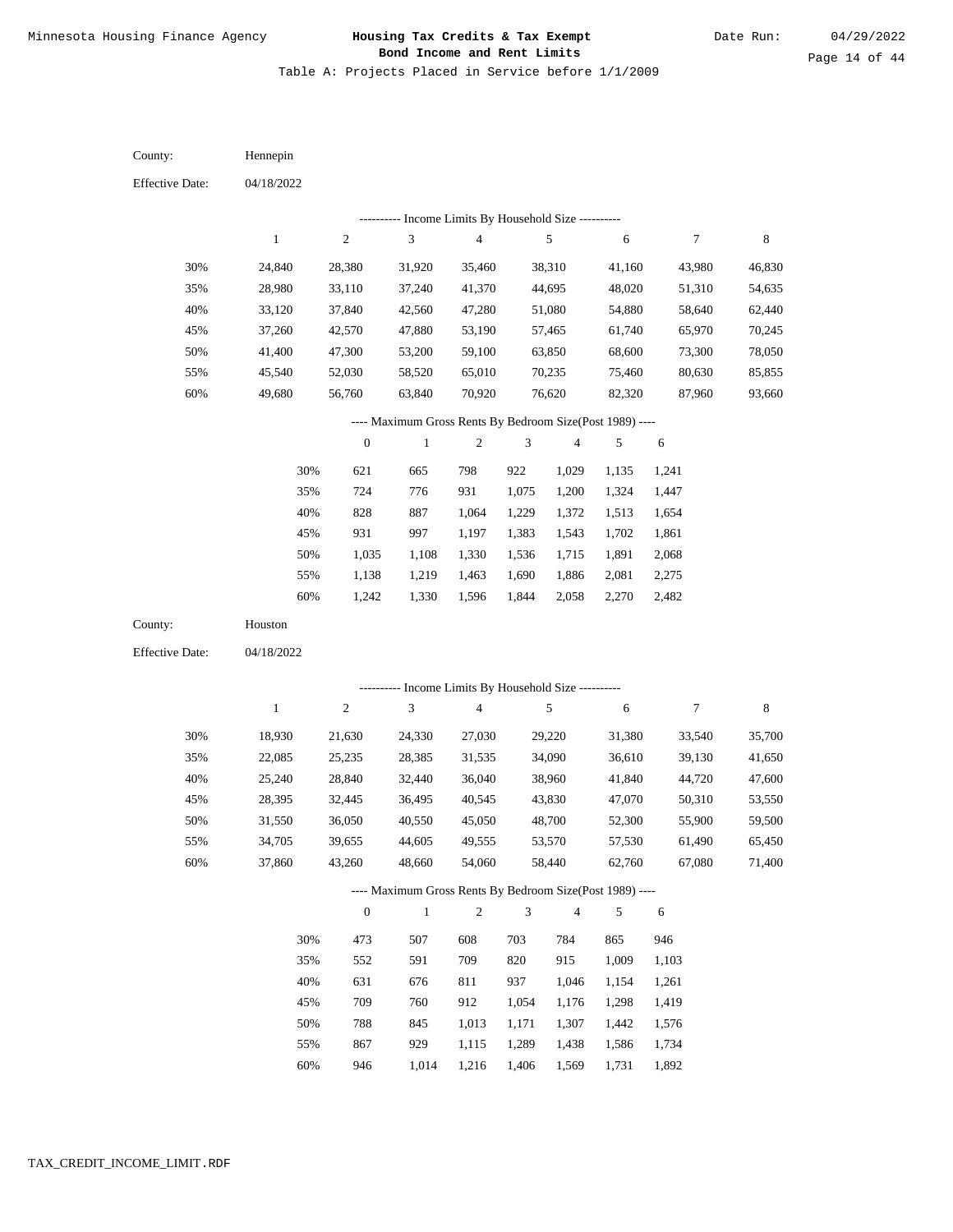# Minnesota Housing Finance Agency

## Housing Tax Credits & Tax Exempt Bond Income and Rent Limits

Date Run: 04/29/2022

Table A: Projects Placed in Service before 1/1/2009

County: Hennepin

Effective Date: 04/18/2022

---------- Income Limits By Household Size ----------

| | 1 | 2 | 3 | 4 | 5 | 6 | 7 | 8 |
|---|---|---|---|---|---|---|---|---|
| 30% | 24,840 | 28,380 | 31,920 | 35,460 | 38,310 | 41,160 | 43,980 | 46,830 |
| 35% | 28,980 | 33,110 | 37,240 | 41,370 | 44,695 | 48,020 | 51,310 | 54,635 |
| 40% | 33,120 | 37,840 | 42,560 | 47,280 | 51,080 | 54,880 | 58,640 | 62,440 |
| 45% | 37,260 | 42,570 | 47,880 | 53,190 | 57,465 | 61,740 | 65,970 | 70,245 |
| 50% | 41,400 | 47,300 | 53,200 | 59,100 | 63,850 | 68,600 | 73,300 | 78,050 |
| 55% | 45,540 | 52,030 | 58,520 | 65,010 | 70,235 | 75,460 | 80,630 | 85,855 |
| 60% | 49,680 | 56,760 | 63,840 | 70,920 | 76,620 | 82,320 | 87,960 | 93,660 |

---- Maximum Gross Rents By Bedroom Size(Post 1989) ----

| | 0 | 1 | 2 | 3 | 4 | 5 | 6 |
|---|---|---|---|---|---|---|---|
| 30% | 621 | 665 | 798 | 922 | 1,029 | 1,135 | 1,241 |
| 35% | 724 | 776 | 931 | 1,075 | 1,200 | 1,324 | 1,447 |
| 40% | 828 | 887 | 1,064 | 1,229 | 1,372 | 1,513 | 1,654 |
| 45% | 931 | 997 | 1,197 | 1,383 | 1,543 | 1,702 | 1,861 |
| 50% | 1,035 | 1,108 | 1,330 | 1,536 | 1,715 | 1,891 | 2,068 |
| 55% | 1,138 | 1,219 | 1,463 | 1,690 | 1,886 | 2,081 | 2,275 |
| 60% | 1,242 | 1,330 | 1,596 | 1,844 | 2,058 | 2,270 | 2,482 |

County: Houston

Effective Date: 04/18/2022

---------- Income Limits By Household Size ----------

| | 1 | 2 | 3 | 4 | 5 | 6 | 7 | 8 |
|---|---|---|---|---|---|---|---|---|
| 30% | 18,930 | 21,630 | 24,330 | 27,030 | 29,220 | 31,380 | 33,540 | 35,700 |
| 35% | 22,085 | 25,235 | 28,385 | 31,535 | 34,090 | 36,610 | 39,130 | 41,650 |
| 40% | 25,240 | 28,840 | 32,440 | 36,040 | 38,960 | 41,840 | 44,720 | 47,600 |
| 45% | 28,395 | 32,445 | 36,495 | 40,545 | 43,830 | 47,070 | 50,310 | 53,550 |
| 50% | 31,550 | 36,050 | 40,550 | 45,050 | 48,700 | 52,300 | 55,900 | 59,500 |
| 55% | 34,705 | 39,655 | 44,605 | 49,555 | 53,570 | 57,530 | 61,490 | 65,450 |
| 60% | 37,860 | 43,260 | 48,660 | 54,060 | 58,440 | 62,760 | 67,080 | 71,400 |

---- Maximum Gross Rents By Bedroom Size(Post 1989) ----

| | 0 | 1 | 2 | 3 | 4 | 5 | 6 |
|---|---|---|---|---|---|---|---|
| 30% | 473 | 507 | 608 | 703 | 784 | 865 | 946 |
| 35% | 552 | 591 | 709 | 820 | 915 | 1,009 | 1,103 |
| 40% | 631 | 676 | 811 | 937 | 1,046 | 1,154 | 1,261 |
| 45% | 709 | 760 | 912 | 1,054 | 1,176 | 1,298 | 1,419 |
| 50% | 788 | 845 | 1,013 | 1,171 | 1,307 | 1,442 | 1,576 |
| 55% | 867 | 929 | 1,115 | 1,289 | 1,438 | 1,586 | 1,734 |
| 60% | 946 | 1,014 | 1,216 | 1,406 | 1,569 | 1,731 | 1,892 |

TAX_CREDIT_INCOME_LIMIT.RDF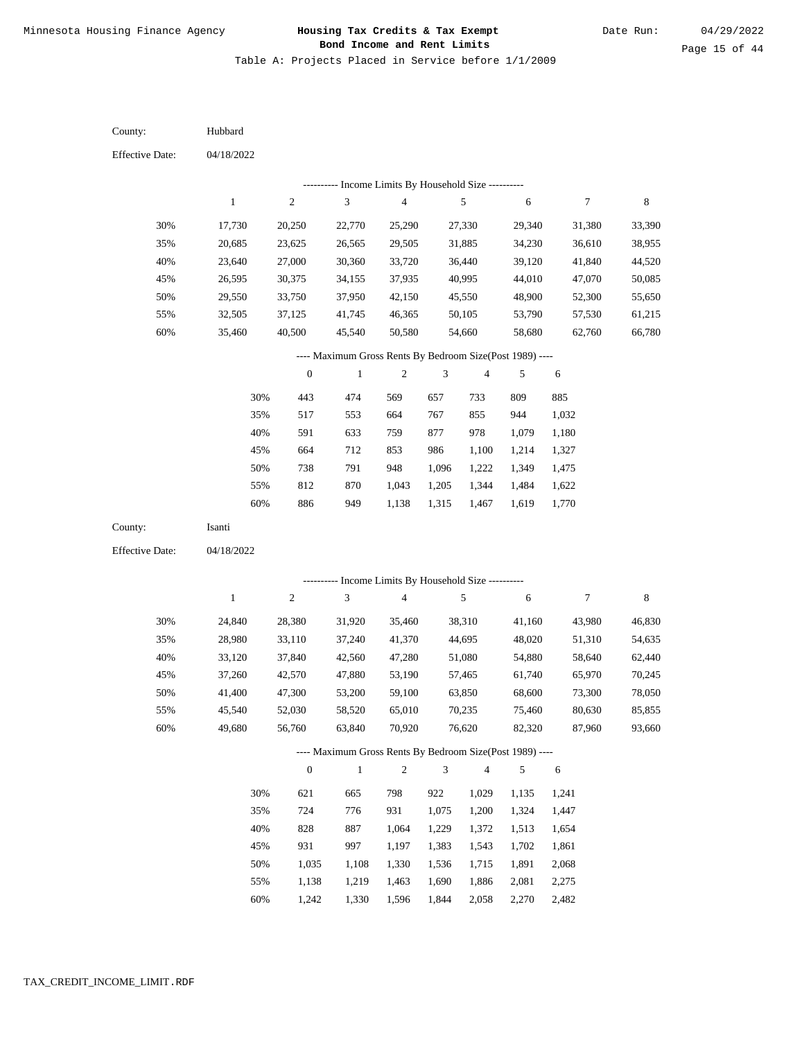Table A: Projects Placed in Service before 1/1/2009

County: Hubbard

Effective Date: 04/18/2022

---------- Income Limits By Household Size ----------

| | 1 | 2 | 3 | 4 | 5 | 6 | 7 | 8 |
|---|---|---|---|---|---|---|---|---|
| 30% | 17,730 | 20,250 | 22,770 | 25,290 | 27,330 | 29,340 | 31,380 | 33,390 |
| 35% | 20,685 | 23,625 | 26,565 | 29,505 | 31,885 | 34,230 | 36,610 | 38,955 |
| 40% | 23,640 | 27,000 | 30,360 | 33,720 | 36,440 | 39,120 | 41,840 | 44,520 |
| 45% | 26,595 | 30,375 | 34,155 | 37,935 | 40,995 | 44,010 | 47,070 | 50,085 |
| 50% | 29,550 | 33,750 | 37,950 | 42,150 | 45,550 | 48,900 | 52,300 | 55,650 |
| 55% | 32,505 | 37,125 | 41,745 | 46,365 | 50,105 | 53,790 | 57,530 | 61,215 |
| 60% | 35,460 | 40,500 | 45,540 | 50,580 | 54,660 | 58,680 | 62,760 | 66,780 |

---- Maximum Gross Rents By Bedroom Size(Post 1989) ----

| | 0 | 1 | 2 | 3 | 4 | 5 | 6 |
|---|---|---|---|---|---|---|---|
| 30% | 443 | 474 | 569 | 657 | 733 | 809 | 885 |
| 35% | 517 | 553 | 664 | 767 | 855 | 944 | 1,032 |
| 40% | 591 | 633 | 759 | 877 | 978 | 1,079 | 1,180 |
| 45% | 664 | 712 | 853 | 986 | 1,100 | 1,214 | 1,327 |
| 50% | 738 | 791 | 948 | 1,096 | 1,222 | 1,349 | 1,475 |
| 55% | 812 | 870 | 1,043 | 1,205 | 1,344 | 1,484 | 1,622 |
| 60% | 886 | 949 | 1,138 | 1,315 | 1,467 | 1,619 | 1,770 |

County: Isanti

Effective Date: 04/18/2022

---------- Income Limits By Household Size ----------

| | 1 | 2 | 3 | 4 | 5 | 6 | 7 | 8 |
|---|---|---|---|---|---|---|---|---|
| 30% | 24,840 | 28,380 | 31,920 | 35,460 | 38,310 | 41,160 | 43,980 | 46,830 |
| 35% | 28,980 | 33,110 | 37,240 | 41,370 | 44,695 | 48,020 | 51,310 | 54,635 |
| 40% | 33,120 | 37,840 | 42,560 | 47,280 | 51,080 | 54,880 | 58,640 | 62,440 |
| 45% | 37,260 | 42,570 | 47,880 | 53,190 | 57,465 | 61,740 | 65,970 | 70,245 |
| 50% | 41,400 | 47,300 | 53,200 | 59,100 | 63,850 | 68,600 | 73,300 | 78,050 |
| 55% | 45,540 | 52,030 | 58,520 | 65,010 | 70,235 | 75,460 | 80,630 | 85,855 |
| 60% | 49,680 | 56,760 | 63,840 | 70,920 | 76,620 | 82,320 | 87,960 | 93,660 |

---- Maximum Gross Rents By Bedroom Size(Post 1989) ----

| | 0 | 1 | 2 | 3 | 4 | 5 | 6 |
|---|---|---|---|---|---|---|---|
| 30% | 621 | 665 | 798 | 922 | 1,029 | 1,135 | 1,241 |
| 35% | 724 | 776 | 931 | 1,075 | 1,200 | 1,324 | 1,447 |
| 40% | 828 | 887 | 1,064 | 1,229 | 1,372 | 1,513 | 1,654 |
| 45% | 931 | 997 | 1,197 | 1,383 | 1,543 | 1,702 | 1,861 |
| 50% | 1,035 | 1,108 | 1,330 | 1,536 | 1,715 | 1,891 | 2,068 |
| 55% | 1,138 | 1,219 | 1,463 | 1,690 | 1,886 | 2,081 | 2,275 |
| 60% | 1,242 | 1,330 | 1,596 | 1,844 | 2,058 | 2,270 | 2,482 |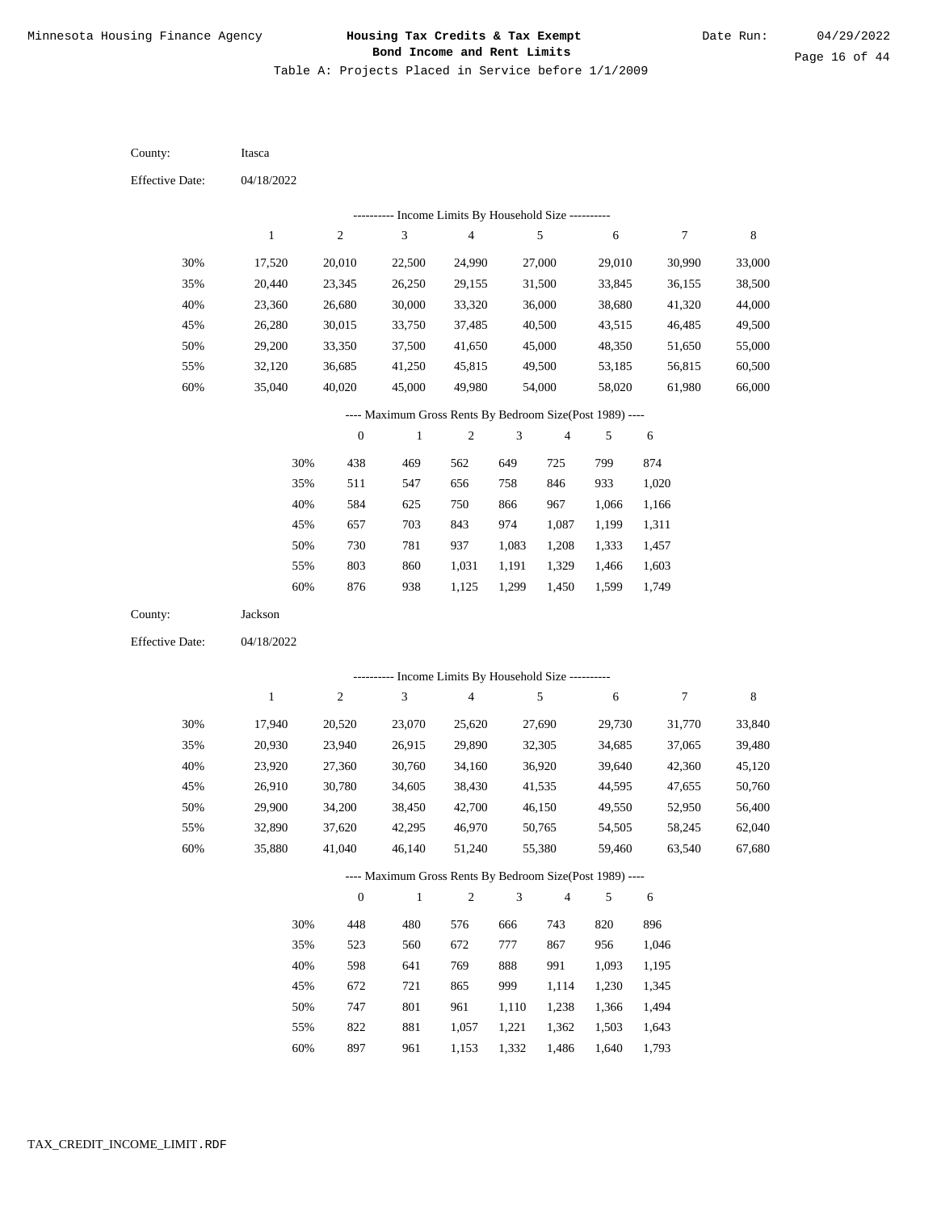Table A: Projects Placed in Service before 1/1/2009

County: Itasca

Effective Date: 04/18/2022

---------- Income Limits By Household Size ----------

| | 1 | 2 | 3 | 4 | 5 | 6 | 7 | 8 |
|---|---|---|---|---|---|---|---|---|
| 30% | 17,520 | 20,010 | 22,500 | 24,990 | 27,000 | 29,010 | 30,990 | 33,000 |
| 35% | 20,440 | 23,345 | 26,250 | 29,155 | 31,500 | 33,845 | 36,155 | 38,500 |
| 40% | 23,360 | 26,680 | 30,000 | 33,320 | 36,000 | 38,680 | 41,320 | 44,000 |
| 45% | 26,280 | 30,015 | 33,750 | 37,485 | 40,500 | 43,515 | 46,485 | 49,500 |
| 50% | 29,200 | 33,350 | 37,500 | 41,650 | 45,000 | 48,350 | 51,650 | 55,000 |
| 55% | 32,120 | 36,685 | 41,250 | 45,815 | 49,500 | 53,185 | 56,815 | 60,500 |
| 60% | 35,040 | 40,020 | 45,000 | 49,980 | 54,000 | 58,020 | 61,980 | 66,000 |

---- Maximum Gross Rents By Bedroom Size(Post 1989) ----

| | 0 | 1 | 2 | 3 | 4 | 5 | 6 |
|---|---|---|---|---|---|---|---|
| 30% | 438 | 469 | 562 | 649 | 725 | 799 | 874 |
| 35% | 511 | 547 | 656 | 758 | 846 | 933 | 1,020 |
| 40% | 584 | 625 | 750 | 866 | 967 | 1,066 | 1,166 |
| 45% | 657 | 703 | 843 | 974 | 1,087 | 1,199 | 1,311 |
| 50% | 730 | 781 | 937 | 1,083 | 1,208 | 1,333 | 1,457 |
| 55% | 803 | 860 | 1,031 | 1,191 | 1,329 | 1,466 | 1,603 |
| 60% | 876 | 938 | 1,125 | 1,299 | 1,450 | 1,599 | 1,749 |

County: Jackson

Effective Date: 04/18/2022

---------- Income Limits By Household Size ----------

| | 1 | 2 | 3 | 4 | 5 | 6 | 7 | 8 |
|---|---|---|---|---|---|---|---|---|
| 30% | 17,940 | 20,520 | 23,070 | 25,620 | 27,690 | 29,730 | 31,770 | 33,840 |
| 35% | 20,930 | 23,940 | 26,915 | 29,890 | 32,305 | 34,685 | 37,065 | 39,480 |
| 40% | 23,920 | 27,360 | 30,760 | 34,160 | 36,920 | 39,640 | 42,360 | 45,120 |
| 45% | 26,910 | 30,780 | 34,605 | 38,430 | 41,535 | 44,595 | 47,655 | 50,760 |
| 50% | 29,900 | 34,200 | 38,450 | 42,700 | 46,150 | 49,550 | 52,950 | 56,400 |
| 55% | 32,890 | 37,620 | 42,295 | 46,970 | 50,765 | 54,505 | 58,245 | 62,040 |
| 60% | 35,880 | 41,040 | 46,140 | 51,240 | 55,380 | 59,460 | 63,540 | 67,680 |

---- Maximum Gross Rents By Bedroom Size(Post 1989) ----

| | 0 | 1 | 2 | 3 | 4 | 5 | 6 |
|---|---|---|---|---|---|---|---|
| 30% | 448 | 480 | 576 | 666 | 743 | 820 | 896 |
| 35% | 523 | 560 | 672 | 777 | 867 | 956 | 1,046 |
| 40% | 598 | 641 | 769 | 888 | 991 | 1,093 | 1,195 |
| 45% | 672 | 721 | 865 | 999 | 1,114 | 1,230 | 1,345 |
| 50% | 747 | 801 | 961 | 1,110 | 1,238 | 1,366 | 1,494 |
| 55% | 822 | 881 | 1,057 | 1,221 | 1,362 | 1,503 | 1,643 |
| 60% | 897 | 961 | 1,153 | 1,332 | 1,486 | 1,640 | 1,793 |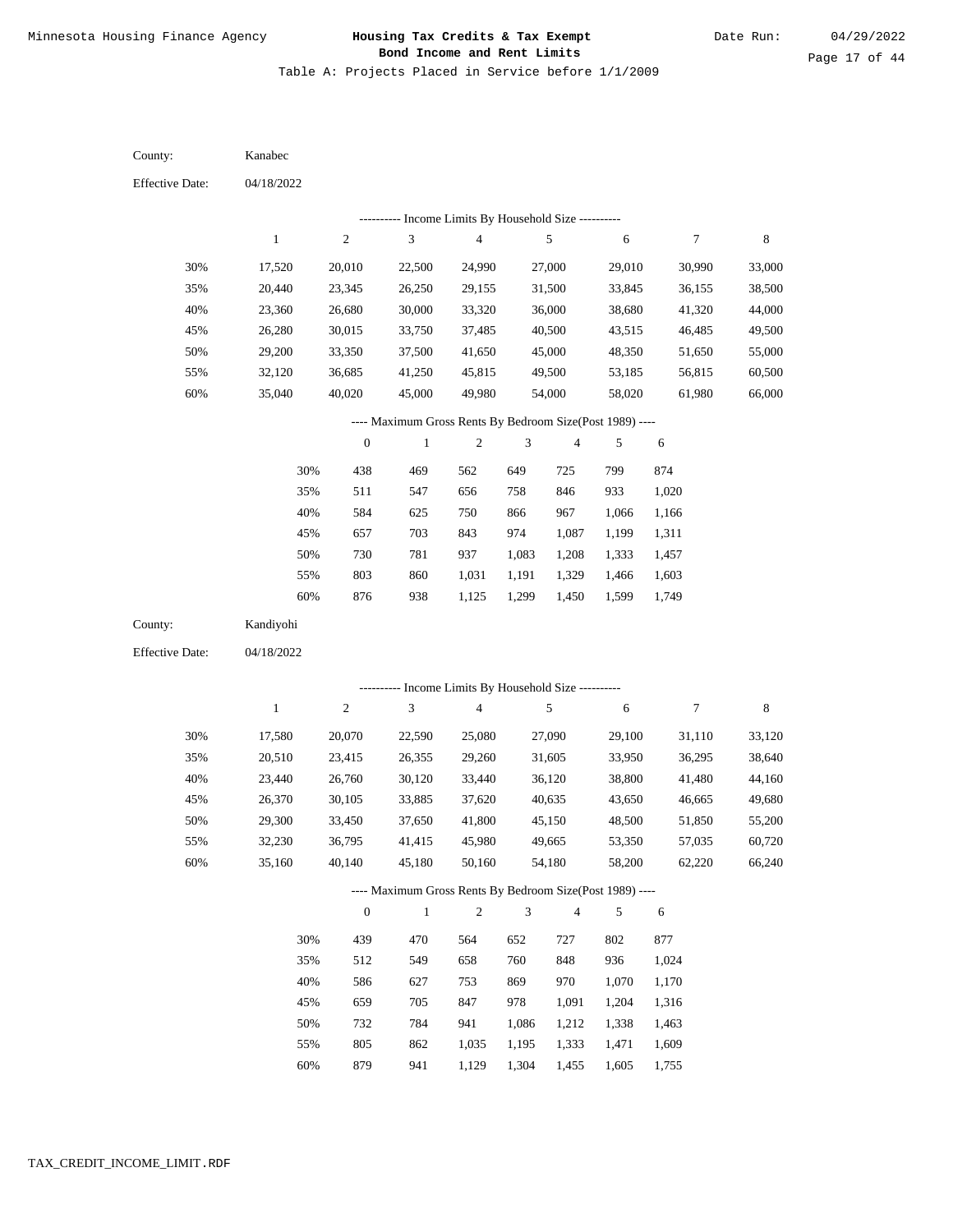Minnesota Housing Finance Agency

**Housing Tax Credits & Tax Exempt Bond Income and Rent Limits**

Date Run: 04/29/2022

Table A: Projects Placed in Service before 1/1/2009

County: Kanabec

Effective Date: 04/18/2022

---------- Income Limits By Household Size ----------

| | 1 | 2 | 3 | 4 | 5 | 6 | 7 | 8 |
|---|---|---|---|---|---|---|---|---|
| 30% | 17,520 | 20,010 | 22,500 | 24,990 | 27,000 | 29,010 | 30,990 | 33,000 |
| 35% | 20,440 | 23,345 | 26,250 | 29,155 | 31,500 | 33,845 | 36,155 | 38,500 |
| 40% | 23,360 | 26,680 | 30,000 | 33,320 | 36,000 | 38,680 | 41,320 | 44,000 |
| 45% | 26,280 | 30,015 | 33,750 | 37,485 | 40,500 | 43,515 | 46,485 | 49,500 |
| 50% | 29,200 | 33,350 | 37,500 | 41,650 | 45,000 | 48,350 | 51,650 | 55,000 |
| 55% | 32,120 | 36,685 | 41,250 | 45,815 | 49,500 | 53,185 | 56,815 | 60,500 |
| 60% | 35,040 | 40,020 | 45,000 | 49,980 | 54,000 | 58,020 | 61,980 | 66,000 |

---- Maximum Gross Rents By Bedroom Size(Post 1989) ----

| | 0 | 1 | 2 | 3 | 4 | 5 | 6 |
|---|---|---|---|---|---|---|---|
| 30% | 438 | 469 | 562 | 649 | 725 | 799 | 874 |
| 35% | 511 | 547 | 656 | 758 | 846 | 933 | 1,020 |
| 40% | 584 | 625 | 750 | 866 | 967 | 1,066 | 1,166 |
| 45% | 657 | 703 | 843 | 974 | 1,087 | 1,199 | 1,311 |
| 50% | 730 | 781 | 937 | 1,083 | 1,208 | 1,333 | 1,457 |
| 55% | 803 | 860 | 1,031 | 1,191 | 1,329 | 1,466 | 1,603 |
| 60% | 876 | 938 | 1,125 | 1,299 | 1,450 | 1,599 | 1,749 |

County: Kandiyohi

Effective Date: 04/18/2022

---------- Income Limits By Household Size ----------

| | 1 | 2 | 3 | 4 | 5 | 6 | 7 | 8 |
|---|---|---|---|---|---|---|---|---|
| 30% | 17,580 | 20,070 | 22,590 | 25,080 | 27,090 | 29,100 | 31,110 | 33,120 |
| 35% | 20,510 | 23,415 | 26,355 | 29,260 | 31,605 | 33,950 | 36,295 | 38,640 |
| 40% | 23,440 | 26,760 | 30,120 | 33,440 | 36,120 | 38,800 | 41,480 | 44,160 |
| 45% | 26,370 | 30,105 | 33,885 | 37,620 | 40,635 | 43,650 | 46,665 | 49,680 |
| 50% | 29,300 | 33,450 | 37,650 | 41,800 | 45,150 | 48,500 | 51,850 | 55,200 |
| 55% | 32,230 | 36,795 | 41,415 | 45,980 | 49,665 | 53,350 | 57,035 | 60,720 |
| 60% | 35,160 | 40,140 | 45,180 | 50,160 | 54,180 | 58,200 | 62,220 | 66,240 |

---- Maximum Gross Rents By Bedroom Size(Post 1989) ----

| | 0 | 1 | 2 | 3 | 4 | 5 | 6 |
|---|---|---|---|---|---|---|---|
| 30% | 439 | 470 | 564 | 652 | 727 | 802 | 877 |
| 35% | 512 | 549 | 658 | 760 | 848 | 936 | 1,024 |
| 40% | 586 | 627 | 753 | 869 | 970 | 1,070 | 1,170 |
| 45% | 659 | 705 | 847 | 978 | 1,091 | 1,204 | 1,316 |
| 50% | 732 | 784 | 941 | 1,086 | 1,212 | 1,338 | 1,463 |
| 55% | 805 | 862 | 1,035 | 1,195 | 1,333 | 1,471 | 1,609 |
| 60% | 879 | 941 | 1,129 | 1,304 | 1,455 | 1,605 | 1,755 |

TAX_CREDIT_INCOME_LIMIT.RDF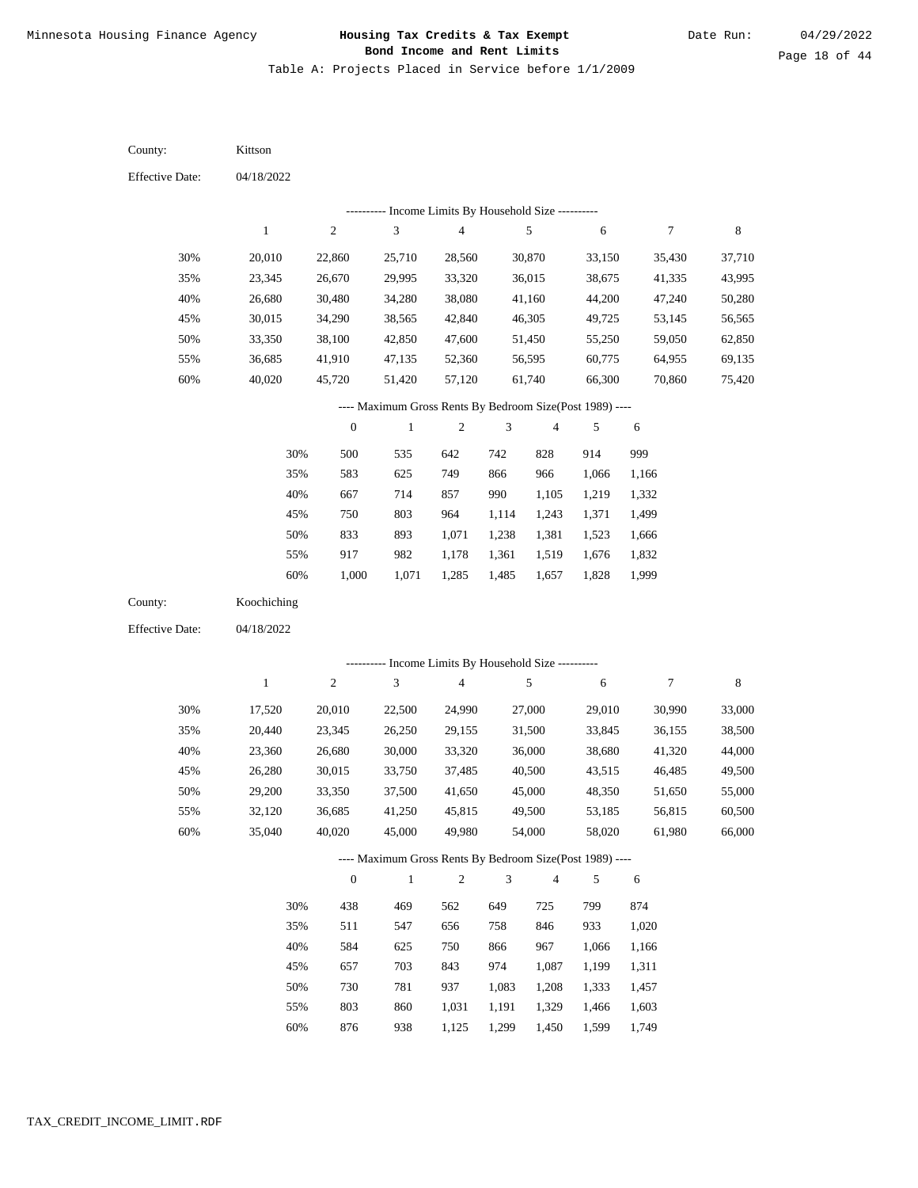Table A: Projects Placed in Service before 1/1/2009

County: Kittson

Effective Date: 04/18/2022

---------- Income Limits By Household Size ----------

| | 1 | 2 | 3 | 4 | 5 | 6 | 7 | 8 |
|---|---|---|---|---|---|---|---|---|
| 30% | 20,010 | 22,860 | 25,710 | 28,560 | 30,870 | 33,150 | 35,430 | 37,710 |
| 35% | 23,345 | 26,670 | 29,995 | 33,320 | 36,015 | 38,675 | 41,335 | 43,995 |
| 40% | 26,680 | 30,480 | 34,280 | 38,080 | 41,160 | 44,200 | 47,240 | 50,280 |
| 45% | 30,015 | 34,290 | 38,565 | 42,840 | 46,305 | 49,725 | 53,145 | 56,565 |
| 50% | 33,350 | 38,100 | 42,850 | 47,600 | 51,450 | 55,250 | 59,050 | 62,850 |
| 55% | 36,685 | 41,910 | 47,135 | 52,360 | 56,595 | 60,775 | 64,955 | 69,135 |
| 60% | 40,020 | 45,720 | 51,420 | 57,120 | 61,740 | 66,300 | 70,860 | 75,420 |

---- Maximum Gross Rents By Bedroom Size(Post 1989) ----

| | 0 | 1 | 2 | 3 | 4 | 5 | 6 |
|---|---|---|---|---|---|---|---|
| 30% | 500 | 535 | 642 | 742 | 828 | 914 | 999 |
| 35% | 583 | 625 | 749 | 866 | 966 | 1,066 | 1,166 |
| 40% | 667 | 714 | 857 | 990 | 1,105 | 1,219 | 1,332 |
| 45% | 750 | 803 | 964 | 1,114 | 1,243 | 1,371 | 1,499 |
| 50% | 833 | 893 | 1,071 | 1,238 | 1,381 | 1,523 | 1,666 |
| 55% | 917 | 982 | 1,178 | 1,361 | 1,519 | 1,676 | 1,832 |
| 60% | 1,000 | 1,071 | 1,285 | 1,485 | 1,657 | 1,828 | 1,999 |

County: Koochiching

Effective Date: 04/18/2022

---------- Income Limits By Household Size ----------

| | 1 | 2 | 3 | 4 | 5 | 6 | 7 | 8 |
|---|---|---|---|---|---|---|---|---|
| 30% | 17,520 | 20,010 | 22,500 | 24,990 | 27,000 | 29,010 | 30,990 | 33,000 |
| 35% | 20,440 | 23,345 | 26,250 | 29,155 | 31,500 | 33,845 | 36,155 | 38,500 |
| 40% | 23,360 | 26,680 | 30,000 | 33,320 | 36,000 | 38,680 | 41,320 | 44,000 |
| 45% | 26,280 | 30,015 | 33,750 | 37,485 | 40,500 | 43,515 | 46,485 | 49,500 |
| 50% | 29,200 | 33,350 | 37,500 | 41,650 | 45,000 | 48,350 | 51,650 | 55,000 |
| 55% | 32,120 | 36,685 | 41,250 | 45,815 | 49,500 | 53,185 | 56,815 | 60,500 |
| 60% | 35,040 | 40,020 | 45,000 | 49,980 | 54,000 | 58,020 | 61,980 | 66,000 |

---- Maximum Gross Rents By Bedroom Size(Post 1989) ----

| | 0 | 1 | 2 | 3 | 4 | 5 | 6 |
|---|---|---|---|---|---|---|---|
| 30% | 438 | 469 | 562 | 649 | 725 | 799 | 874 |
| 35% | 511 | 547 | 656 | 758 | 846 | 933 | 1,020 |
| 40% | 584 | 625 | 750 | 866 | 967 | 1,066 | 1,166 |
| 45% | 657 | 703 | 843 | 974 | 1,087 | 1,199 | 1,311 |
| 50% | 730 | 781 | 937 | 1,083 | 1,208 | 1,333 | 1,457 |
| 55% | 803 | 860 | 1,031 | 1,191 | 1,329 | 1,466 | 1,603 |
| 60% | 876 | 938 | 1,125 | 1,299 | 1,450 | 1,599 | 1,749 |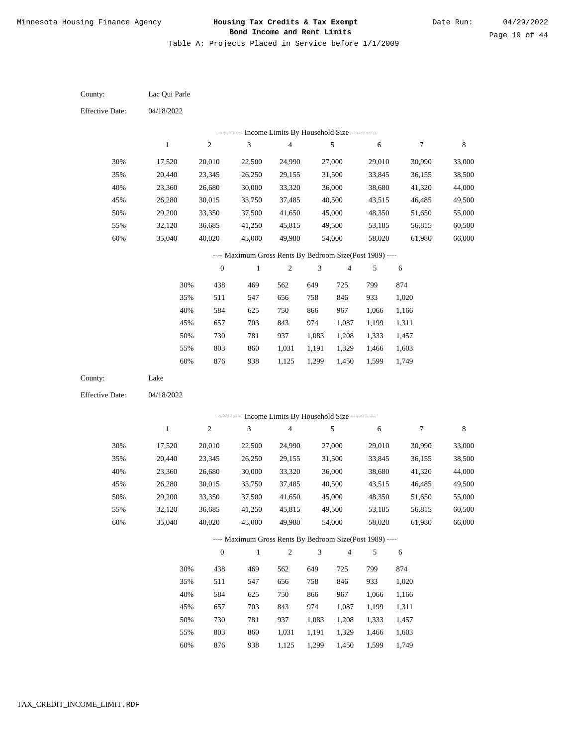County: Lac Qui Parle

Effective Date: 04/18/2022

---------- Income Limits By Household Size ----------

| | 1 | 2 | 3 | 4 | 5 | 6 | 7 | 8 |
|---|---|---|---|---|---|---|---|---|
| 30% | 17,520 | 20,010 | 22,500 | 24,990 | 27,000 | 29,010 | 30,990 | 33,000 |
| 35% | 20,440 | 23,345 | 26,250 | 29,155 | 31,500 | 33,845 | 36,155 | 38,500 |
| 40% | 23,360 | 26,680 | 30,000 | 33,320 | 36,000 | 38,680 | 41,320 | 44,000 |
| 45% | 26,280 | 30,015 | 33,750 | 37,485 | 40,500 | 43,515 | 46,485 | 49,500 |
| 50% | 29,200 | 33,350 | 37,500 | 41,650 | 45,000 | 48,350 | 51,650 | 55,000 |
| 55% | 32,120 | 36,685 | 41,250 | 45,815 | 49,500 | 53,185 | 56,815 | 60,500 |
| 60% | 35,040 | 40,020 | 45,000 | 49,980 | 54,000 | 58,020 | 61,980 | 66,000 |

---- Maximum Gross Rents By Bedroom Size(Post 1989) ----

| | 0 | 1 | 2 | 3 | 4 | 5 | 6 |
|---|---|---|---|---|---|---|---|
| 30% | 438 | 469 | 562 | 649 | 725 | 799 | 874 |
| 35% | 511 | 547 | 656 | 758 | 846 | 933 | 1,020 |
| 40% | 584 | 625 | 750 | 866 | 967 | 1,066 | 1,166 |
| 45% | 657 | 703 | 843 | 974 | 1,087 | 1,199 | 1,311 |
| 50% | 730 | 781 | 937 | 1,083 | 1,208 | 1,333 | 1,457 |
| 55% | 803 | 860 | 1,031 | 1,191 | 1,329 | 1,466 | 1,603 |
| 60% | 876 | 938 | 1,125 | 1,299 | 1,450 | 1,599 | 1,749 |

County: Lake

Effective Date: 04/18/2022

---------- Income Limits By Household Size ----------

| | 1 | 2 | 3 | 4 | 5 | 6 | 7 | 8 |
|---|---|---|---|---|---|---|---|---|
| 30% | 17,520 | 20,010 | 22,500 | 24,990 | 27,000 | 29,010 | 30,990 | 33,000 |
| 35% | 20,440 | 23,345 | 26,250 | 29,155 | 31,500 | 33,845 | 36,155 | 38,500 |
| 40% | 23,360 | 26,680 | 30,000 | 33,320 | 36,000 | 38,680 | 41,320 | 44,000 |
| 45% | 26,280 | 30,015 | 33,750 | 37,485 | 40,500 | 43,515 | 46,485 | 49,500 |
| 50% | 29,200 | 33,350 | 37,500 | 41,650 | 45,000 | 48,350 | 51,650 | 55,000 |
| 55% | 32,120 | 36,685 | 41,250 | 45,815 | 49,500 | 53,185 | 56,815 | 60,500 |
| 60% | 35,040 | 40,020 | 45,000 | 49,980 | 54,000 | 58,020 | 61,980 | 66,000 |

---- Maximum Gross Rents By Bedroom Size(Post 1989) ----

| | 0 | 1 | 2 | 3 | 4 | 5 | 6 |
|---|---|---|---|---|---|---|---|
| 30% | 438 | 469 | 562 | 649 | 725 | 799 | 874 |
| 35% | 511 | 547 | 656 | 758 | 846 | 933 | 1,020 |
| 40% | 584 | 625 | 750 | 866 | 967 | 1,066 | 1,166 |
| 45% | 657 | 703 | 843 | 974 | 1,087 | 1,199 | 1,311 |
| 50% | 730 | 781 | 937 | 1,083 | 1,208 | 1,333 | 1,457 |
| 55% | 803 | 860 | 1,031 | 1,191 | 1,329 | 1,466 | 1,603 |
| 60% | 876 | 938 | 1,125 | 1,299 | 1,450 | 1,599 | 1,749 |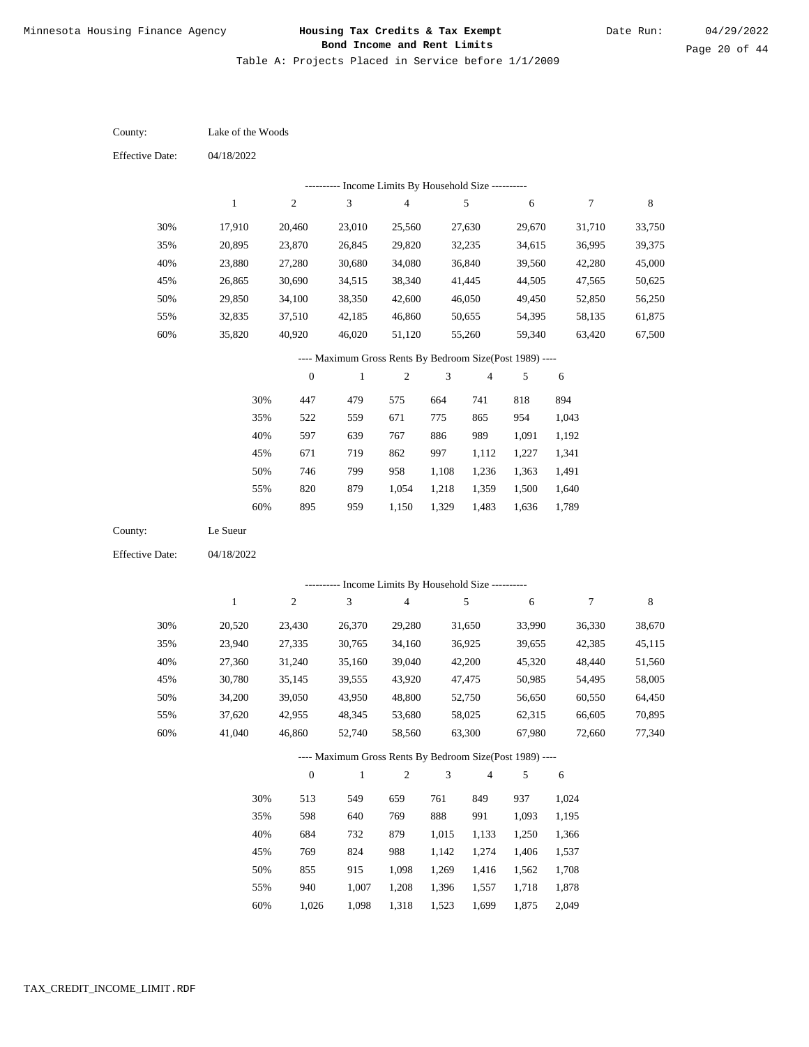Table A: Projects Placed in Service before 1/1/2009

County: Lake of the Woods

Effective Date: 04/18/2022

---------- Income Limits By Household Size ----------

| | 1 | 2 | 3 | 4 | 5 | 6 | 7 | 8 |
|---|---|---|---|---|---|---|---|---|
| 30% | 17,910 | 20,460 | 23,010 | 25,560 | 27,630 | 29,670 | 31,710 | 33,750 |
| 35% | 20,895 | 23,870 | 26,845 | 29,820 | 32,235 | 34,615 | 36,995 | 39,375 |
| 40% | 23,880 | 27,280 | 30,680 | 34,080 | 36,840 | 39,560 | 42,280 | 45,000 |
| 45% | 26,865 | 30,690 | 34,515 | 38,340 | 41,445 | 44,505 | 47,565 | 50,625 |
| 50% | 29,850 | 34,100 | 38,350 | 42,600 | 46,050 | 49,450 | 52,850 | 56,250 |
| 55% | 32,835 | 37,510 | 42,185 | 46,860 | 50,655 | 54,395 | 58,135 | 61,875 |
| 60% | 35,820 | 40,920 | 46,020 | 51,120 | 55,260 | 59,340 | 63,420 | 67,500 |

---- Maximum Gross Rents By Bedroom Size(Post 1989) ----

| | 0 | 1 | 2 | 3 | 4 | 5 | 6 |
|---|---|---|---|---|---|---|---|
| 30% | 447 | 479 | 575 | 664 | 741 | 818 | 894 |
| 35% | 522 | 559 | 671 | 775 | 865 | 954 | 1,043 |
| 40% | 597 | 639 | 767 | 886 | 989 | 1,091 | 1,192 |
| 45% | 671 | 719 | 862 | 997 | 1,112 | 1,227 | 1,341 |
| 50% | 746 | 799 | 958 | 1,108 | 1,236 | 1,363 | 1,491 |
| 55% | 820 | 879 | 1,054 | 1,218 | 1,359 | 1,500 | 1,640 |
| 60% | 895 | 959 | 1,150 | 1,329 | 1,483 | 1,636 | 1,789 |

County: Le Sueur

Effective Date: 04/18/2022

---------- Income Limits By Household Size ----------

| | 1 | 2 | 3 | 4 | 5 | 6 | 7 | 8 |
|---|---|---|---|---|---|---|---|---|
| 30% | 20,520 | 23,430 | 26,370 | 29,280 | 31,650 | 33,990 | 36,330 | 38,670 |
| 35% | 23,940 | 27,335 | 30,765 | 34,160 | 36,925 | 39,655 | 42,385 | 45,115 |
| 40% | 27,360 | 31,240 | 35,160 | 39,040 | 42,200 | 45,320 | 48,440 | 51,560 |
| 45% | 30,780 | 35,145 | 39,555 | 43,920 | 47,475 | 50,985 | 54,495 | 58,005 |
| 50% | 34,200 | 39,050 | 43,950 | 48,800 | 52,750 | 56,650 | 60,550 | 64,450 |
| 55% | 37,620 | 42,955 | 48,345 | 53,680 | 58,025 | 62,315 | 66,605 | 70,895 |
| 60% | 41,040 | 46,860 | 52,740 | 58,560 | 63,300 | 67,980 | 72,660 | 77,340 |

---- Maximum Gross Rents By Bedroom Size(Post 1989) ----

| | 0 | 1 | 2 | 3 | 4 | 5 | 6 |
|---|---|---|---|---|---|---|---|
| 30% | 513 | 549 | 659 | 761 | 849 | 937 | 1,024 |
| 35% | 598 | 640 | 769 | 888 | 991 | 1,093 | 1,195 |
| 40% | 684 | 732 | 879 | 1,015 | 1,133 | 1,250 | 1,366 |
| 45% | 769 | 824 | 988 | 1,142 | 1,274 | 1,406 | 1,537 |
| 50% | 855 | 915 | 1,098 | 1,269 | 1,416 | 1,562 | 1,708 |
| 55% | 940 | 1,007 | 1,208 | 1,396 | 1,557 | 1,718 | 1,878 |
| 60% | 1,026 | 1,098 | 1,318 | 1,523 | 1,699 | 1,875 | 2,049 |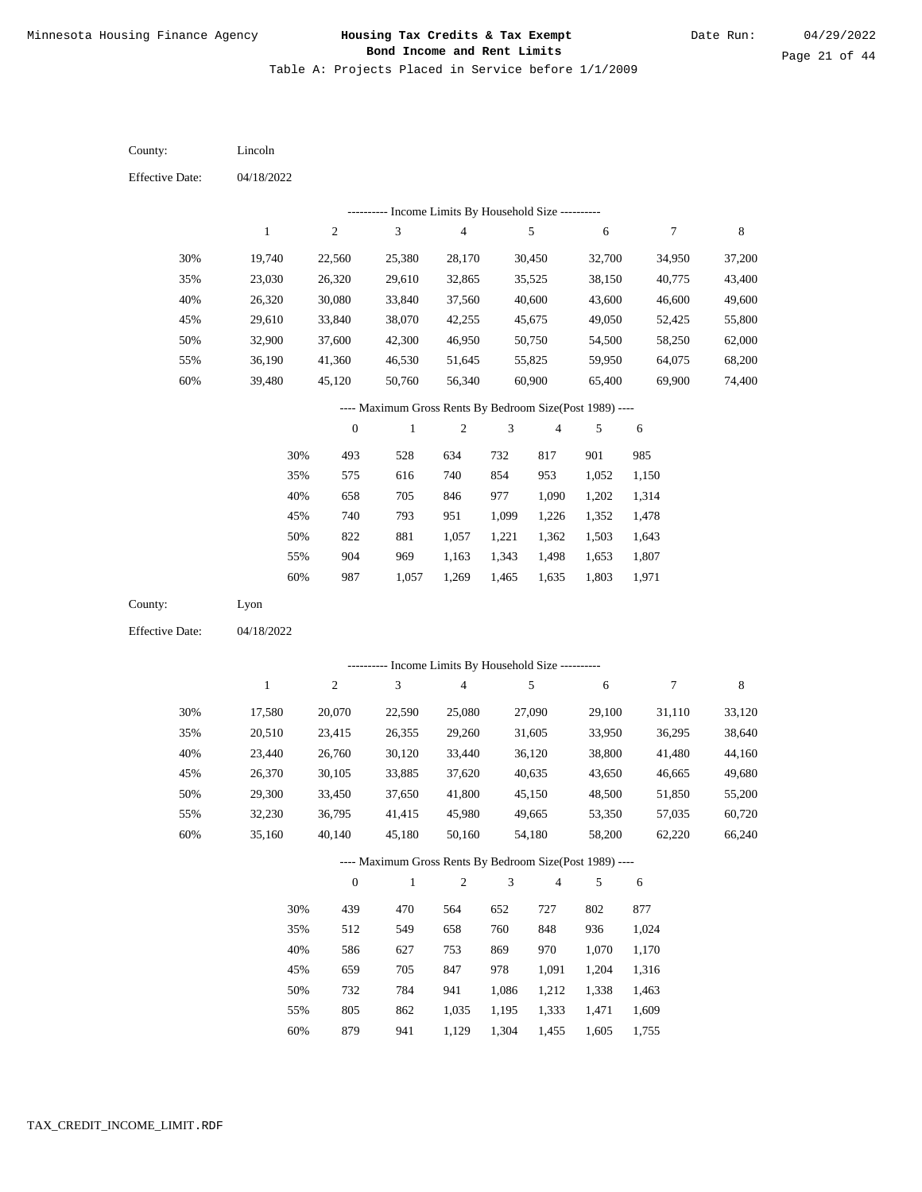Minnesota Housing Finance Agency

**Housing Tax Credits & Tax Exempt Bond Income and Rent Limits**

Date Run: 04/29/2022

Table A: Projects Placed in Service before 1/1/2009

County: Lincoln

Effective Date: 04/18/2022

---------- Income Limits By Household Size ----------

| | 1 | 2 | 3 | 4 | 5 | 6 | 7 | 8 |
|---|---|---|---|---|---|---|---|---|
| 30% | 19,740 | 22,560 | 25,380 | 28,170 | 30,450 | 32,700 | 34,950 | 37,200 |
| 35% | 23,030 | 26,320 | 29,610 | 32,865 | 35,525 | 38,150 | 40,775 | 43,400 |
| 40% | 26,320 | 30,080 | 33,840 | 37,560 | 40,600 | 43,600 | 46,600 | 49,600 |
| 45% | 29,610 | 33,840 | 38,070 | 42,255 | 45,675 | 49,050 | 52,425 | 55,800 |
| 50% | 32,900 | 37,600 | 42,300 | 46,950 | 50,750 | 54,500 | 58,250 | 62,000 |
| 55% | 36,190 | 41,360 | 46,530 | 51,645 | 55,825 | 59,950 | 64,075 | 68,200 |
| 60% | 39,480 | 45,120 | 50,760 | 56,340 | 60,900 | 65,400 | 69,900 | 74,400 |

---- Maximum Gross Rents By Bedroom Size(Post 1989) ----

| | 0 | 1 | 2 | 3 | 4 | 5 | 6 |
|---|---|---|---|---|---|---|---|
| 30% | 493 | 528 | 634 | 732 | 817 | 901 | 985 |
| 35% | 575 | 616 | 740 | 854 | 953 | 1,052 | 1,150 |
| 40% | 658 | 705 | 846 | 977 | 1,090 | 1,202 | 1,314 |
| 45% | 740 | 793 | 951 | 1,099 | 1,226 | 1,352 | 1,478 |
| 50% | 822 | 881 | 1,057 | 1,221 | 1,362 | 1,503 | 1,643 |
| 55% | 904 | 969 | 1,163 | 1,343 | 1,498 | 1,653 | 1,807 |
| 60% | 987 | 1,057 | 1,269 | 1,465 | 1,635 | 1,803 | 1,971 |

County: Lyon

Effective Date: 04/18/2022

---------- Income Limits By Household Size ----------

| | 1 | 2 | 3 | 4 | 5 | 6 | 7 | 8 |
|---|---|---|---|---|---|---|---|---|
| 30% | 17,580 | 20,070 | 22,590 | 25,080 | 27,090 | 29,100 | 31,110 | 33,120 |
| 35% | 20,510 | 23,415 | 26,355 | 29,260 | 31,605 | 33,950 | 36,295 | 38,640 |
| 40% | 23,440 | 26,760 | 30,120 | 33,440 | 36,120 | 38,800 | 41,480 | 44,160 |
| 45% | 26,370 | 30,105 | 33,885 | 37,620 | 40,635 | 43,650 | 46,665 | 49,680 |
| 50% | 29,300 | 33,450 | 37,650 | 41,800 | 45,150 | 48,500 | 51,850 | 55,200 |
| 55% | 32,230 | 36,795 | 41,415 | 45,980 | 49,665 | 53,350 | 57,035 | 60,720 |
| 60% | 35,160 | 40,140 | 45,180 | 50,160 | 54,180 | 58,200 | 62,220 | 66,240 |

---- Maximum Gross Rents By Bedroom Size(Post 1989) ----

| | 0 | 1 | 2 | 3 | 4 | 5 | 6 |
|---|---|---|---|---|---|---|---|
| 30% | 439 | 470 | 564 | 652 | 727 | 802 | 877 |
| 35% | 512 | 549 | 658 | 760 | 848 | 936 | 1,024 |
| 40% | 586 | 627 | 753 | 869 | 970 | 1,070 | 1,170 |
| 45% | 659 | 705 | 847 | 978 | 1,091 | 1,204 | 1,316 |
| 50% | 732 | 784 | 941 | 1,086 | 1,212 | 1,338 | 1,463 |
| 55% | 805 | 862 | 1,035 | 1,195 | 1,333 | 1,471 | 1,609 |
| 60% | 879 | 941 | 1,129 | 1,304 | 1,455 | 1,605 | 1,755 |

TAX_CREDIT_INCOME_LIMIT.RDF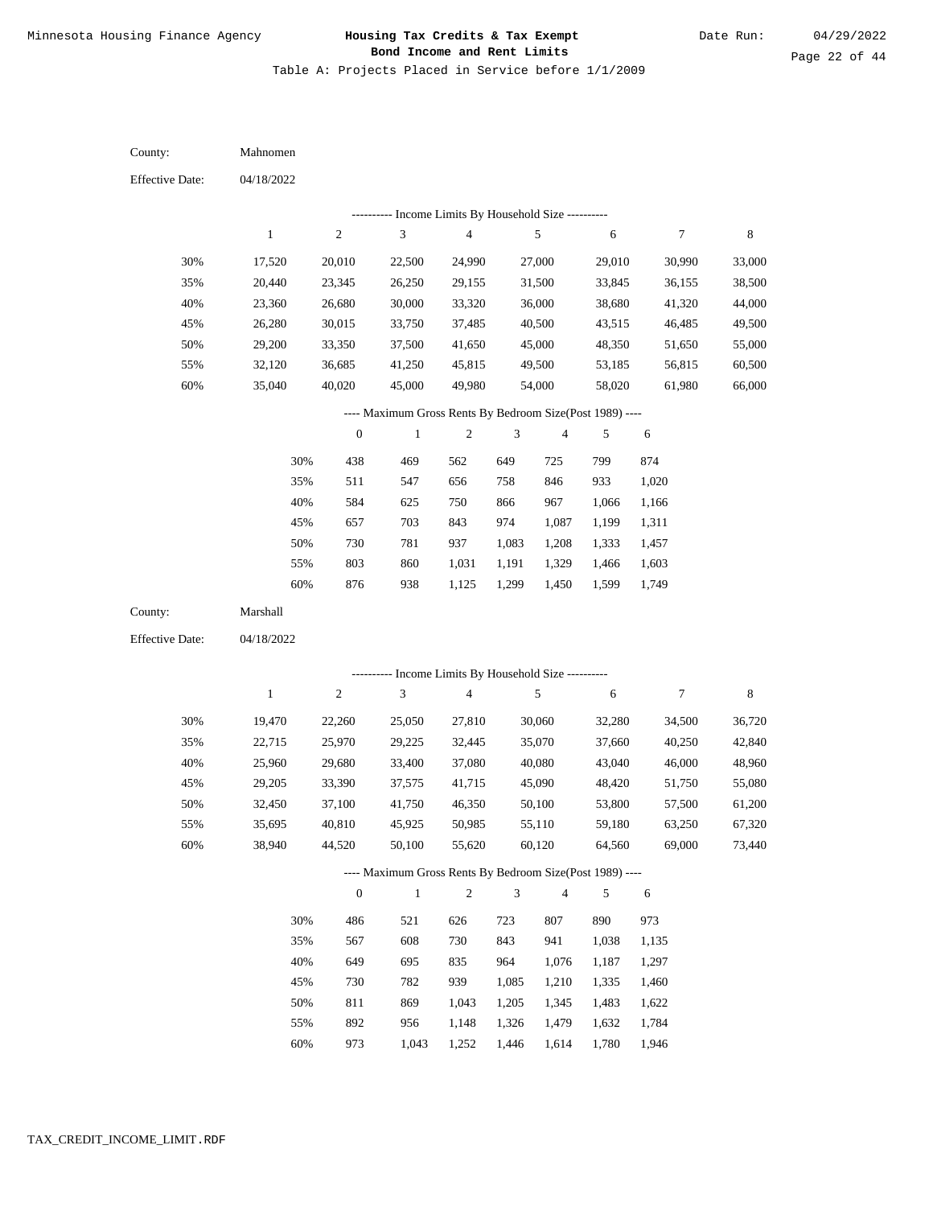Minnesota Housing Finance Agency

**Housing Tax Credits & Tax Exempt Bond Income and Rent Limits**

Date Run: 04/29/2022

Table A: Projects Placed in Service before 1/1/2009

County: Mahnomen

Effective Date: 04/18/2022

---------- Income Limits By Household Size ----------

| | 1 | 2 | 3 | 4 | 5 | 6 | 7 | 8 |
|---|---|---|---|---|---|---|---|---|
| 30% | 17,520 | 20,010 | 22,500 | 24,990 | 27,000 | 29,010 | 30,990 | 33,000 |
| 35% | 20,440 | 23,345 | 26,250 | 29,155 | 31,500 | 33,845 | 36,155 | 38,500 |
| 40% | 23,360 | 26,680 | 30,000 | 33,320 | 36,000 | 38,680 | 41,320 | 44,000 |
| 45% | 26,280 | 30,015 | 33,750 | 37,485 | 40,500 | 43,515 | 46,485 | 49,500 |
| 50% | 29,200 | 33,350 | 37,500 | 41,650 | 45,000 | 48,350 | 51,650 | 55,000 |
| 55% | 32,120 | 36,685 | 41,250 | 45,815 | 49,500 | 53,185 | 56,815 | 60,500 |
| 60% | 35,040 | 40,020 | 45,000 | 49,980 | 54,000 | 58,020 | 61,980 | 66,000 |

---- Maximum Gross Rents By Bedroom Size(Post 1989) ----

| | 0 | 1 | 2 | 3 | 4 | 5 | 6 |
|---|---|---|---|---|---|---|---|
| 30% | 438 | 469 | 562 | 649 | 725 | 799 | 874 |
| 35% | 511 | 547 | 656 | 758 | 846 | 933 | 1,020 |
| 40% | 584 | 625 | 750 | 866 | 967 | 1,066 | 1,166 |
| 45% | 657 | 703 | 843 | 974 | 1,087 | 1,199 | 1,311 |
| 50% | 730 | 781 | 937 | 1,083 | 1,208 | 1,333 | 1,457 |
| 55% | 803 | 860 | 1,031 | 1,191 | 1,329 | 1,466 | 1,603 |
| 60% | 876 | 938 | 1,125 | 1,299 | 1,450 | 1,599 | 1,749 |

County: Marshall

Effective Date: 04/18/2022

---------- Income Limits By Household Size ----------

| | 1 | 2 | 3 | 4 | 5 | 6 | 7 | 8 |
|---|---|---|---|---|---|---|---|---|
| 30% | 19,470 | 22,260 | 25,050 | 27,810 | 30,060 | 32,280 | 34,500 | 36,720 |
| 35% | 22,715 | 25,970 | 29,225 | 32,445 | 35,070 | 37,660 | 40,250 | 42,840 |
| 40% | 25,960 | 29,680 | 33,400 | 37,080 | 40,080 | 43,040 | 46,000 | 48,960 |
| 45% | 29,205 | 33,390 | 37,575 | 41,715 | 45,090 | 48,420 | 51,750 | 55,080 |
| 50% | 32,450 | 37,100 | 41,750 | 46,350 | 50,100 | 53,800 | 57,500 | 61,200 |
| 55% | 35,695 | 40,810 | 45,925 | 50,985 | 55,110 | 59,180 | 63,250 | 67,320 |
| 60% | 38,940 | 44,520 | 50,100 | 55,620 | 60,120 | 64,560 | 69,000 | 73,440 |

---- Maximum Gross Rents By Bedroom Size(Post 1989) ----

| | 0 | 1 | 2 | 3 | 4 | 5 | 6 |
|---|---|---|---|---|---|---|---|
| 30% | 486 | 521 | 626 | 723 | 807 | 890 | 973 |
| 35% | 567 | 608 | 730 | 843 | 941 | 1,038 | 1,135 |
| 40% | 649 | 695 | 835 | 964 | 1,076 | 1,187 | 1,297 |
| 45% | 730 | 782 | 939 | 1,085 | 1,210 | 1,335 | 1,460 |
| 50% | 811 | 869 | 1,043 | 1,205 | 1,345 | 1,483 | 1,622 |
| 55% | 892 | 956 | 1,148 | 1,326 | 1,479 | 1,632 | 1,784 |
| 60% | 973 | 1,043 | 1,252 | 1,446 | 1,614 | 1,780 | 1,946 |

TAX_CREDIT_INCOME_LIMIT.RDF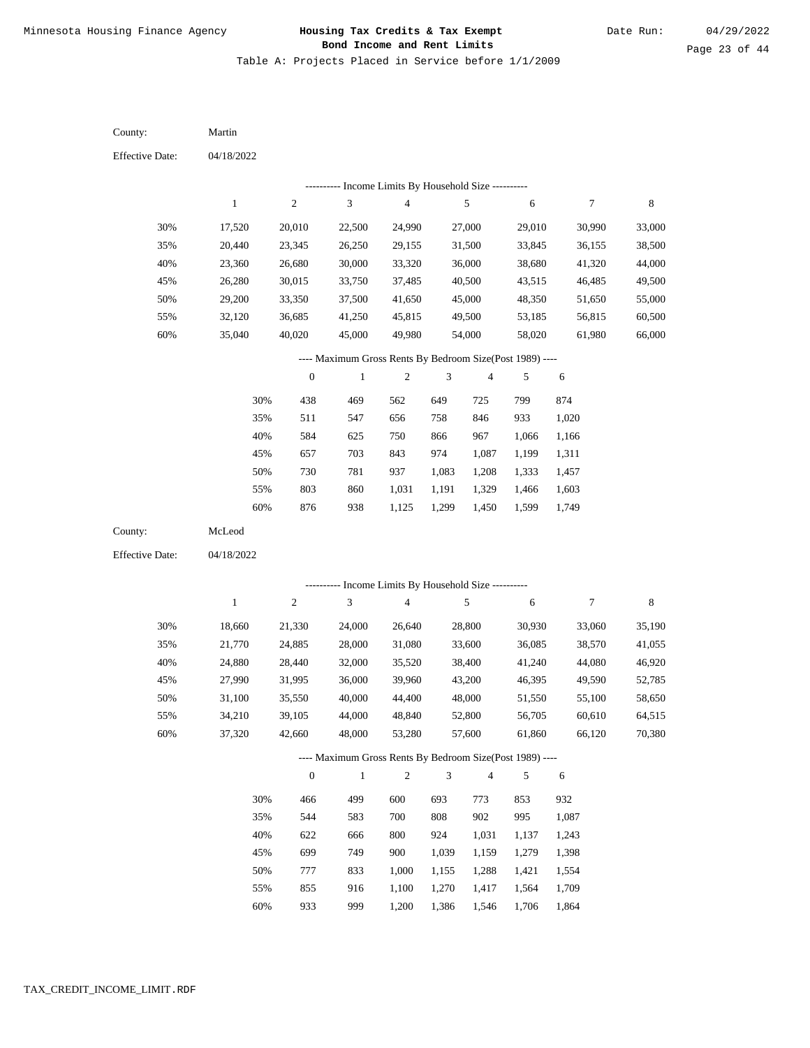Minnesota Housing Finance Agency

**Housing Tax Credits & Tax Exempt Bond Income and Rent Limits**

Date Run: 04/29/2022

Table A: Projects Placed in Service before 1/1/2009

County: Martin

Effective Date: 04/18/2022

---------- Income Limits By Household Size ----------

| | 1 | 2 | 3 | 4 | 5 | 6 | 7 | 8 |
|---|---|---|---|---|---|---|---|---|
| 30% | 17,520 | 20,010 | 22,500 | 24,990 | 27,000 | 29,010 | 30,990 | 33,000 |
| 35% | 20,440 | 23,345 | 26,250 | 29,155 | 31,500 | 33,845 | 36,155 | 38,500 |
| 40% | 23,360 | 26,680 | 30,000 | 33,320 | 36,000 | 38,680 | 41,320 | 44,000 |
| 45% | 26,280 | 30,015 | 33,750 | 37,485 | 40,500 | 43,515 | 46,485 | 49,500 |
| 50% | 29,200 | 33,350 | 37,500 | 41,650 | 45,000 | 48,350 | 51,650 | 55,000 |
| 55% | 32,120 | 36,685 | 41,250 | 45,815 | 49,500 | 53,185 | 56,815 | 60,500 |
| 60% | 35,040 | 40,020 | 45,000 | 49,980 | 54,000 | 58,020 | 61,980 | 66,000 |

---- Maximum Gross Rents By Bedroom Size(Post 1989) ----

| | 0 | 1 | 2 | 3 | 4 | 5 | 6 |
|---|---|---|---|---|---|---|---|
| 30% | 438 | 469 | 562 | 649 | 725 | 799 | 874 |
| 35% | 511 | 547 | 656 | 758 | 846 | 933 | 1,020 |
| 40% | 584 | 625 | 750 | 866 | 967 | 1,066 | 1,166 |
| 45% | 657 | 703 | 843 | 974 | 1,087 | 1,199 | 1,311 |
| 50% | 730 | 781 | 937 | 1,083 | 1,208 | 1,333 | 1,457 |
| 55% | 803 | 860 | 1,031 | 1,191 | 1,329 | 1,466 | 1,603 |
| 60% | 876 | 938 | 1,125 | 1,299 | 1,450 | 1,599 | 1,749 |

County: McLeod

Effective Date: 04/18/2022

---------- Income Limits By Household Size ----------

| | 1 | 2 | 3 | 4 | 5 | 6 | 7 | 8 |
|---|---|---|---|---|---|---|---|---|
| 30% | 18,660 | 21,330 | 24,000 | 26,640 | 28,800 | 30,930 | 33,060 | 35,190 |
| 35% | 21,770 | 24,885 | 28,000 | 31,080 | 33,600 | 36,085 | 38,570 | 41,055 |
| 40% | 24,880 | 28,440 | 32,000 | 35,520 | 38,400 | 41,240 | 44,080 | 46,920 |
| 45% | 27,990 | 31,995 | 36,000 | 39,960 | 43,200 | 46,395 | 49,590 | 52,785 |
| 50% | 31,100 | 35,550 | 40,000 | 44,400 | 48,000 | 51,550 | 55,100 | 58,650 |
| 55% | 34,210 | 39,105 | 44,000 | 48,840 | 52,800 | 56,705 | 60,610 | 64,515 |
| 60% | 37,320 | 42,660 | 48,000 | 53,280 | 57,600 | 61,860 | 66,120 | 70,380 |

---- Maximum Gross Rents By Bedroom Size(Post 1989) ----

| | 0 | 1 | 2 | 3 | 4 | 5 | 6 |
|---|---|---|---|---|---|---|---|
| 30% | 466 | 499 | 600 | 693 | 773 | 853 | 932 |
| 35% | 544 | 583 | 700 | 808 | 902 | 995 | 1,087 |
| 40% | 622 | 666 | 800 | 924 | 1,031 | 1,137 | 1,243 |
| 45% | 699 | 749 | 900 | 1,039 | 1,159 | 1,279 | 1,398 |
| 50% | 777 | 833 | 1,000 | 1,155 | 1,288 | 1,421 | 1,554 |
| 55% | 855 | 916 | 1,100 | 1,270 | 1,417 | 1,564 | 1,709 |
| 60% | 933 | 999 | 1,200 | 1,386 | 1,546 | 1,706 | 1,864 |

TAX_CREDIT_INCOME_LIMIT.RDF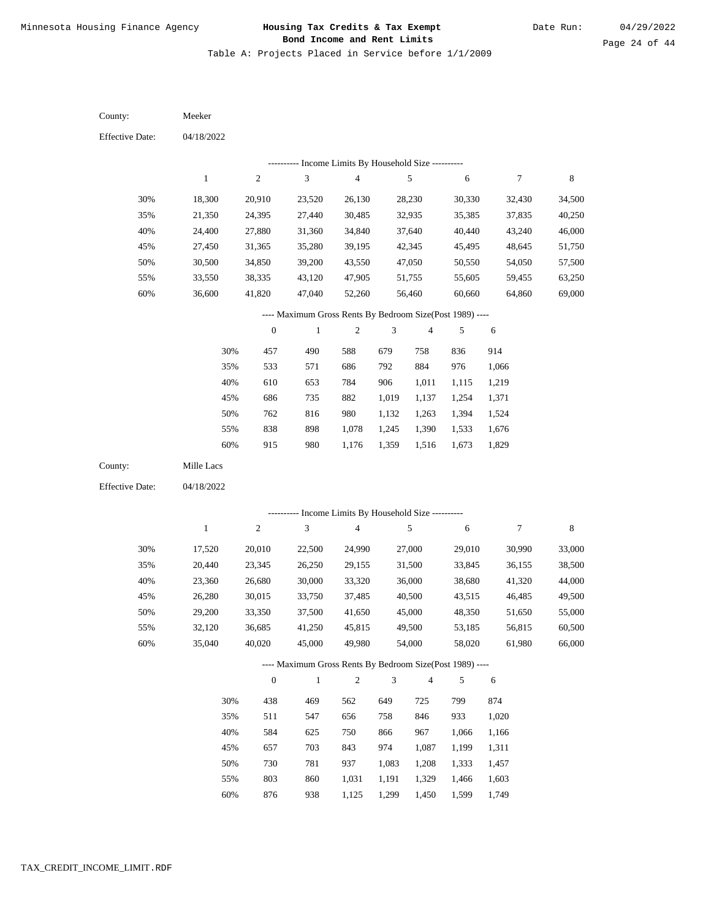Table A: Projects Placed in Service before 1/1/2009

County: Meeker

Effective Date: 04/18/2022

---------- Income Limits By Household Size ----------

| | 1 | 2 | 3 | 4 | 5 | 6 | 7 | 8 |
|---|---|---|---|---|---|---|---|---|
| 30% | 18,300 | 20,910 | 23,520 | 26,130 | 28,230 | 30,330 | 32,430 | 34,500 |
| 35% | 21,350 | 24,395 | 27,440 | 30,485 | 32,935 | 35,385 | 37,835 | 40,250 |
| 40% | 24,400 | 27,880 | 31,360 | 34,840 | 37,640 | 40,440 | 43,240 | 46,000 |
| 45% | 27,450 | 31,365 | 35,280 | 39,195 | 42,345 | 45,495 | 48,645 | 51,750 |
| 50% | 30,500 | 34,850 | 39,200 | 43,550 | 47,050 | 50,550 | 54,050 | 57,500 |
| 55% | 33,550 | 38,335 | 43,120 | 47,905 | 51,755 | 55,605 | 59,455 | 63,250 |
| 60% | 36,600 | 41,820 | 47,040 | 52,260 | 56,460 | 60,660 | 64,860 | 69,000 |

---- Maximum Gross Rents By Bedroom Size(Post 1989) ----

| | 0 | 1 | 2 | 3 | 4 | 5 | 6 |
|---|---|---|---|---|---|---|---|
| 30% | 457 | 490 | 588 | 679 | 758 | 836 | 914 |
| 35% | 533 | 571 | 686 | 792 | 884 | 976 | 1,066 |
| 40% | 610 | 653 | 784 | 906 | 1,011 | 1,115 | 1,219 |
| 45% | 686 | 735 | 882 | 1,019 | 1,137 | 1,254 | 1,371 |
| 50% | 762 | 816 | 980 | 1,132 | 1,263 | 1,394 | 1,524 |
| 55% | 838 | 898 | 1,078 | 1,245 | 1,390 | 1,533 | 1,676 |
| 60% | 915 | 980 | 1,176 | 1,359 | 1,516 | 1,673 | 1,829 |

County: Mille Lacs

Effective Date: 04/18/2022

---------- Income Limits By Household Size ----------

| | 1 | 2 | 3 | 4 | 5 | 6 | 7 | 8 |
|---|---|---|---|---|---|---|---|---|
| 30% | 17,520 | 20,010 | 22,500 | 24,990 | 27,000 | 29,010 | 30,990 | 33,000 |
| 35% | 20,440 | 23,345 | 26,250 | 29,155 | 31,500 | 33,845 | 36,155 | 38,500 |
| 40% | 23,360 | 26,680 | 30,000 | 33,320 | 36,000 | 38,680 | 41,320 | 44,000 |
| 45% | 26,280 | 30,015 | 33,750 | 37,485 | 40,500 | 43,515 | 46,485 | 49,500 |
| 50% | 29,200 | 33,350 | 37,500 | 41,650 | 45,000 | 48,350 | 51,650 | 55,000 |
| 55% | 32,120 | 36,685 | 41,250 | 45,815 | 49,500 | 53,185 | 56,815 | 60,500 |
| 60% | 35,040 | 40,020 | 45,000 | 49,980 | 54,000 | 58,020 | 61,980 | 66,000 |

---- Maximum Gross Rents By Bedroom Size(Post 1989) ----

| | 0 | 1 | 2 | 3 | 4 | 5 | 6 |
|---|---|---|---|---|---|---|---|
| 30% | 438 | 469 | 562 | 649 | 725 | 799 | 874 |
| 35% | 511 | 547 | 656 | 758 | 846 | 933 | 1,020 |
| 40% | 584 | 625 | 750 | 866 | 967 | 1,066 | 1,166 |
| 45% | 657 | 703 | 843 | 974 | 1,087 | 1,199 | 1,311 |
| 50% | 730 | 781 | 937 | 1,083 | 1,208 | 1,333 | 1,457 |
| 55% | 803 | 860 | 1,031 | 1,191 | 1,329 | 1,466 | 1,603 |
| 60% | 876 | 938 | 1,125 | 1,299 | 1,450 | 1,599 | 1,749 |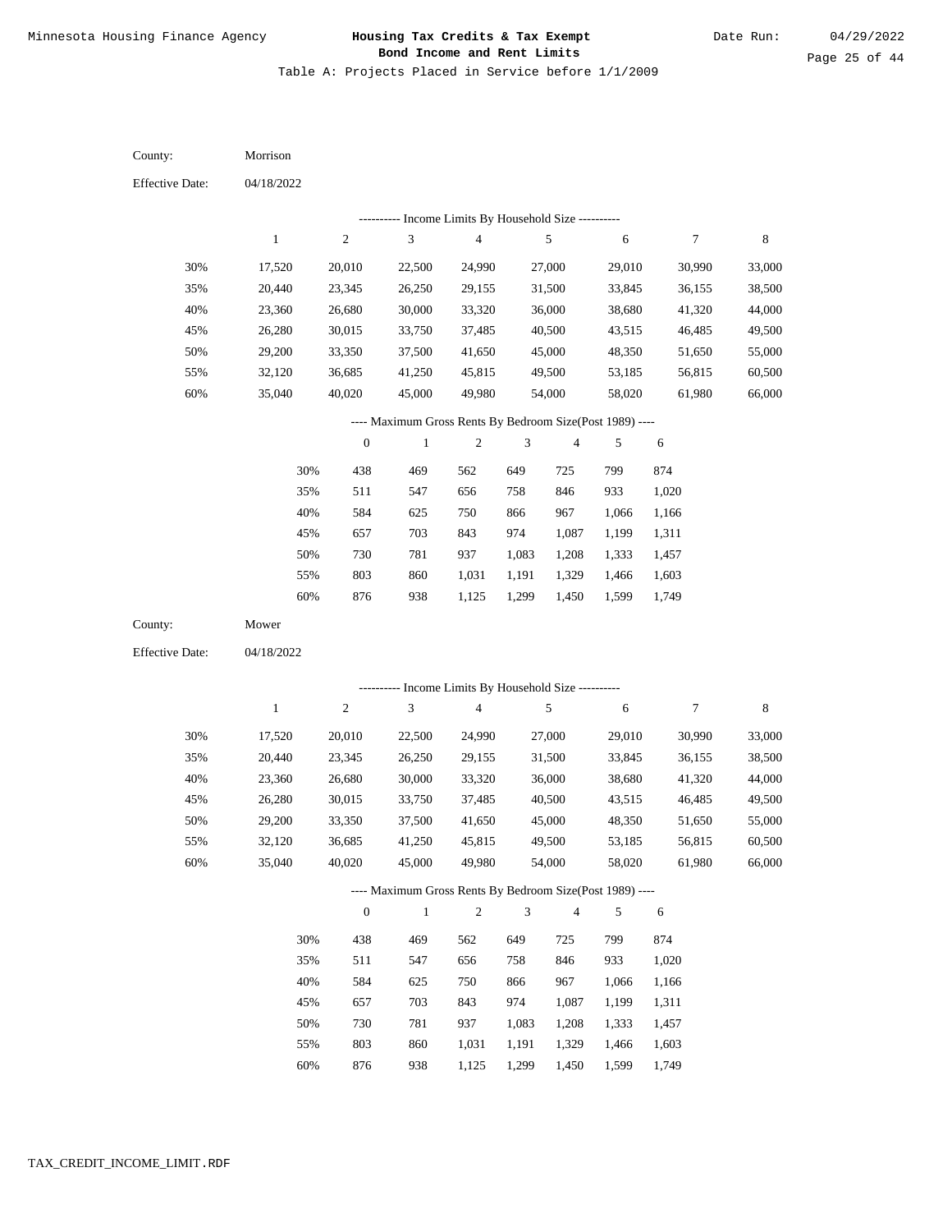Table A: Projects Placed in Service before 1/1/2009

County: Morrison

Effective Date: 04/18/2022

---------- Income Limits By Household Size ----------

|  | 1 | 2 | 3 | 4 | 5 | 6 | 7 | 8 |
|---|---|---|---|---|---|---|---|---|
| 30% | 17,520 | 20,010 | 22,500 | 24,990 | 27,000 | 29,010 | 30,990 | 33,000 |
| 35% | 20,440 | 23,345 | 26,250 | 29,155 | 31,500 | 33,845 | 36,155 | 38,500 |
| 40% | 23,360 | 26,680 | 30,000 | 33,320 | 36,000 | 38,680 | 41,320 | 44,000 |
| 45% | 26,280 | 30,015 | 33,750 | 37,485 | 40,500 | 43,515 | 46,485 | 49,500 |
| 50% | 29,200 | 33,350 | 37,500 | 41,650 | 45,000 | 48,350 | 51,650 | 55,000 |
| 55% | 32,120 | 36,685 | 41,250 | 45,815 | 49,500 | 53,185 | 56,815 | 60,500 |
| 60% | 35,040 | 40,020 | 45,000 | 49,980 | 54,000 | 58,020 | 61,980 | 66,000 |

---- Maximum Gross Rents By Bedroom Size(Post 1989) ----

|  | 0 | 1 | 2 | 3 | 4 | 5 | 6 |
|---|---|---|---|---|---|---|---|
| 30% | 438 | 469 | 562 | 649 | 725 | 799 | 874 |
| 35% | 511 | 547 | 656 | 758 | 846 | 933 | 1,020 |
| 40% | 584 | 625 | 750 | 866 | 967 | 1,066 | 1,166 |
| 45% | 657 | 703 | 843 | 974 | 1,087 | 1,199 | 1,311 |
| 50% | 730 | 781 | 937 | 1,083 | 1,208 | 1,333 | 1,457 |
| 55% | 803 | 860 | 1,031 | 1,191 | 1,329 | 1,466 | 1,603 |
| 60% | 876 | 938 | 1,125 | 1,299 | 1,450 | 1,599 | 1,749 |

County: Mower

Effective Date: 04/18/2022

---------- Income Limits By Household Size ----------

|  | 1 | 2 | 3 | 4 | 5 | 6 | 7 | 8 |
|---|---|---|---|---|---|---|---|---|
| 30% | 17,520 | 20,010 | 22,500 | 24,990 | 27,000 | 29,010 | 30,990 | 33,000 |
| 35% | 20,440 | 23,345 | 26,250 | 29,155 | 31,500 | 33,845 | 36,155 | 38,500 |
| 40% | 23,360 | 26,680 | 30,000 | 33,320 | 36,000 | 38,680 | 41,320 | 44,000 |
| 45% | 26,280 | 30,015 | 33,750 | 37,485 | 40,500 | 43,515 | 46,485 | 49,500 |
| 50% | 29,200 | 33,350 | 37,500 | 41,650 | 45,000 | 48,350 | 51,650 | 55,000 |
| 55% | 32,120 | 36,685 | 41,250 | 45,815 | 49,500 | 53,185 | 56,815 | 60,500 |
| 60% | 35,040 | 40,020 | 45,000 | 49,980 | 54,000 | 58,020 | 61,980 | 66,000 |

---- Maximum Gross Rents By Bedroom Size(Post 1989) ----

|  | 0 | 1 | 2 | 3 | 4 | 5 | 6 |
|---|---|---|---|---|---|---|---|
| 30% | 438 | 469 | 562 | 649 | 725 | 799 | 874 |
| 35% | 511 | 547 | 656 | 758 | 846 | 933 | 1,020 |
| 40% | 584 | 625 | 750 | 866 | 967 | 1,066 | 1,166 |
| 45% | 657 | 703 | 843 | 974 | 1,087 | 1,199 | 1,311 |
| 50% | 730 | 781 | 937 | 1,083 | 1,208 | 1,333 | 1,457 |
| 55% | 803 | 860 | 1,031 | 1,191 | 1,329 | 1,466 | 1,603 |
| 60% | 876 | 938 | 1,125 | 1,299 | 1,450 | 1,599 | 1,749 |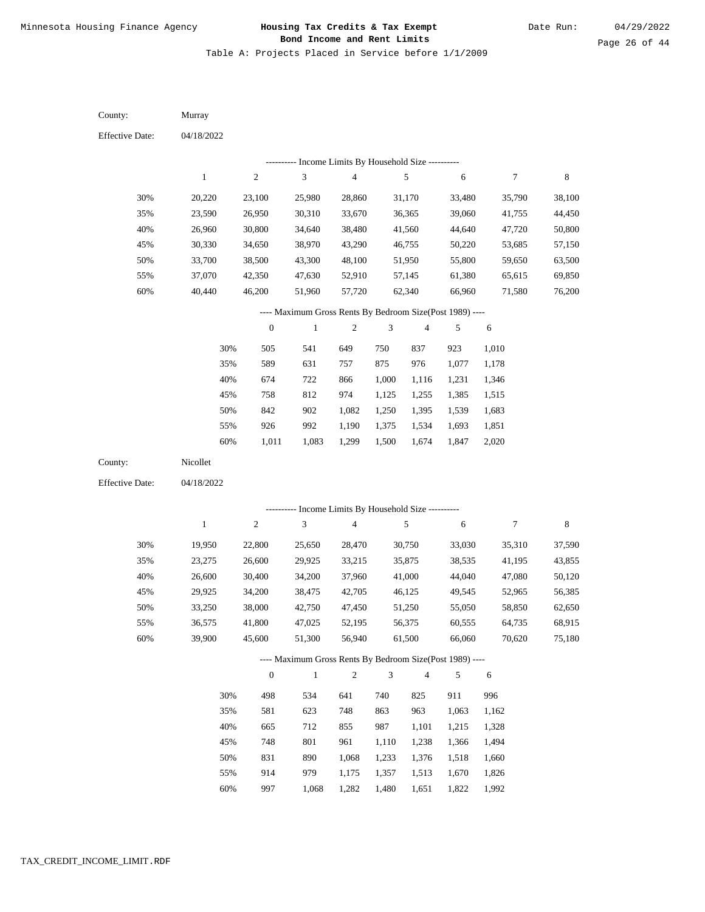Table A: Projects Placed in Service before 1/1/2009

County: Murray

Effective Date: 04/18/2022

---------- Income Limits By Household Size ----------

| | 1 | 2 | 3 | 4 | 5 | 6 | 7 | 8 |
|---|---|---|---|---|---|---|---|---|
| 30% | 20,220 | 23,100 | 25,980 | 28,860 | 31,170 | 33,480 | 35,790 | 38,100 |
| 35% | 23,590 | 26,950 | 30,310 | 33,670 | 36,365 | 39,060 | 41,755 | 44,450 |
| 40% | 26,960 | 30,800 | 34,640 | 38,480 | 41,560 | 44,640 | 47,720 | 50,800 |
| 45% | 30,330 | 34,650 | 38,970 | 43,290 | 46,755 | 50,220 | 53,685 | 57,150 |
| 50% | 33,700 | 38,500 | 43,300 | 48,100 | 51,950 | 55,800 | 59,650 | 63,500 |
| 55% | 37,070 | 42,350 | 47,630 | 52,910 | 57,145 | 61,380 | 65,615 | 69,850 |
| 60% | 40,440 | 46,200 | 51,960 | 57,720 | 62,340 | 66,960 | 71,580 | 76,200 |

---- Maximum Gross Rents By Bedroom Size(Post 1989) ----

| | 0 | 1 | 2 | 3 | 4 | 5 | 6 |
|---|---|---|---|---|---|---|---|
| 30% | 505 | 541 | 649 | 750 | 837 | 923 | 1,010 |
| 35% | 589 | 631 | 757 | 875 | 976 | 1,077 | 1,178 |
| 40% | 674 | 722 | 866 | 1,000 | 1,116 | 1,231 | 1,346 |
| 45% | 758 | 812 | 974 | 1,125 | 1,255 | 1,385 | 1,515 |
| 50% | 842 | 902 | 1,082 | 1,250 | 1,395 | 1,539 | 1,683 |
| 55% | 926 | 992 | 1,190 | 1,375 | 1,534 | 1,693 | 1,851 |
| 60% | 1,011 | 1,083 | 1,299 | 1,500 | 1,674 | 1,847 | 2,020 |

County: Nicollet

Effective Date: 04/18/2022

---------- Income Limits By Household Size ----------

| | 1 | 2 | 3 | 4 | 5 | 6 | 7 | 8 |
|---|---|---|---|---|---|---|---|---|
| 30% | 19,950 | 22,800 | 25,650 | 28,470 | 30,750 | 33,030 | 35,310 | 37,590 |
| 35% | 23,275 | 26,600 | 29,925 | 33,215 | 35,875 | 38,535 | 41,195 | 43,855 |
| 40% | 26,600 | 30,400 | 34,200 | 37,960 | 41,000 | 44,040 | 47,080 | 50,120 |
| 45% | 29,925 | 34,200 | 38,475 | 42,705 | 46,125 | 49,545 | 52,965 | 56,385 |
| 50% | 33,250 | 38,000 | 42,750 | 47,450 | 51,250 | 55,050 | 58,850 | 62,650 |
| 55% | 36,575 | 41,800 | 47,025 | 52,195 | 56,375 | 60,555 | 64,735 | 68,915 |
| 60% | 39,900 | 45,600 | 51,300 | 56,940 | 61,500 | 66,060 | 70,620 | 75,180 |

---- Maximum Gross Rents By Bedroom Size(Post 1989) ----

| | 0 | 1 | 2 | 3 | 4 | 5 | 6 |
|---|---|---|---|---|---|---|---|
| 30% | 498 | 534 | 641 | 740 | 825 | 911 | 996 |
| 35% | 581 | 623 | 748 | 863 | 963 | 1,063 | 1,162 |
| 40% | 665 | 712 | 855 | 987 | 1,101 | 1,215 | 1,328 |
| 45% | 748 | 801 | 961 | 1,110 | 1,238 | 1,366 | 1,494 |
| 50% | 831 | 890 | 1,068 | 1,233 | 1,376 | 1,518 | 1,660 |
| 55% | 914 | 979 | 1,175 | 1,357 | 1,513 | 1,670 | 1,826 |
| 60% | 997 | 1,068 | 1,282 | 1,480 | 1,651 | 1,822 | 1,992 |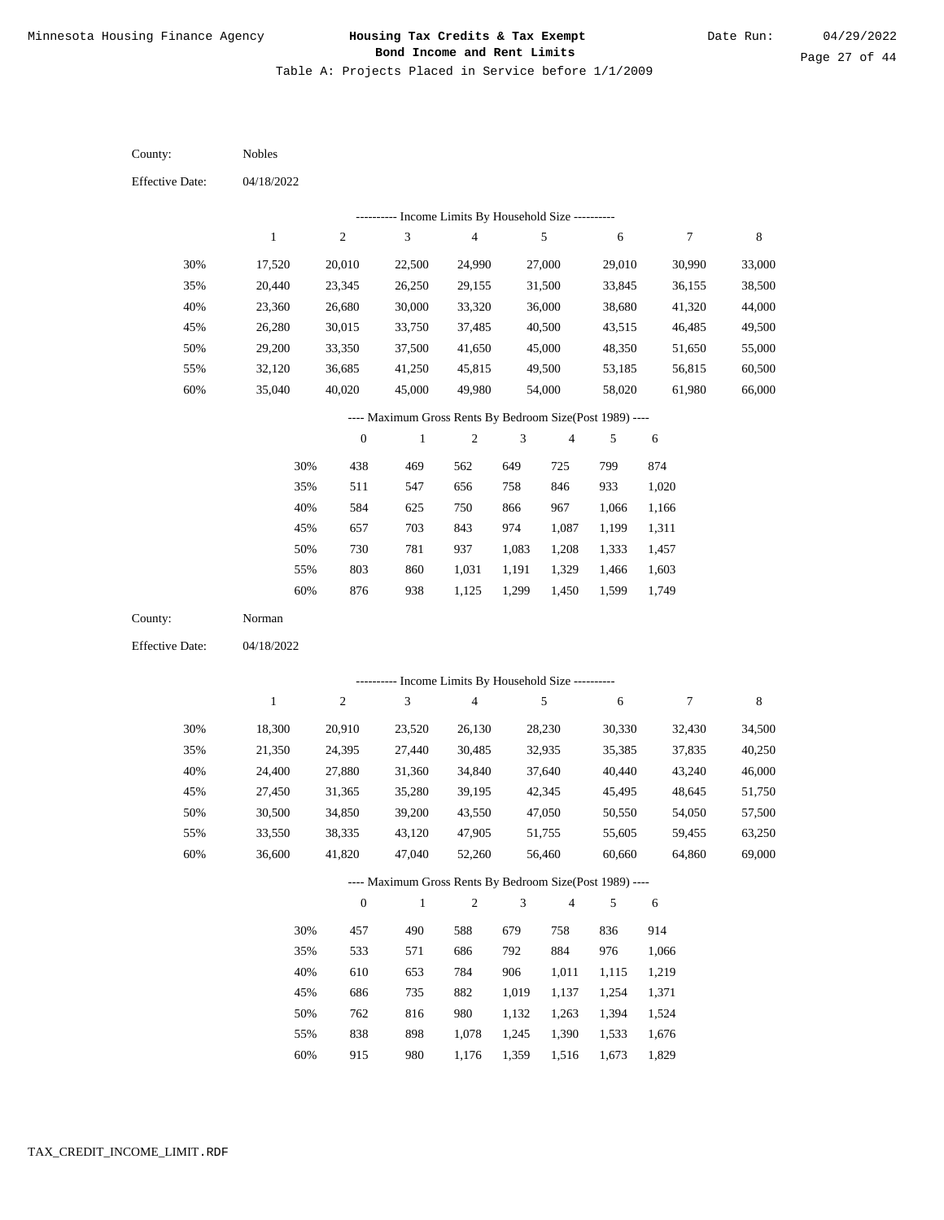Minnesota Housing Finance Agency

**Housing Tax Credits & Tax Exempt Bond Income and Rent Limits**

Date Run: 04/29/2022

Table A: Projects Placed in Service before 1/1/2009

County: Nobles

Effective Date: 04/18/2022

---------- Income Limits By Household Size ----------

| | 1 | 2 | 3 | 4 | 5 | 6 | 7 | 8 |
|---|---|---|---|---|---|---|---|---|
| 30% | 17,520 | 20,010 | 22,500 | 24,990 | 27,000 | 29,010 | 30,990 | 33,000 |
| 35% | 20,440 | 23,345 | 26,250 | 29,155 | 31,500 | 33,845 | 36,155 | 38,500 |
| 40% | 23,360 | 26,680 | 30,000 | 33,320 | 36,000 | 38,680 | 41,320 | 44,000 |
| 45% | 26,280 | 30,015 | 33,750 | 37,485 | 40,500 | 43,515 | 46,485 | 49,500 |
| 50% | 29,200 | 33,350 | 37,500 | 41,650 | 45,000 | 48,350 | 51,650 | 55,000 |
| 55% | 32,120 | 36,685 | 41,250 | 45,815 | 49,500 | 53,185 | 56,815 | 60,500 |
| 60% | 35,040 | 40,020 | 45,000 | 49,980 | 54,000 | 58,020 | 61,980 | 66,000 |

---- Maximum Gross Rents By Bedroom Size(Post 1989) ----

| | 0 | 1 | 2 | 3 | 4 | 5 | 6 |
|---|---|---|---|---|---|---|---|
| 30% | 438 | 469 | 562 | 649 | 725 | 799 | 874 |
| 35% | 511 | 547 | 656 | 758 | 846 | 933 | 1,020 |
| 40% | 584 | 625 | 750 | 866 | 967 | 1,066 | 1,166 |
| 45% | 657 | 703 | 843 | 974 | 1,087 | 1,199 | 1,311 |
| 50% | 730 | 781 | 937 | 1,083 | 1,208 | 1,333 | 1,457 |
| 55% | 803 | 860 | 1,031 | 1,191 | 1,329 | 1,466 | 1,603 |
| 60% | 876 | 938 | 1,125 | 1,299 | 1,450 | 1,599 | 1,749 |

County: Norman

Effective Date: 04/18/2022

---------- Income Limits By Household Size ----------

| | 1 | 2 | 3 | 4 | 5 | 6 | 7 | 8 |
|---|---|---|---|---|---|---|---|---|
| 30% | 18,300 | 20,910 | 23,520 | 26,130 | 28,230 | 30,330 | 32,430 | 34,500 |
| 35% | 21,350 | 24,395 | 27,440 | 30,485 | 32,935 | 35,385 | 37,835 | 40,250 |
| 40% | 24,400 | 27,880 | 31,360 | 34,840 | 37,640 | 40,440 | 43,240 | 46,000 |
| 45% | 27,450 | 31,365 | 35,280 | 39,195 | 42,345 | 45,495 | 48,645 | 51,750 |
| 50% | 30,500 | 34,850 | 39,200 | 43,550 | 47,050 | 50,550 | 54,050 | 57,500 |
| 55% | 33,550 | 38,335 | 43,120 | 47,905 | 51,755 | 55,605 | 59,455 | 63,250 |
| 60% | 36,600 | 41,820 | 47,040 | 52,260 | 56,460 | 60,660 | 64,860 | 69,000 |

---- Maximum Gross Rents By Bedroom Size(Post 1989) ----

| | 0 | 1 | 2 | 3 | 4 | 5 | 6 |
|---|---|---|---|---|---|---|---|
| 30% | 457 | 490 | 588 | 679 | 758 | 836 | 914 |
| 35% | 533 | 571 | 686 | 792 | 884 | 976 | 1,066 |
| 40% | 610 | 653 | 784 | 906 | 1,011 | 1,115 | 1,219 |
| 45% | 686 | 735 | 882 | 1,019 | 1,137 | 1,254 | 1,371 |
| 50% | 762 | 816 | 980 | 1,132 | 1,263 | 1,394 | 1,524 |
| 55% | 838 | 898 | 1,078 | 1,245 | 1,390 | 1,533 | 1,676 |
| 60% | 915 | 980 | 1,176 | 1,359 | 1,516 | 1,673 | 1,829 |

TAX_CREDIT_INCOME_LIMIT.RDF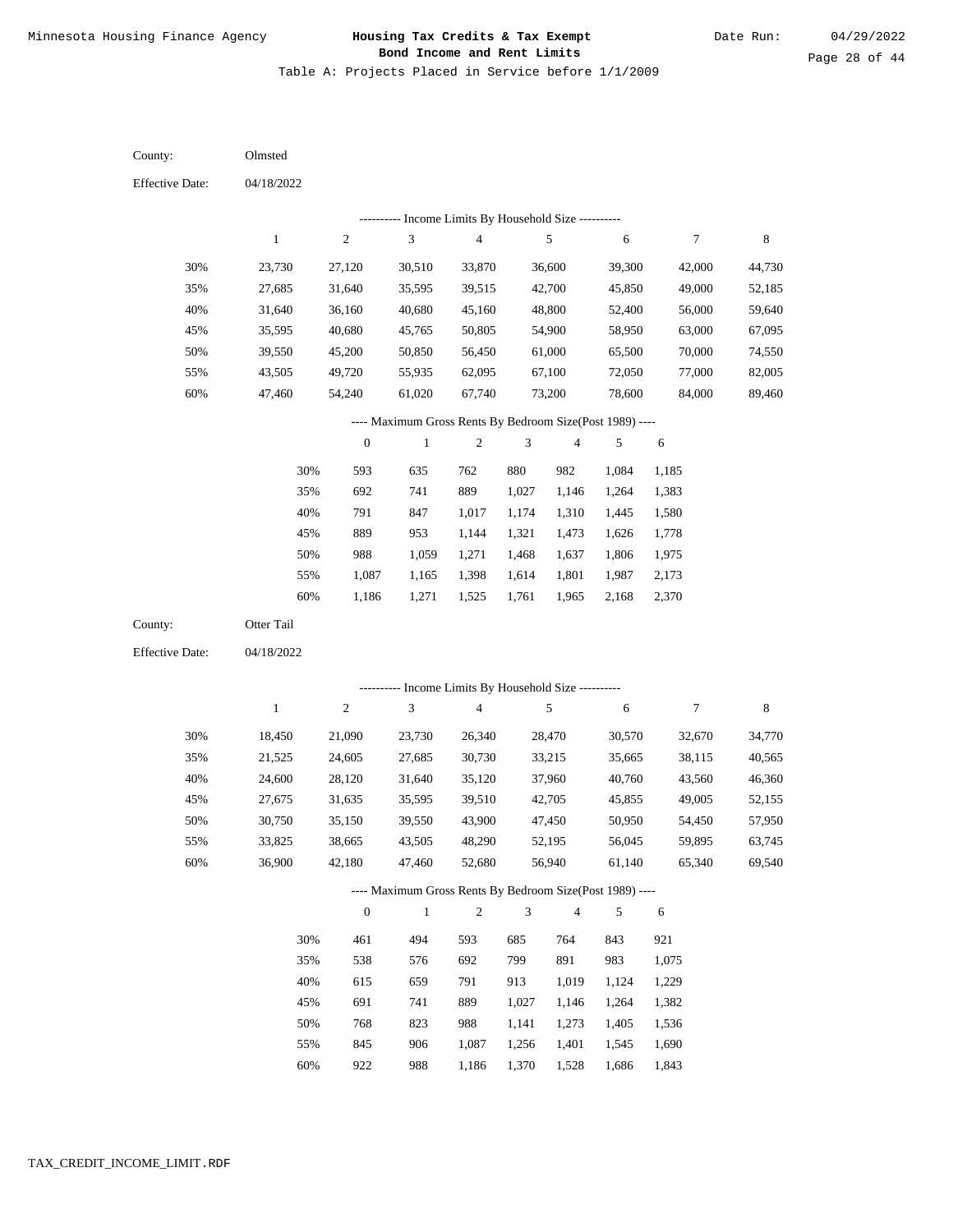Minnesota Housing Finance Agency

**Housing Tax Credits & Tax Exempt Bond Income and Rent Limits**

Date Run: 04/29/2022

Table A: Projects Placed in Service before 1/1/2009

County: Olmsted

Effective Date: 04/18/2022

---------- Income Limits By Household Size ----------

| | 1 | 2 | 3 | 4 | 5 | 6 | 7 | 8 |
|---|---|---|---|---|---|---|---|---|
| 30% | 23,730 | 27,120 | 30,510 | 33,870 | 36,600 | 39,300 | 42,000 | 44,730 |
| 35% | 27,685 | 31,640 | 35,595 | 39,515 | 42,700 | 45,850 | 49,000 | 52,185 |
| 40% | 31,640 | 36,160 | 40,680 | 45,160 | 48,800 | 52,400 | 56,000 | 59,640 |
| 45% | 35,595 | 40,680 | 45,765 | 50,805 | 54,900 | 58,950 | 63,000 | 67,095 |
| 50% | 39,550 | 45,200 | 50,850 | 56,450 | 61,000 | 65,500 | 70,000 | 74,550 |
| 55% | 43,505 | 49,720 | 55,935 | 62,095 | 67,100 | 72,050 | 77,000 | 82,005 |
| 60% | 47,460 | 54,240 | 61,020 | 67,740 | 73,200 | 78,600 | 84,000 | 89,460 |

---- Maximum Gross Rents By Bedroom Size(Post 1989) ----

| | 0 | 1 | 2 | 3 | 4 | 5 | 6 |
|---|---|---|---|---|---|---|---|
| 30% | 593 | 635 | 762 | 880 | 982 | 1,084 | 1,185 |
| 35% | 692 | 741 | 889 | 1,027 | 1,146 | 1,264 | 1,383 |
| 40% | 791 | 847 | 1,017 | 1,174 | 1,310 | 1,445 | 1,580 |
| 45% | 889 | 953 | 1,144 | 1,321 | 1,473 | 1,626 | 1,778 |
| 50% | 988 | 1,059 | 1,271 | 1,468 | 1,637 | 1,806 | 1,975 |
| 55% | 1,087 | 1,165 | 1,398 | 1,614 | 1,801 | 1,987 | 2,173 |
| 60% | 1,186 | 1,271 | 1,525 | 1,761 | 1,965 | 2,168 | 2,370 |

County: Otter Tail

Effective Date: 04/18/2022

---------- Income Limits By Household Size ----------

| | 1 | 2 | 3 | 4 | 5 | 6 | 7 | 8 |
|---|---|---|---|---|---|---|---|---|
| 30% | 18,450 | 21,090 | 23,730 | 26,340 | 28,470 | 30,570 | 32,670 | 34,770 |
| 35% | 21,525 | 24,605 | 27,685 | 30,730 | 33,215 | 35,665 | 38,115 | 40,565 |
| 40% | 24,600 | 28,120 | 31,640 | 35,120 | 37,960 | 40,760 | 43,560 | 46,360 |
| 45% | 27,675 | 31,635 | 35,595 | 39,510 | 42,705 | 45,855 | 49,005 | 52,155 |
| 50% | 30,750 | 35,150 | 39,550 | 43,900 | 47,450 | 50,950 | 54,450 | 57,950 |
| 55% | 33,825 | 38,665 | 43,505 | 48,290 | 52,195 | 56,045 | 59,895 | 63,745 |
| 60% | 36,900 | 42,180 | 47,460 | 52,680 | 56,940 | 61,140 | 65,340 | 69,540 |

---- Maximum Gross Rents By Bedroom Size(Post 1989) ----

| | 0 | 1 | 2 | 3 | 4 | 5 | 6 |
|---|---|---|---|---|---|---|---|
| 30% | 461 | 494 | 593 | 685 | 764 | 843 | 921 |
| 35% | 538 | 576 | 692 | 799 | 891 | 983 | 1,075 |
| 40% | 615 | 659 | 791 | 913 | 1,019 | 1,124 | 1,229 |
| 45% | 691 | 741 | 889 | 1,027 | 1,146 | 1,264 | 1,382 |
| 50% | 768 | 823 | 988 | 1,141 | 1,273 | 1,405 | 1,536 |
| 55% | 845 | 906 | 1,087 | 1,256 | 1,401 | 1,545 | 1,690 |
| 60% | 922 | 988 | 1,186 | 1,370 | 1,528 | 1,686 | 1,843 |

TAX_CREDIT_INCOME_LIMIT.RDF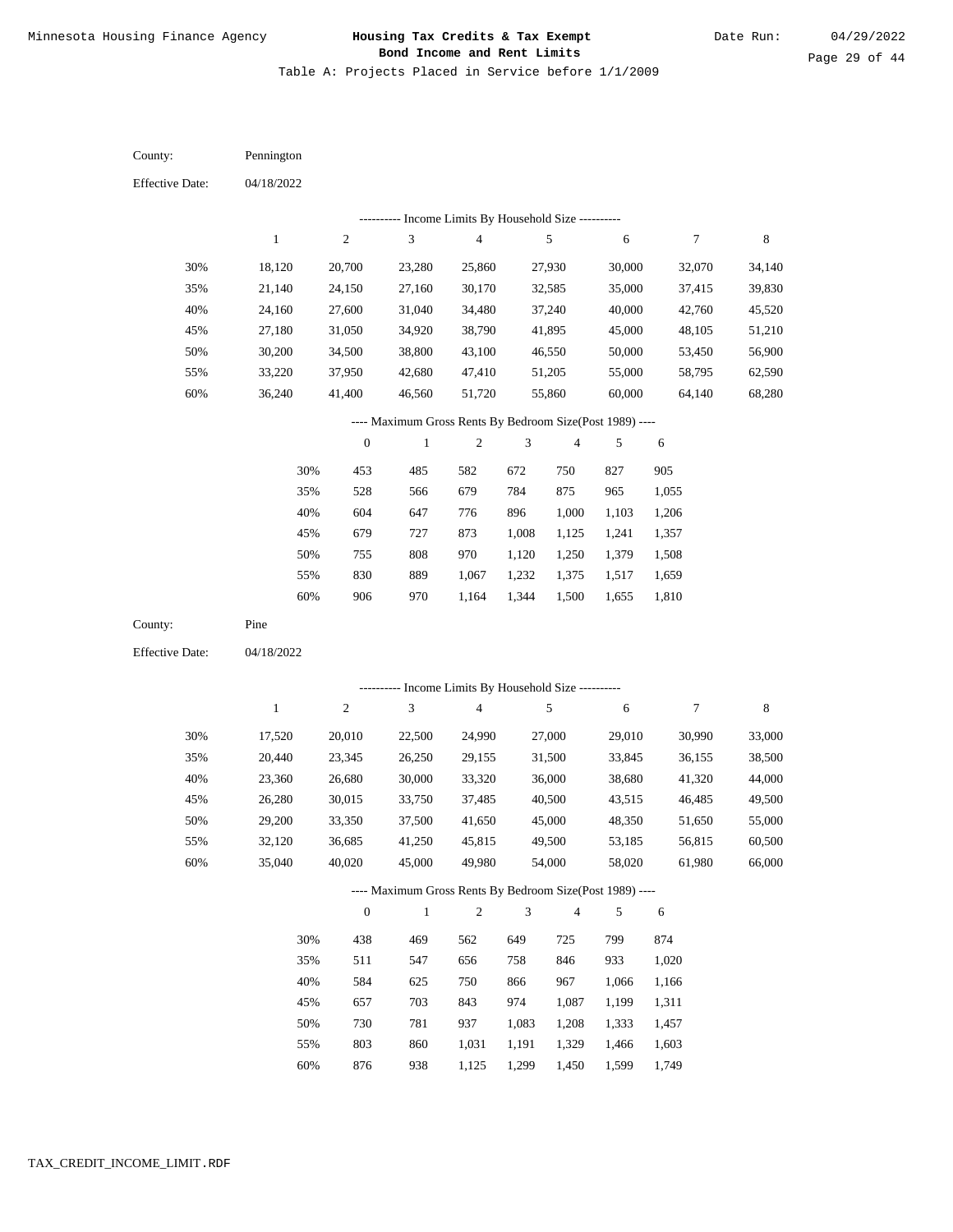# Housing Tax Credits & Tax Exempt Bond Income and Rent Limits

Table A: Projects Placed in Service before 1/1/2009

County: Pennington

Effective Date: 04/18/2022

---------- Income Limits By Household Size ----------

| | 1 | 2 | 3 | 4 | 5 | 6 | 7 | 8 |
|---|---|---|---|---|---|---|---|---|
| 30% | 18,120 | 20,700 | 23,280 | 25,860 | 27,930 | 30,000 | 32,070 | 34,140 |
| 35% | 21,140 | 24,150 | 27,160 | 30,170 | 32,585 | 35,000 | 37,415 | 39,830 |
| 40% | 24,160 | 27,600 | 31,040 | 34,480 | 37,240 | 40,000 | 42,760 | 45,520 |
| 45% | 27,180 | 31,050 | 34,920 | 38,790 | 41,895 | 45,000 | 48,105 | 51,210 |
| 50% | 30,200 | 34,500 | 38,800 | 43,100 | 46,550 | 50,000 | 53,450 | 56,900 |
| 55% | 33,220 | 37,950 | 42,680 | 47,410 | 51,205 | 55,000 | 58,795 | 62,590 |
| 60% | 36,240 | 41,400 | 46,560 | 51,720 | 55,860 | 60,000 | 64,140 | 68,280 |

---- Maximum Gross Rents By Bedroom Size(Post 1989) ----

| | 0 | 1 | 2 | 3 | 4 | 5 | 6 |
|---|---|---|---|---|---|---|---|
| 30% | 453 | 485 | 582 | 672 | 750 | 827 | 905 |
| 35% | 528 | 566 | 679 | 784 | 875 | 965 | 1,055 |
| 40% | 604 | 647 | 776 | 896 | 1,000 | 1,103 | 1,206 |
| 45% | 679 | 727 | 873 | 1,008 | 1,125 | 1,241 | 1,357 |
| 50% | 755 | 808 | 970 | 1,120 | 1,250 | 1,379 | 1,508 |
| 55% | 830 | 889 | 1,067 | 1,232 | 1,375 | 1,517 | 1,659 |
| 60% | 906 | 970 | 1,164 | 1,344 | 1,500 | 1,655 | 1,810 |

County: Pine

Effective Date: 04/18/2022

---------- Income Limits By Household Size ----------

| | 1 | 2 | 3 | 4 | 5 | 6 | 7 | 8 |
|---|---|---|---|---|---|---|---|---|
| 30% | 17,520 | 20,010 | 22,500 | 24,990 | 27,000 | 29,010 | 30,990 | 33,000 |
| 35% | 20,440 | 23,345 | 26,250 | 29,155 | 31,500 | 33,845 | 36,155 | 38,500 |
| 40% | 23,360 | 26,680 | 30,000 | 33,320 | 36,000 | 38,680 | 41,320 | 44,000 |
| 45% | 26,280 | 30,015 | 33,750 | 37,485 | 40,500 | 43,515 | 46,485 | 49,500 |
| 50% | 29,200 | 33,350 | 37,500 | 41,650 | 45,000 | 48,350 | 51,650 | 55,000 |
| 55% | 32,120 | 36,685 | 41,250 | 45,815 | 49,500 | 53,185 | 56,815 | 60,500 |
| 60% | 35,040 | 40,020 | 45,000 | 49,980 | 54,000 | 58,020 | 61,980 | 66,000 |

---- Maximum Gross Rents By Bedroom Size(Post 1989) ----

| | 0 | 1 | 2 | 3 | 4 | 5 | 6 |
|---|---|---|---|---|---|---|---|
| 30% | 438 | 469 | 562 | 649 | 725 | 799 | 874 |
| 35% | 511 | 547 | 656 | 758 | 846 | 933 | 1,020 |
| 40% | 584 | 625 | 750 | 866 | 967 | 1,066 | 1,166 |
| 45% | 657 | 703 | 843 | 974 | 1,087 | 1,199 | 1,311 |
| 50% | 730 | 781 | 937 | 1,083 | 1,208 | 1,333 | 1,457 |
| 55% | 803 | 860 | 1,031 | 1,191 | 1,329 | 1,466 | 1,603 |
| 60% | 876 | 938 | 1,125 | 1,299 | 1,450 | 1,599 | 1,749 |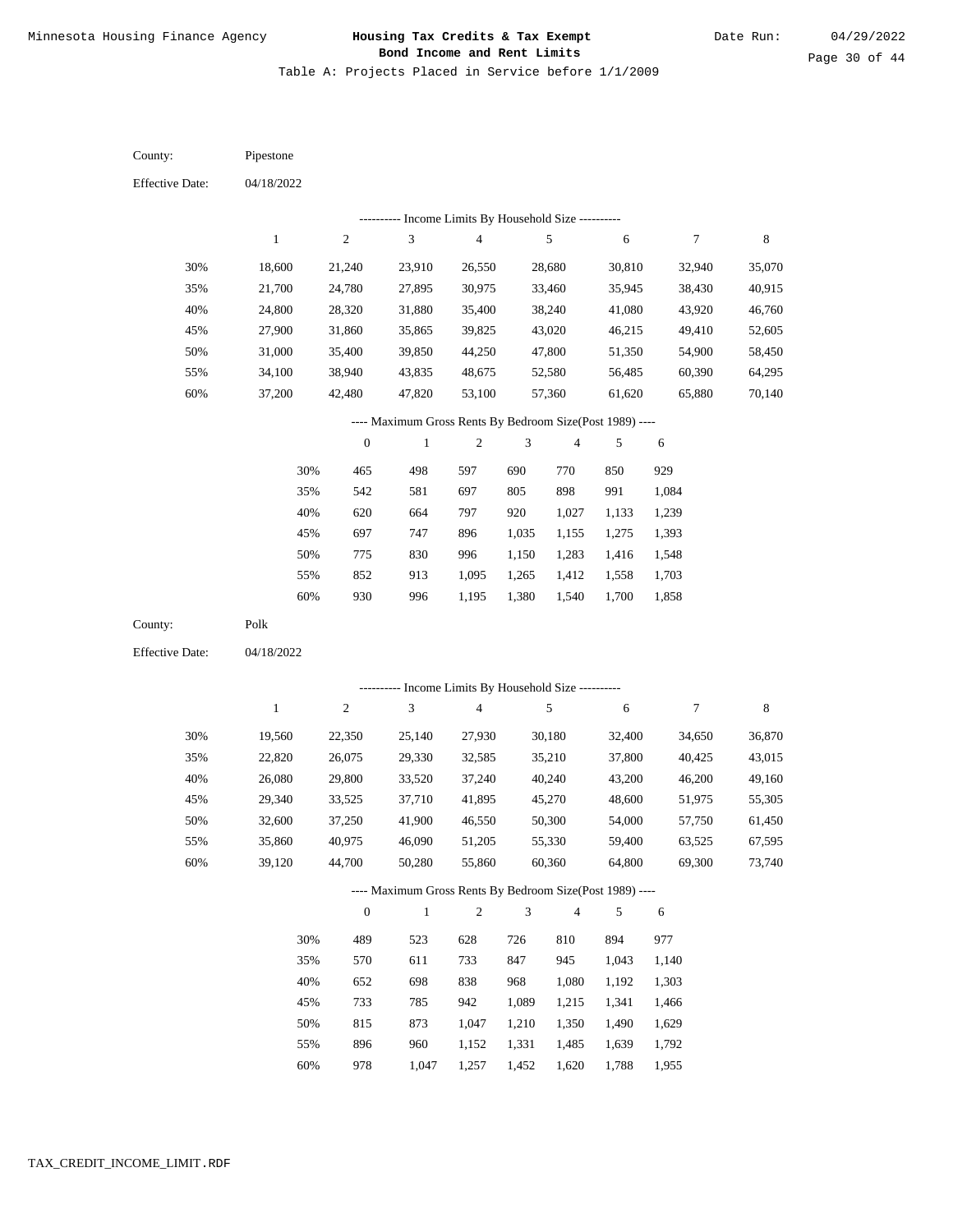Table A: Projects Placed in Service before 1/1/2009

County: Pipestone

Effective Date: 04/18/2022

---------- Income Limits By Household Size ----------

| | 1 | 2 | 3 | 4 | 5 | 6 | 7 | 8 |
|---|---|---|---|---|---|---|---|---|
| 30% | 18,600 | 21,240 | 23,910 | 26,550 | 28,680 | 30,810 | 32,940 | 35,070 |
| 35% | 21,700 | 24,780 | 27,895 | 30,975 | 33,460 | 35,945 | 38,430 | 40,915 |
| 40% | 24,800 | 28,320 | 31,880 | 35,400 | 38,240 | 41,080 | 43,920 | 46,760 |
| 45% | 27,900 | 31,860 | 35,865 | 39,825 | 43,020 | 46,215 | 49,410 | 52,605 |
| 50% | 31,000 | 35,400 | 39,850 | 44,250 | 47,800 | 51,350 | 54,900 | 58,450 |
| 55% | 34,100 | 38,940 | 43,835 | 48,675 | 52,580 | 56,485 | 60,390 | 64,295 |
| 60% | 37,200 | 42,480 | 47,820 | 53,100 | 57,360 | 61,620 | 65,880 | 70,140 |

---- Maximum Gross Rents By Bedroom Size(Post 1989) ----

| | 0 | 1 | 2 | 3 | 4 | 5 | 6 |
|---|---|---|---|---|---|---|---|
| 30% | 465 | 498 | 597 | 690 | 770 | 850 | 929 |
| 35% | 542 | 581 | 697 | 805 | 898 | 991 | 1,084 |
| 40% | 620 | 664 | 797 | 920 | 1,027 | 1,133 | 1,239 |
| 45% | 697 | 747 | 896 | 1,035 | 1,155 | 1,275 | 1,393 |
| 50% | 775 | 830 | 996 | 1,150 | 1,283 | 1,416 | 1,548 |
| 55% | 852 | 913 | 1,095 | 1,265 | 1,412 | 1,558 | 1,703 |
| 60% | 930 | 996 | 1,195 | 1,380 | 1,540 | 1,700 | 1,858 |

County: Polk

Effective Date: 04/18/2022

---------- Income Limits By Household Size ----------

| | 1 | 2 | 3 | 4 | 5 | 6 | 7 | 8 |
|---|---|---|---|---|---|---|---|---|
| 30% | 19,560 | 22,350 | 25,140 | 27,930 | 30,180 | 32,400 | 34,650 | 36,870 |
| 35% | 22,820 | 26,075 | 29,330 | 32,585 | 35,210 | 37,800 | 40,425 | 43,015 |
| 40% | 26,080 | 29,800 | 33,520 | 37,240 | 40,240 | 43,200 | 46,200 | 49,160 |
| 45% | 29,340 | 33,525 | 37,710 | 41,895 | 45,270 | 48,600 | 51,975 | 55,305 |
| 50% | 32,600 | 37,250 | 41,900 | 46,550 | 50,300 | 54,000 | 57,750 | 61,450 |
| 55% | 35,860 | 40,975 | 46,090 | 51,205 | 55,330 | 59,400 | 63,525 | 67,595 |
| 60% | 39,120 | 44,700 | 50,280 | 55,860 | 60,360 | 64,800 | 69,300 | 73,740 |

---- Maximum Gross Rents By Bedroom Size(Post 1989) ----

| | 0 | 1 | 2 | 3 | 4 | 5 | 6 |
|---|---|---|---|---|---|---|---|
| 30% | 489 | 523 | 628 | 726 | 810 | 894 | 977 |
| 35% | 570 | 611 | 733 | 847 | 945 | 1,043 | 1,140 |
| 40% | 652 | 698 | 838 | 968 | 1,080 | 1,192 | 1,303 |
| 45% | 733 | 785 | 942 | 1,089 | 1,215 | 1,341 | 1,466 |
| 50% | 815 | 873 | 1,047 | 1,210 | 1,350 | 1,490 | 1,629 |
| 55% | 896 | 960 | 1,152 | 1,331 | 1,485 | 1,639 | 1,792 |
| 60% | 978 | 1,047 | 1,257 | 1,452 | 1,620 | 1,788 | 1,955 |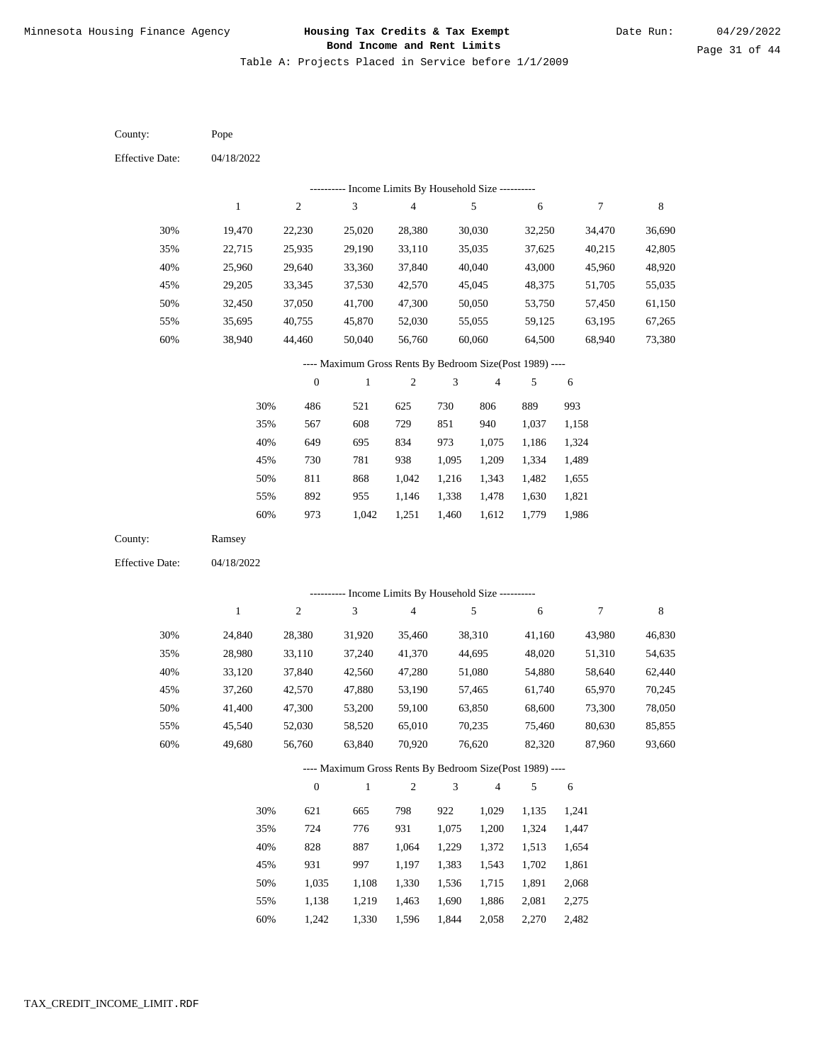Minnesota Housing Finance Agency

**Housing Tax Credits & Tax Exempt Bond Income and Rent Limits**

Date Run: 04/29/2022

Table A: Projects Placed in Service before 1/1/2009

County: Pope

Effective Date: 04/18/2022

---------- Income Limits By Household Size ----------

| | 1 | 2 | 3 | 4 | 5 | 6 | 7 | 8 |
|---|---|---|---|---|---|---|---|---|
| 30% | 19,470 | 22,230 | 25,020 | 28,380 | 30,030 | 32,250 | 34,470 | 36,690 |
| 35% | 22,715 | 25,935 | 29,190 | 33,110 | 35,035 | 37,625 | 40,215 | 42,805 |
| 40% | 25,960 | 29,640 | 33,360 | 37,840 | 40,040 | 43,000 | 45,960 | 48,920 |
| 45% | 29,205 | 33,345 | 37,530 | 42,570 | 45,045 | 48,375 | 51,705 | 55,035 |
| 50% | 32,450 | 37,050 | 41,700 | 47,300 | 50,050 | 53,750 | 57,450 | 61,150 |
| 55% | 35,695 | 40,755 | 45,870 | 52,030 | 55,055 | 59,125 | 63,195 | 67,265 |
| 60% | 38,940 | 44,460 | 50,040 | 56,760 | 60,060 | 64,500 | 68,940 | 73,380 |

---- Maximum Gross Rents By Bedroom Size(Post 1989) ----

| | 0 | 1 | 2 | 3 | 4 | 5 | 6 |
|---|---|---|---|---|---|---|---|
| 30% | 486 | 521 | 625 | 730 | 806 | 889 | 993 |
| 35% | 567 | 608 | 729 | 851 | 940 | 1,037 | 1,158 |
| 40% | 649 | 695 | 834 | 973 | 1,075 | 1,186 | 1,324 |
| 45% | 730 | 781 | 938 | 1,095 | 1,209 | 1,334 | 1,489 |
| 50% | 811 | 868 | 1,042 | 1,216 | 1,343 | 1,482 | 1,655 |
| 55% | 892 | 955 | 1,146 | 1,338 | 1,478 | 1,630 | 1,821 |
| 60% | 973 | 1,042 | 1,251 | 1,460 | 1,612 | 1,779 | 1,986 |

County: Ramsey

Effective Date: 04/18/2022

---------- Income Limits By Household Size ----------

| | 1 | 2 | 3 | 4 | 5 | 6 | 7 | 8 |
|---|---|---|---|---|---|---|---|---|
| 30% | 24,840 | 28,380 | 31,920 | 35,460 | 38,310 | 41,160 | 43,980 | 46,830 |
| 35% | 28,980 | 33,110 | 37,240 | 41,370 | 44,695 | 48,020 | 51,310 | 54,635 |
| 40% | 33,120 | 37,840 | 42,560 | 47,280 | 51,080 | 54,880 | 58,640 | 62,440 |
| 45% | 37,260 | 42,570 | 47,880 | 53,190 | 57,465 | 61,740 | 65,970 | 70,245 |
| 50% | 41,400 | 47,300 | 53,200 | 59,100 | 63,850 | 68,600 | 73,300 | 78,050 |
| 55% | 45,540 | 52,030 | 58,520 | 65,010 | 70,235 | 75,460 | 80,630 | 85,855 |
| 60% | 49,680 | 56,760 | 63,840 | 70,920 | 76,620 | 82,320 | 87,960 | 93,660 |

---- Maximum Gross Rents By Bedroom Size(Post 1989) ----

| | 0 | 1 | 2 | 3 | 4 | 5 | 6 |
|---|---|---|---|---|---|---|---|
| 30% | 621 | 665 | 798 | 922 | 1,029 | 1,135 | 1,241 |
| 35% | 724 | 776 | 931 | 1,075 | 1,200 | 1,324 | 1,447 |
| 40% | 828 | 887 | 1,064 | 1,229 | 1,372 | 1,513 | 1,654 |
| 45% | 931 | 997 | 1,197 | 1,383 | 1,543 | 1,702 | 1,861 |
| 50% | 1,035 | 1,108 | 1,330 | 1,536 | 1,715 | 1,891 | 2,068 |
| 55% | 1,138 | 1,219 | 1,463 | 1,690 | 1,886 | 2,081 | 2,275 |
| 60% | 1,242 | 1,330 | 1,596 | 1,844 | 2,058 | 2,270 | 2,482 |

TAX_CREDIT_INCOME_LIMIT.RDF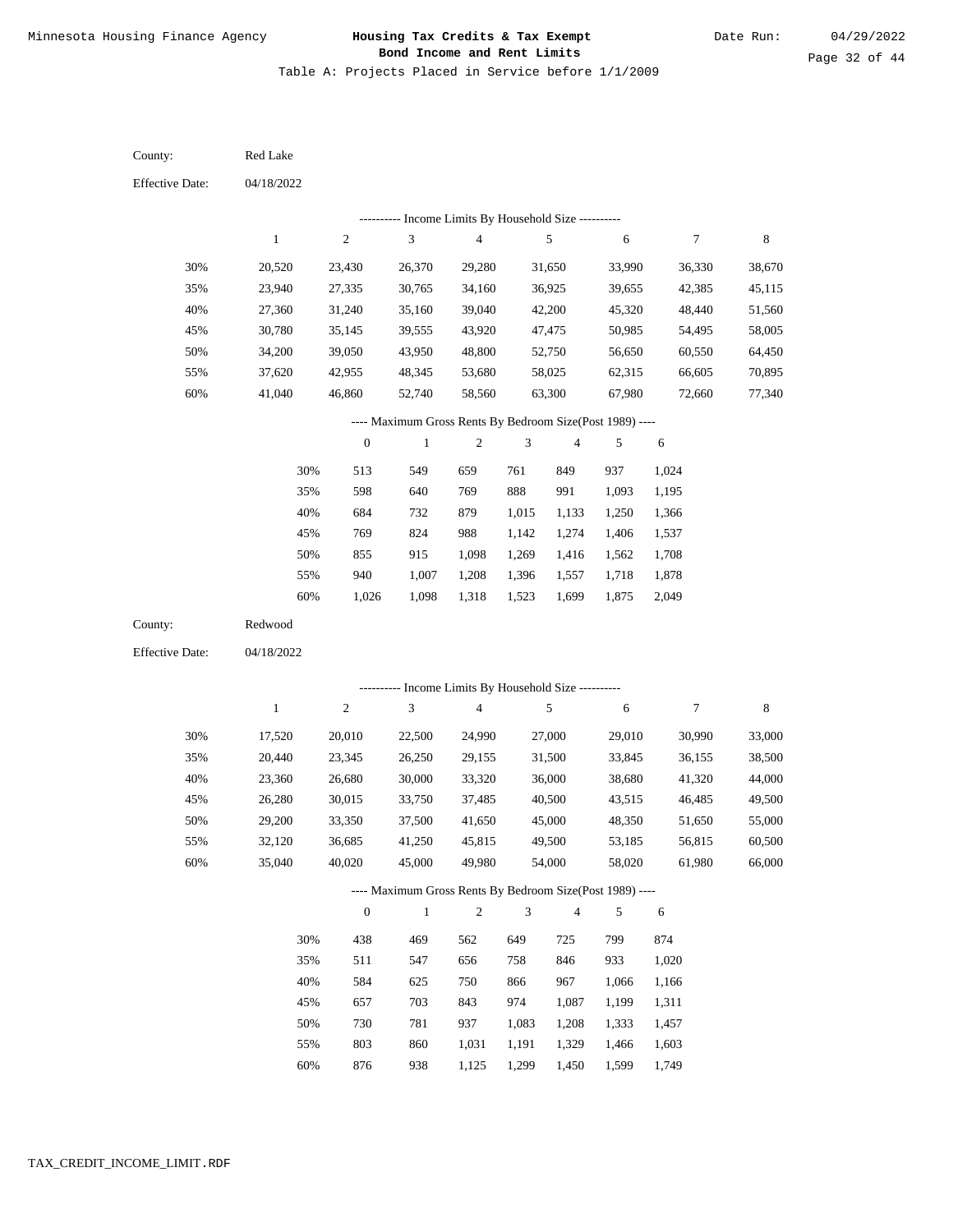Minnesota Housing Finance Agency

**Housing Tax Credits & Tax Exempt Bond Income and Rent Limits**

Date Run: 04/29/2022

Table A: Projects Placed in Service before 1/1/2009

County: Red Lake

Effective Date: 04/18/2022

---------- Income Limits By Household Size ----------

| | 1 | 2 | 3 | 4 | 5 | 6 | 7 | 8 |
|---|---|---|---|---|---|---|---|---|
| 30% | 20,520 | 23,430 | 26,370 | 29,280 | 31,650 | 33,990 | 36,330 | 38,670 |
| 35% | 23,940 | 27,335 | 30,765 | 34,160 | 36,925 | 39,655 | 42,385 | 45,115 |
| 40% | 27,360 | 31,240 | 35,160 | 39,040 | 42,200 | 45,320 | 48,440 | 51,560 |
| 45% | 30,780 | 35,145 | 39,555 | 43,920 | 47,475 | 50,985 | 54,495 | 58,005 |
| 50% | 34,200 | 39,050 | 43,950 | 48,800 | 52,750 | 56,650 | 60,550 | 64,450 |
| 55% | 37,620 | 42,955 | 48,345 | 53,680 | 58,025 | 62,315 | 66,605 | 70,895 |
| 60% | 41,040 | 46,860 | 52,740 | 58,560 | 63,300 | 67,980 | 72,660 | 77,340 |

---- Maximum Gross Rents By Bedroom Size(Post 1989) ----

| | 0 | 1 | 2 | 3 | 4 | 5 | 6 |
|---|---|---|---|---|---|---|---|
| 30% | 513 | 549 | 659 | 761 | 849 | 937 | 1,024 |
| 35% | 598 | 640 | 769 | 888 | 991 | 1,093 | 1,195 |
| 40% | 684 | 732 | 879 | 1,015 | 1,133 | 1,250 | 1,366 |
| 45% | 769 | 824 | 988 | 1,142 | 1,274 | 1,406 | 1,537 |
| 50% | 855 | 915 | 1,098 | 1,269 | 1,416 | 1,562 | 1,708 |
| 55% | 940 | 1,007 | 1,208 | 1,396 | 1,557 | 1,718 | 1,878 |
| 60% | 1,026 | 1,098 | 1,318 | 1,523 | 1,699 | 1,875 | 2,049 |

County: Redwood

Effective Date: 04/18/2022

---------- Income Limits By Household Size ----------

| | 1 | 2 | 3 | 4 | 5 | 6 | 7 | 8 |
|---|---|---|---|---|---|---|---|---|
| 30% | 17,520 | 20,010 | 22,500 | 24,990 | 27,000 | 29,010 | 30,990 | 33,000 |
| 35% | 20,440 | 23,345 | 26,250 | 29,155 | 31,500 | 33,845 | 36,155 | 38,500 |
| 40% | 23,360 | 26,680 | 30,000 | 33,320 | 36,000 | 38,680 | 41,320 | 44,000 |
| 45% | 26,280 | 30,015 | 33,750 | 37,485 | 40,500 | 43,515 | 46,485 | 49,500 |
| 50% | 29,200 | 33,350 | 37,500 | 41,650 | 45,000 | 48,350 | 51,650 | 55,000 |
| 55% | 32,120 | 36,685 | 41,250 | 45,815 | 49,500 | 53,185 | 56,815 | 60,500 |
| 60% | 35,040 | 40,020 | 45,000 | 49,980 | 54,000 | 58,020 | 61,980 | 66,000 |

---- Maximum Gross Rents By Bedroom Size(Post 1989) ----

| | 0 | 1 | 2 | 3 | 4 | 5 | 6 |
|---|---|---|---|---|---|---|---|
| 30% | 438 | 469 | 562 | 649 | 725 | 799 | 874 |
| 35% | 511 | 547 | 656 | 758 | 846 | 933 | 1,020 |
| 40% | 584 | 625 | 750 | 866 | 967 | 1,066 | 1,166 |
| 45% | 657 | 703 | 843 | 974 | 1,087 | 1,199 | 1,311 |
| 50% | 730 | 781 | 937 | 1,083 | 1,208 | 1,333 | 1,457 |
| 55% | 803 | 860 | 1,031 | 1,191 | 1,329 | 1,466 | 1,603 |
| 60% | 876 | 938 | 1,125 | 1,299 | 1,450 | 1,599 | 1,749 |

TAX_CREDIT_INCOME_LIMIT.RDF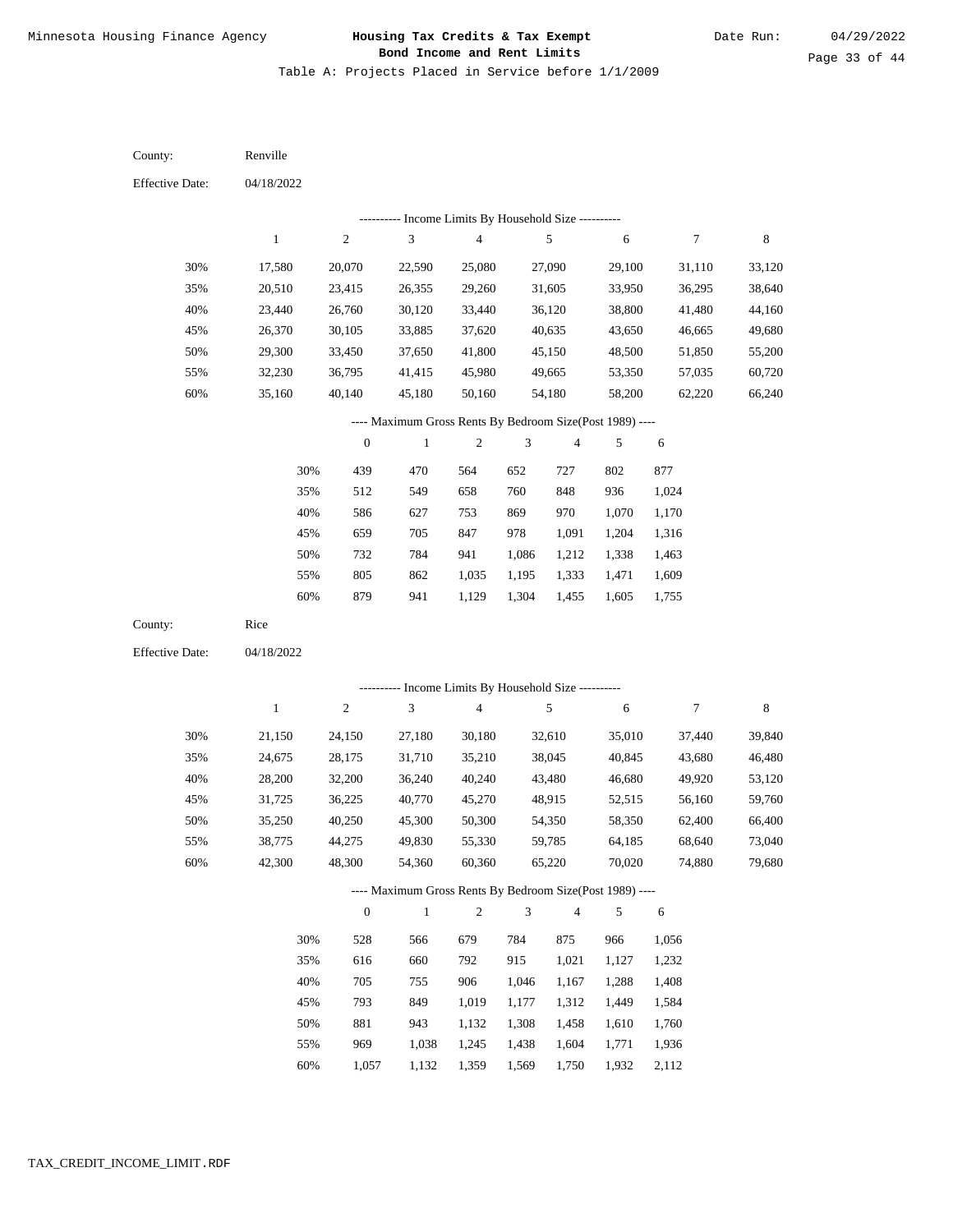Minnesota Housing Finance Agency

# Housing Tax Credits & Tax Exempt Bond Income and Rent Limits

Date Run: 04/29/2022

Table A: Projects Placed in Service before 1/1/2009

County: Renville

Effective Date: 04/18/2022

---------- Income Limits By Household Size ----------

| | 1 | 2 | 3 | 4 | 5 | 6 | 7 | 8 |
|---|---|---|---|---|---|---|---|---|
| 30% | 17,580 | 20,070 | 22,590 | 25,080 | 27,090 | 29,100 | 31,110 | 33,120 |
| 35% | 20,510 | 23,415 | 26,355 | 29,260 | 31,605 | 33,950 | 36,295 | 38,640 |
| 40% | 23,440 | 26,760 | 30,120 | 33,440 | 36,120 | 38,800 | 41,480 | 44,160 |
| 45% | 26,370 | 30,105 | 33,885 | 37,620 | 40,635 | 43,650 | 46,665 | 49,680 |
| 50% | 29,300 | 33,450 | 37,650 | 41,800 | 45,150 | 48,500 | 51,850 | 55,200 |
| 55% | 32,230 | 36,795 | 41,415 | 45,980 | 49,665 | 53,350 | 57,035 | 60,720 |
| 60% | 35,160 | 40,140 | 45,180 | 50,160 | 54,180 | 58,200 | 62,220 | 66,240 |

---- Maximum Gross Rents By Bedroom Size(Post 1989) ----

| | 0 | 1 | 2 | 3 | 4 | 5 | 6 |
|---|---|---|---|---|---|---|---|
| 30% | 439 | 470 | 564 | 652 | 727 | 802 | 877 |
| 35% | 512 | 549 | 658 | 760 | 848 | 936 | 1,024 |
| 40% | 586 | 627 | 753 | 869 | 970 | 1,070 | 1,170 |
| 45% | 659 | 705 | 847 | 978 | 1,091 | 1,204 | 1,316 |
| 50% | 732 | 784 | 941 | 1,086 | 1,212 | 1,338 | 1,463 |
| 55% | 805 | 862 | 1,035 | 1,195 | 1,333 | 1,471 | 1,609 |
| 60% | 879 | 941 | 1,129 | 1,304 | 1,455 | 1,605 | 1,755 |

County: Rice

Effective Date: 04/18/2022

---------- Income Limits By Household Size ----------

| | 1 | 2 | 3 | 4 | 5 | 6 | 7 | 8 |
|---|---|---|---|---|---|---|---|---|
| 30% | 21,150 | 24,150 | 27,180 | 30,180 | 32,610 | 35,010 | 37,440 | 39,840 |
| 35% | 24,675 | 28,175 | 31,710 | 35,210 | 38,045 | 40,845 | 43,680 | 46,480 |
| 40% | 28,200 | 32,200 | 36,240 | 40,240 | 43,480 | 46,680 | 49,920 | 53,120 |
| 45% | 31,725 | 36,225 | 40,770 | 45,270 | 48,915 | 52,515 | 56,160 | 59,760 |
| 50% | 35,250 | 40,250 | 45,300 | 50,300 | 54,350 | 58,350 | 62,400 | 66,400 |
| 55% | 38,775 | 44,275 | 49,830 | 55,330 | 59,785 | 64,185 | 68,640 | 73,040 |
| 60% | 42,300 | 48,300 | 54,360 | 60,360 | 65,220 | 70,020 | 74,880 | 79,680 |

---- Maximum Gross Rents By Bedroom Size(Post 1989) ----

| | 0 | 1 | 2 | 3 | 4 | 5 | 6 |
|---|---|---|---|---|---|---|---|
| 30% | 528 | 566 | 679 | 784 | 875 | 966 | 1,056 |
| 35% | 616 | 660 | 792 | 915 | 1,021 | 1,127 | 1,232 |
| 40% | 705 | 755 | 906 | 1,046 | 1,167 | 1,288 | 1,408 |
| 45% | 793 | 849 | 1,019 | 1,177 | 1,312 | 1,449 | 1,584 |
| 50% | 881 | 943 | 1,132 | 1,308 | 1,458 | 1,610 | 1,760 |
| 55% | 969 | 1,038 | 1,245 | 1,438 | 1,604 | 1,771 | 1,936 |
| 60% | 1,057 | 1,132 | 1,359 | 1,569 | 1,750 | 1,932 | 2,112 |

TAX_CREDIT_INCOME_LIMIT.RDF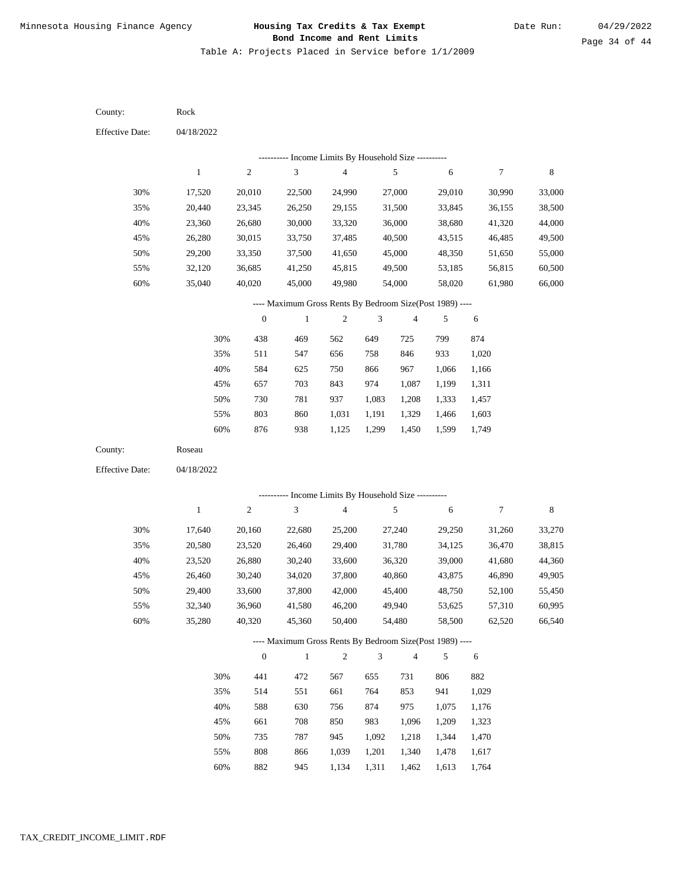County: Rock

Effective Date: 04/18/2022

---------- Income Limits By Household Size ----------

| | 1 | 2 | 3 | 4 | 5 | 6 | 7 | 8 |
|---|---|---|---|---|---|---|---|---|
| 30% | 17,520 | 20,010 | 22,500 | 24,990 | 27,000 | 29,010 | 30,990 | 33,000 |
| 35% | 20,440 | 23,345 | 26,250 | 29,155 | 31,500 | 33,845 | 36,155 | 38,500 |
| 40% | 23,360 | 26,680 | 30,000 | 33,320 | 36,000 | 38,680 | 41,320 | 44,000 |
| 45% | 26,280 | 30,015 | 33,750 | 37,485 | 40,500 | 43,515 | 46,485 | 49,500 |
| 50% | 29,200 | 33,350 | 37,500 | 41,650 | 45,000 | 48,350 | 51,650 | 55,000 |
| 55% | 32,120 | 36,685 | 41,250 | 45,815 | 49,500 | 53,185 | 56,815 | 60,500 |
| 60% | 35,040 | 40,020 | 45,000 | 49,980 | 54,000 | 58,020 | 61,980 | 66,000 |

---- Maximum Gross Rents By Bedroom Size(Post 1989) ----

| | 0 | 1 | 2 | 3 | 4 | 5 | 6 |
|---|---|---|---|---|---|---|---|
| 30% | 438 | 469 | 562 | 649 | 725 | 799 | 874 |
| 35% | 511 | 547 | 656 | 758 | 846 | 933 | 1,020 |
| 40% | 584 | 625 | 750 | 866 | 967 | 1,066 | 1,166 |
| 45% | 657 | 703 | 843 | 974 | 1,087 | 1,199 | 1,311 |
| 50% | 730 | 781 | 937 | 1,083 | 1,208 | 1,333 | 1,457 |
| 55% | 803 | 860 | 1,031 | 1,191 | 1,329 | 1,466 | 1,603 |
| 60% | 876 | 938 | 1,125 | 1,299 | 1,450 | 1,599 | 1,749 |

County: Roseau

Effective Date: 04/18/2022

---------- Income Limits By Household Size ----------

| | 1 | 2 | 3 | 4 | 5 | 6 | 7 | 8 |
|---|---|---|---|---|---|---|---|---|
| 30% | 17,640 | 20,160 | 22,680 | 25,200 | 27,240 | 29,250 | 31,260 | 33,270 |
| 35% | 20,580 | 23,520 | 26,460 | 29,400 | 31,780 | 34,125 | 36,470 | 38,815 |
| 40% | 23,520 | 26,880 | 30,240 | 33,600 | 36,320 | 39,000 | 41,680 | 44,360 |
| 45% | 26,460 | 30,240 | 34,020 | 37,800 | 40,860 | 43,875 | 46,890 | 49,905 |
| 50% | 29,400 | 33,600 | 37,800 | 42,000 | 45,400 | 48,750 | 52,100 | 55,450 |
| 55% | 32,340 | 36,960 | 41,580 | 46,200 | 49,940 | 53,625 | 57,310 | 60,995 |
| 60% | 35,280 | 40,320 | 45,360 | 50,400 | 54,480 | 58,500 | 62,520 | 66,540 |

---- Maximum Gross Rents By Bedroom Size(Post 1989) ----

| | 0 | 1 | 2 | 3 | 4 | 5 | 6 |
|---|---|---|---|---|---|---|---|
| 30% | 441 | 472 | 567 | 655 | 731 | 806 | 882 |
| 35% | 514 | 551 | 661 | 764 | 853 | 941 | 1,029 |
| 40% | 588 | 630 | 756 | 874 | 975 | 1,075 | 1,176 |
| 45% | 661 | 708 | 850 | 983 | 1,096 | 1,209 | 1,323 |
| 50% | 735 | 787 | 945 | 1,092 | 1,218 | 1,344 | 1,470 |
| 55% | 808 | 866 | 1,039 | 1,201 | 1,340 | 1,478 | 1,617 |
| 60% | 882 | 945 | 1,134 | 1,311 | 1,462 | 1,613 | 1,764 |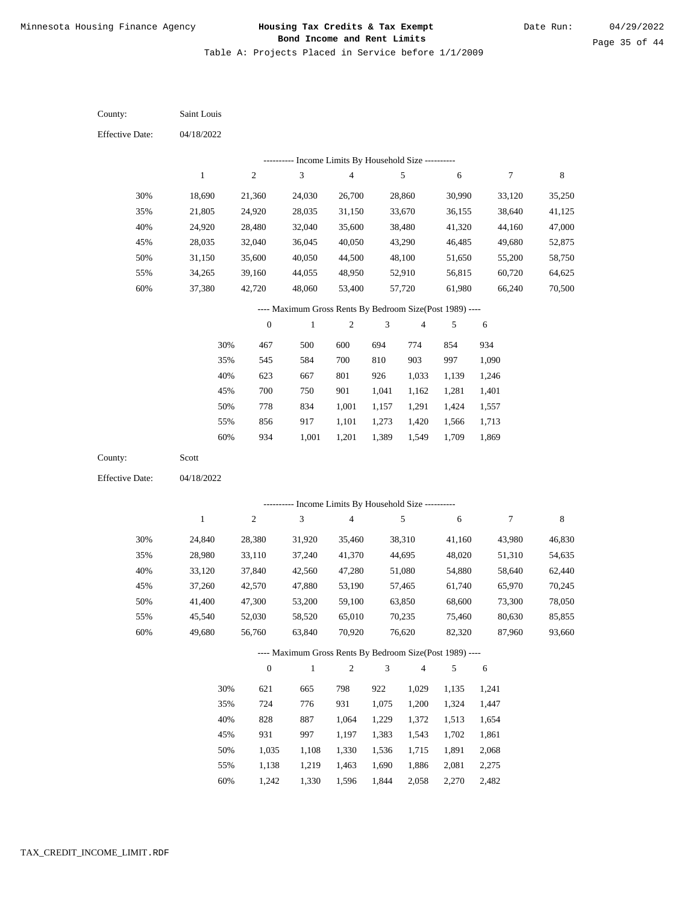Minnesota Housing Finance Agency

**Housing Tax Credits & Tax Exempt Bond Income and Rent Limits**

Date Run: 04/29/2022

Table A: Projects Placed in Service before 1/1/2009

County: Saint Louis

Effective Date: 04/18/2022

---------- Income Limits By Household Size ----------

| | 1 | 2 | 3 | 4 | 5 | 6 | 7 | 8 |
|---|---|---|---|---|---|---|---|---|
| 30% | 18,690 | 21,360 | 24,030 | 26,700 | 28,860 | 30,990 | 33,120 | 35,250 |
| 35% | 21,805 | 24,920 | 28,035 | 31,150 | 33,670 | 36,155 | 38,640 | 41,125 |
| 40% | 24,920 | 28,480 | 32,040 | 35,600 | 38,480 | 41,320 | 44,160 | 47,000 |
| 45% | 28,035 | 32,040 | 36,045 | 40,050 | 43,290 | 46,485 | 49,680 | 52,875 |
| 50% | 31,150 | 35,600 | 40,050 | 44,500 | 48,100 | 51,650 | 55,200 | 58,750 |
| 55% | 34,265 | 39,160 | 44,055 | 48,950 | 52,910 | 56,815 | 60,720 | 64,625 |
| 60% | 37,380 | 42,720 | 48,060 | 53,400 | 57,720 | 61,980 | 66,240 | 70,500 |

---- Maximum Gross Rents By Bedroom Size(Post 1989) ----

| | 0 | 1 | 2 | 3 | 4 | 5 | 6 |
|---|---|---|---|---|---|---|---|
| 30% | 467 | 500 | 600 | 694 | 774 | 854 | 934 |
| 35% | 545 | 584 | 700 | 810 | 903 | 997 | 1,090 |
| 40% | 623 | 667 | 801 | 926 | 1,033 | 1,139 | 1,246 |
| 45% | 700 | 750 | 901 | 1,041 | 1,162 | 1,281 | 1,401 |
| 50% | 778 | 834 | 1,001 | 1,157 | 1,291 | 1,424 | 1,557 |
| 55% | 856 | 917 | 1,101 | 1,273 | 1,420 | 1,566 | 1,713 |
| 60% | 934 | 1,001 | 1,201 | 1,389 | 1,549 | 1,709 | 1,869 |

County: Scott

Effective Date: 04/18/2022

---------- Income Limits By Household Size ----------

| | 1 | 2 | 3 | 4 | 5 | 6 | 7 | 8 |
|---|---|---|---|---|---|---|---|---|
| 30% | 24,840 | 28,380 | 31,920 | 35,460 | 38,310 | 41,160 | 43,980 | 46,830 |
| 35% | 28,980 | 33,110 | 37,240 | 41,370 | 44,695 | 48,020 | 51,310 | 54,635 |
| 40% | 33,120 | 37,840 | 42,560 | 47,280 | 51,080 | 54,880 | 58,640 | 62,440 |
| 45% | 37,260 | 42,570 | 47,880 | 53,190 | 57,465 | 61,740 | 65,970 | 70,245 |
| 50% | 41,400 | 47,300 | 53,200 | 59,100 | 63,850 | 68,600 | 73,300 | 78,050 |
| 55% | 45,540 | 52,030 | 58,520 | 65,010 | 70,235 | 75,460 | 80,630 | 85,855 |
| 60% | 49,680 | 56,760 | 63,840 | 70,920 | 76,620 | 82,320 | 87,960 | 93,660 |

---- Maximum Gross Rents By Bedroom Size(Post 1989) ----

| | 0 | 1 | 2 | 3 | 4 | 5 | 6 |
|---|---|---|---|---|---|---|---|
| 30% | 621 | 665 | 798 | 922 | 1,029 | 1,135 | 1,241 |
| 35% | 724 | 776 | 931 | 1,075 | 1,200 | 1,324 | 1,447 |
| 40% | 828 | 887 | 1,064 | 1,229 | 1,372 | 1,513 | 1,654 |
| 45% | 931 | 997 | 1,197 | 1,383 | 1,543 | 1,702 | 1,861 |
| 50% | 1,035 | 1,108 | 1,330 | 1,536 | 1,715 | 1,891 | 2,068 |
| 55% | 1,138 | 1,219 | 1,463 | 1,690 | 1,886 | 2,081 | 2,275 |
| 60% | 1,242 | 1,330 | 1,596 | 1,844 | 2,058 | 2,270 | 2,482 |

TAX_CREDIT_INCOME_LIMIT.RDF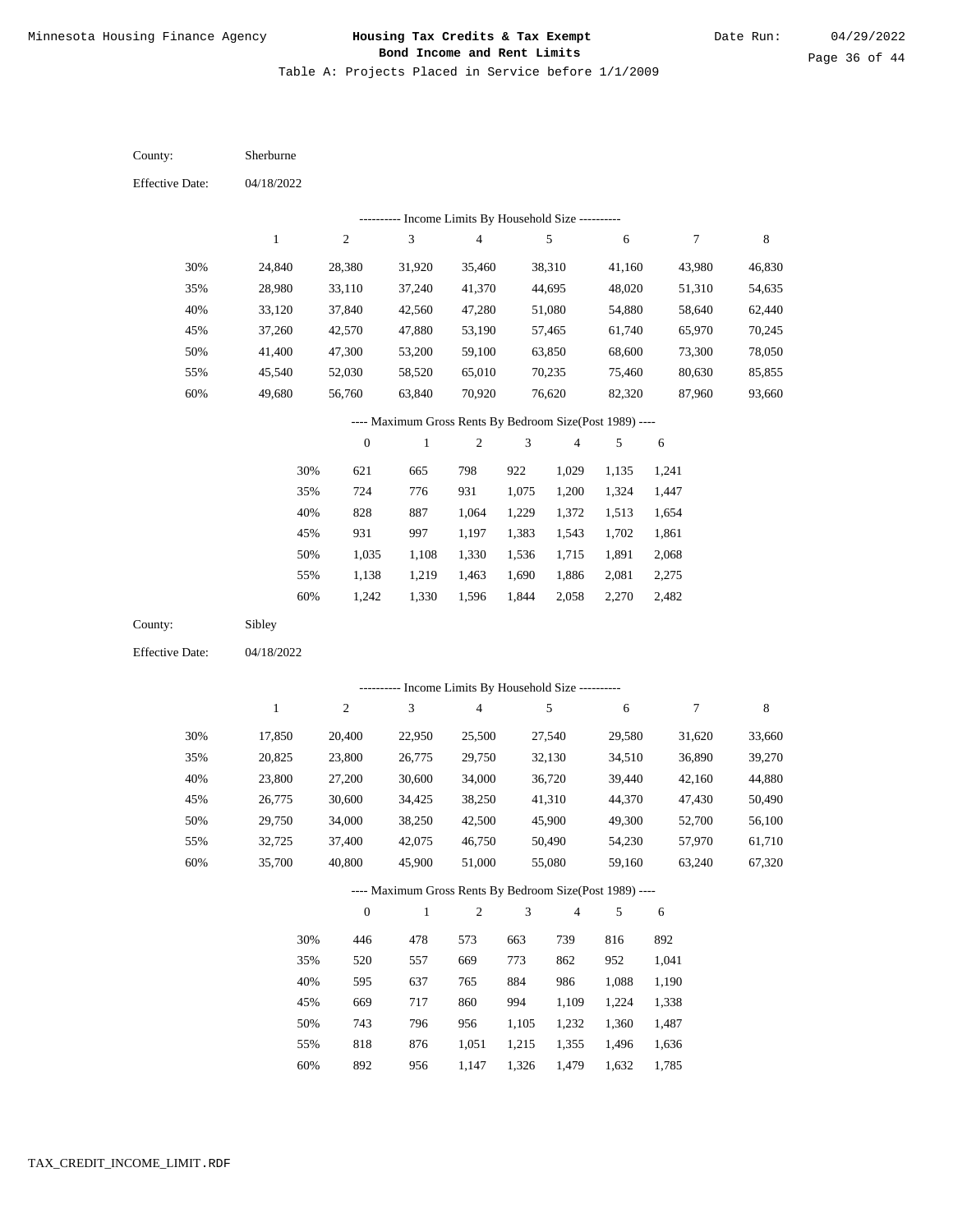Minnesota Housing Finance Agency

# Housing Tax Credits & Tax Exempt Bond Income and Rent Limits

Date Run: 04/29/2022

Table A: Projects Placed in Service before 1/1/2009

County: Sherburne

Effective Date: 04/18/2022

---------- Income Limits By Household Size ----------

| | 1 | 2 | 3 | 4 | 5 | 6 | 7 | 8 |
|---|---|---|---|---|---|---|---|---|
| 30% | 24,840 | 28,380 | 31,920 | 35,460 | 38,310 | 41,160 | 43,980 | 46,830 |
| 35% | 28,980 | 33,110 | 37,240 | 41,370 | 44,695 | 48,020 | 51,310 | 54,635 |
| 40% | 33,120 | 37,840 | 42,560 | 47,280 | 51,080 | 54,880 | 58,640 | 62,440 |
| 45% | 37,260 | 42,570 | 47,880 | 53,190 | 57,465 | 61,740 | 65,970 | 70,245 |
| 50% | 41,400 | 47,300 | 53,200 | 59,100 | 63,850 | 68,600 | 73,300 | 78,050 |
| 55% | 45,540 | 52,030 | 58,520 | 65,010 | 70,235 | 75,460 | 80,630 | 85,855 |
| 60% | 49,680 | 56,760 | 63,840 | 70,920 | 76,620 | 82,320 | 87,960 | 93,660 |

---- Maximum Gross Rents By Bedroom Size(Post 1989) ----

| | 0 | 1 | 2 | 3 | 4 | 5 | 6 |
|---|---|---|---|---|---|---|---|
| 30% | 621 | 665 | 798 | 922 | 1,029 | 1,135 | 1,241 |
| 35% | 724 | 776 | 931 | 1,075 | 1,200 | 1,324 | 1,447 |
| 40% | 828 | 887 | 1,064 | 1,229 | 1,372 | 1,513 | 1,654 |
| 45% | 931 | 997 | 1,197 | 1,383 | 1,543 | 1,702 | 1,861 |
| 50% | 1,035 | 1,108 | 1,330 | 1,536 | 1,715 | 1,891 | 2,068 |
| 55% | 1,138 | 1,219 | 1,463 | 1,690 | 1,886 | 2,081 | 2,275 |
| 60% | 1,242 | 1,330 | 1,596 | 1,844 | 2,058 | 2,270 | 2,482 |

County: Sibley

Effective Date: 04/18/2022

---------- Income Limits By Household Size ----------

| | 1 | 2 | 3 | 4 | 5 | 6 | 7 | 8 |
|---|---|---|---|---|---|---|---|---|
| 30% | 17,850 | 20,400 | 22,950 | 25,500 | 27,540 | 29,580 | 31,620 | 33,660 |
| 35% | 20,825 | 23,800 | 26,775 | 29,750 | 32,130 | 34,510 | 36,890 | 39,270 |
| 40% | 23,800 | 27,200 | 30,600 | 34,000 | 36,720 | 39,440 | 42,160 | 44,880 |
| 45% | 26,775 | 30,600 | 34,425 | 38,250 | 41,310 | 44,370 | 47,430 | 50,490 |
| 50% | 29,750 | 34,000 | 38,250 | 42,500 | 45,900 | 49,300 | 52,700 | 56,100 |
| 55% | 32,725 | 37,400 | 42,075 | 46,750 | 50,490 | 54,230 | 57,970 | 61,710 |
| 60% | 35,700 | 40,800 | 45,900 | 51,000 | 55,080 | 59,160 | 63,240 | 67,320 |

---- Maximum Gross Rents By Bedroom Size(Post 1989) ----

| | 0 | 1 | 2 | 3 | 4 | 5 | 6 |
|---|---|---|---|---|---|---|---|
| 30% | 446 | 478 | 573 | 663 | 739 | 816 | 892 |
| 35% | 520 | 557 | 669 | 773 | 862 | 952 | 1,041 |
| 40% | 595 | 637 | 765 | 884 | 986 | 1,088 | 1,190 |
| 45% | 669 | 717 | 860 | 994 | 1,109 | 1,224 | 1,338 |
| 50% | 743 | 796 | 956 | 1,105 | 1,232 | 1,360 | 1,487 |
| 55% | 818 | 876 | 1,051 | 1,215 | 1,355 | 1,496 | 1,636 |
| 60% | 892 | 956 | 1,147 | 1,326 | 1,479 | 1,632 | 1,785 |

TAX_CREDIT_INCOME_LIMIT.RDF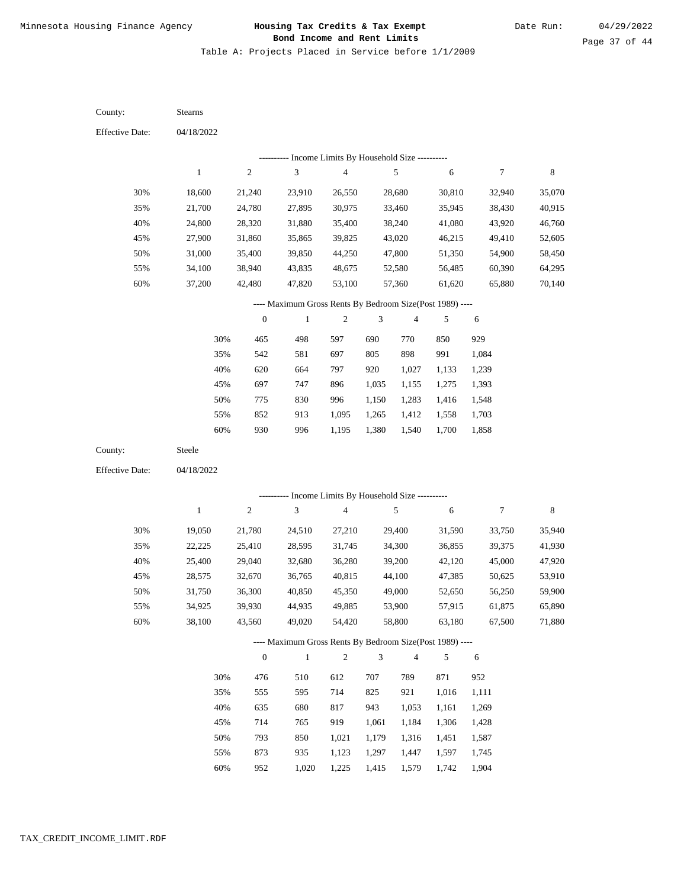Table A: Projects Placed in Service before 1/1/2009

County: Stearns

Effective Date: 04/18/2022

---------- Income Limits By Household Size ----------

| | 1 | 2 | 3 | 4 | 5 | 6 | 7 | 8 |
|---|---|---|---|---|---|---|---|---|
| 30% | 18,600 | 21,240 | 23,910 | 26,550 | 28,680 | 30,810 | 32,940 | 35,070 |
| 35% | 21,700 | 24,780 | 27,895 | 30,975 | 33,460 | 35,945 | 38,430 | 40,915 |
| 40% | 24,800 | 28,320 | 31,880 | 35,400 | 38,240 | 41,080 | 43,920 | 46,760 |
| 45% | 27,900 | 31,860 | 35,865 | 39,825 | 43,020 | 46,215 | 49,410 | 52,605 |
| 50% | 31,000 | 35,400 | 39,850 | 44,250 | 47,800 | 51,350 | 54,900 | 58,450 |
| 55% | 34,100 | 38,940 | 43,835 | 48,675 | 52,580 | 56,485 | 60,390 | 64,295 |
| 60% | 37,200 | 42,480 | 47,820 | 53,100 | 57,360 | 61,620 | 65,880 | 70,140 |

---- Maximum Gross Rents By Bedroom Size(Post 1989) ----

| | 0 | 1 | 2 | 3 | 4 | 5 | 6 |
|---|---|---|---|---|---|---|---|
| 30% | 465 | 498 | 597 | 690 | 770 | 850 | 929 |
| 35% | 542 | 581 | 697 | 805 | 898 | 991 | 1,084 |
| 40% | 620 | 664 | 797 | 920 | 1,027 | 1,133 | 1,239 |
| 45% | 697 | 747 | 896 | 1,035 | 1,155 | 1,275 | 1,393 |
| 50% | 775 | 830 | 996 | 1,150 | 1,283 | 1,416 | 1,548 |
| 55% | 852 | 913 | 1,095 | 1,265 | 1,412 | 1,558 | 1,703 |
| 60% | 930 | 996 | 1,195 | 1,380 | 1,540 | 1,700 | 1,858 |

County: Steele

Effective Date: 04/18/2022

---------- Income Limits By Household Size ----------

| | 1 | 2 | 3 | 4 | 5 | 6 | 7 | 8 |
|---|---|---|---|---|---|---|---|---|
| 30% | 19,050 | 21,780 | 24,510 | 27,210 | 29,400 | 31,590 | 33,750 | 35,940 |
| 35% | 22,225 | 25,410 | 28,595 | 31,745 | 34,300 | 36,855 | 39,375 | 41,930 |
| 40% | 25,400 | 29,040 | 32,680 | 36,280 | 39,200 | 42,120 | 45,000 | 47,920 |
| 45% | 28,575 | 32,670 | 36,765 | 40,815 | 44,100 | 47,385 | 50,625 | 53,910 |
| 50% | 31,750 | 36,300 | 40,850 | 45,350 | 49,000 | 52,650 | 56,250 | 59,900 |
| 55% | 34,925 | 39,930 | 44,935 | 49,885 | 53,900 | 57,915 | 61,875 | 65,890 |
| 60% | 38,100 | 43,560 | 49,020 | 54,420 | 58,800 | 63,180 | 67,500 | 71,880 |

---- Maximum Gross Rents By Bedroom Size(Post 1989) ----

| | 0 | 1 | 2 | 3 | 4 | 5 | 6 |
|---|---|---|---|---|---|---|---|
| 30% | 476 | 510 | 612 | 707 | 789 | 871 | 952 |
| 35% | 555 | 595 | 714 | 825 | 921 | 1,016 | 1,111 |
| 40% | 635 | 680 | 817 | 943 | 1,053 | 1,161 | 1,269 |
| 45% | 714 | 765 | 919 | 1,061 | 1,184 | 1,306 | 1,428 |
| 50% | 793 | 850 | 1,021 | 1,179 | 1,316 | 1,451 | 1,587 |
| 55% | 873 | 935 | 1,123 | 1,297 | 1,447 | 1,597 | 1,745 |
| 60% | 952 | 1,020 | 1,225 | 1,415 | 1,579 | 1,742 | 1,904 |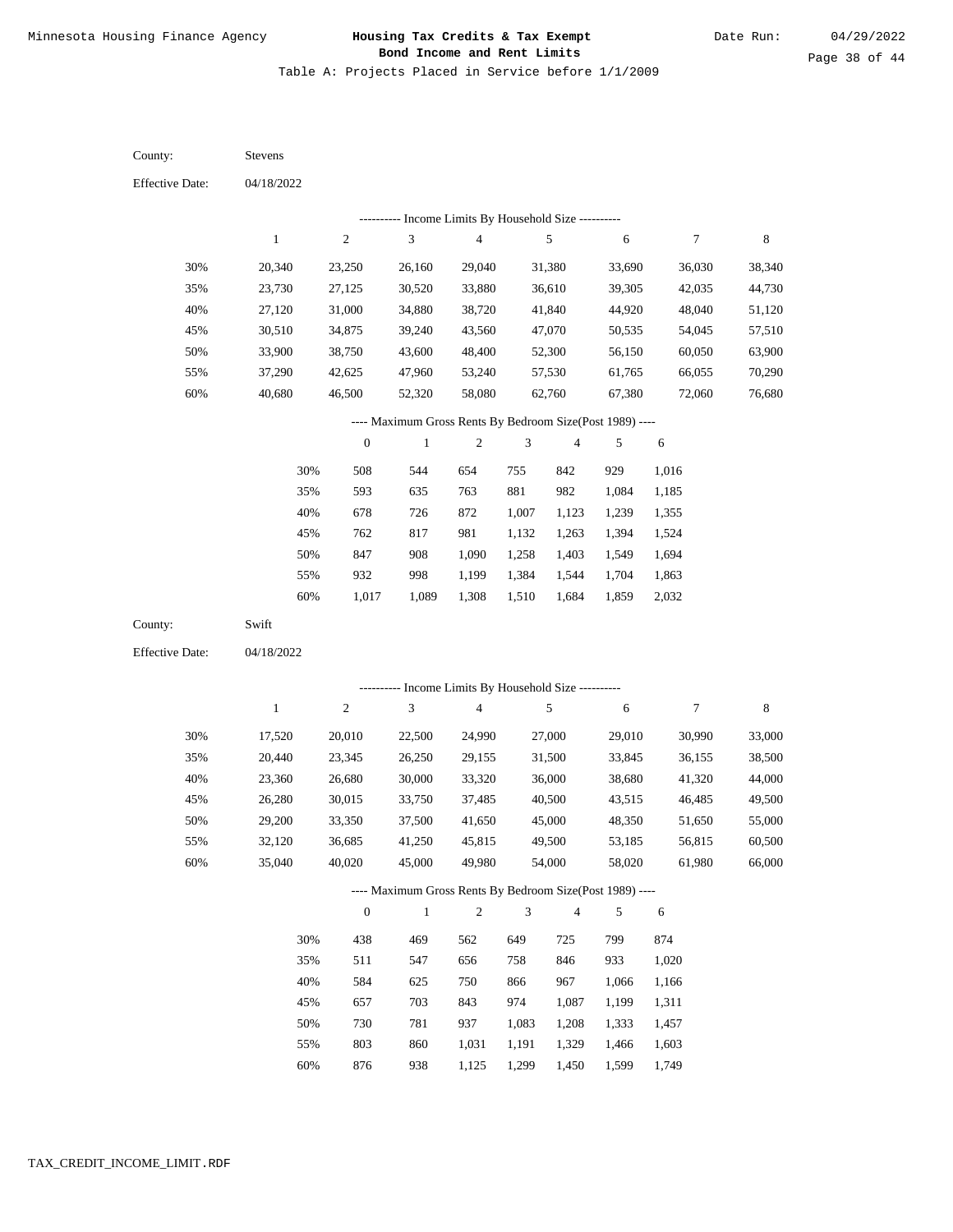# Minnesota Housing Finance Agency

**Housing Tax Credits & Tax Exempt Bond Income and Rent Limits**

Date Run: 04/29/2022

Table A: Projects Placed in Service before 1/1/2009

County: Stevens

Effective Date: 04/18/2022

---------- Income Limits By Household Size ----------

| | 1 | 2 | 3 | 4 | 5 | 6 | 7 | 8 |
|---|---|---|---|---|---|---|---|---|
| 30% | 20,340 | 23,250 | 26,160 | 29,040 | 31,380 | 33,690 | 36,030 | 38,340 |
| 35% | 23,730 | 27,125 | 30,520 | 33,880 | 36,610 | 39,305 | 42,035 | 44,730 |
| 40% | 27,120 | 31,000 | 34,880 | 38,720 | 41,840 | 44,920 | 48,040 | 51,120 |
| 45% | 30,510 | 34,875 | 39,240 | 43,560 | 47,070 | 50,535 | 54,045 | 57,510 |
| 50% | 33,900 | 38,750 | 43,600 | 48,400 | 52,300 | 56,150 | 60,050 | 63,900 |
| 55% | 37,290 | 42,625 | 47,960 | 53,240 | 57,530 | 61,765 | 66,055 | 70,290 |
| 60% | 40,680 | 46,500 | 52,320 | 58,080 | 62,760 | 67,380 | 72,060 | 76,680 |

---- Maximum Gross Rents By Bedroom Size(Post 1989) ----

| | 0 | 1 | 2 | 3 | 4 | 5 | 6 |
|---|---|---|---|---|---|---|---|
| 30% | 508 | 544 | 654 | 755 | 842 | 929 | 1,016 |
| 35% | 593 | 635 | 763 | 881 | 982 | 1,084 | 1,185 |
| 40% | 678 | 726 | 872 | 1,007 | 1,123 | 1,239 | 1,355 |
| 45% | 762 | 817 | 981 | 1,132 | 1,263 | 1,394 | 1,524 |
| 50% | 847 | 908 | 1,090 | 1,258 | 1,403 | 1,549 | 1,694 |
| 55% | 932 | 998 | 1,199 | 1,384 | 1,544 | 1,704 | 1,863 |
| 60% | 1,017 | 1,089 | 1,308 | 1,510 | 1,684 | 1,859 | 2,032 |

County: Swift

Effective Date: 04/18/2022

---------- Income Limits By Household Size ----------

| | 1 | 2 | 3 | 4 | 5 | 6 | 7 | 8 |
|---|---|---|---|---|---|---|---|---|
| 30% | 17,520 | 20,010 | 22,500 | 24,990 | 27,000 | 29,010 | 30,990 | 33,000 |
| 35% | 20,440 | 23,345 | 26,250 | 29,155 | 31,500 | 33,845 | 36,155 | 38,500 |
| 40% | 23,360 | 26,680 | 30,000 | 33,320 | 36,000 | 38,680 | 41,320 | 44,000 |
| 45% | 26,280 | 30,015 | 33,750 | 37,485 | 40,500 | 43,515 | 46,485 | 49,500 |
| 50% | 29,200 | 33,350 | 37,500 | 41,650 | 45,000 | 48,350 | 51,650 | 55,000 |
| 55% | 32,120 | 36,685 | 41,250 | 45,815 | 49,500 | 53,185 | 56,815 | 60,500 |
| 60% | 35,040 | 40,020 | 45,000 | 49,980 | 54,000 | 58,020 | 61,980 | 66,000 |

---- Maximum Gross Rents By Bedroom Size(Post 1989) ----

| | 0 | 1 | 2 | 3 | 4 | 5 | 6 |
|---|---|---|---|---|---|---|---|
| 30% | 438 | 469 | 562 | 649 | 725 | 799 | 874 |
| 35% | 511 | 547 | 656 | 758 | 846 | 933 | 1,020 |
| 40% | 584 | 625 | 750 | 866 | 967 | 1,066 | 1,166 |
| 45% | 657 | 703 | 843 | 974 | 1,087 | 1,199 | 1,311 |
| 50% | 730 | 781 | 937 | 1,083 | 1,208 | 1,333 | 1,457 |
| 55% | 803 | 860 | 1,031 | 1,191 | 1,329 | 1,466 | 1,603 |
| 60% | 876 | 938 | 1,125 | 1,299 | 1,450 | 1,599 | 1,749 |

TAX_CREDIT_INCOME_LIMIT.RDF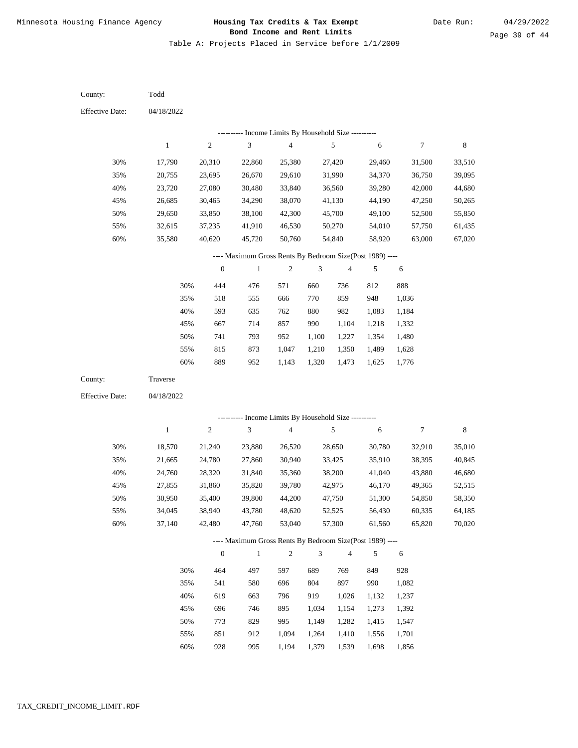Table A: Projects Placed in Service before 1/1/2009

County: Todd

Effective Date: 04/18/2022

---------- Income Limits By Household Size ----------

| | 1 | 2 | 3 | 4 | 5 | 6 | 7 | 8 |
|---|---|---|---|---|---|---|---|---|
| 30% | 17,790 | 20,310 | 22,860 | 25,380 | 27,420 | 29,460 | 31,500 | 33,510 |
| 35% | 20,755 | 23,695 | 26,670 | 29,610 | 31,990 | 34,370 | 36,750 | 39,095 |
| 40% | 23,720 | 27,080 | 30,480 | 33,840 | 36,560 | 39,280 | 42,000 | 44,680 |
| 45% | 26,685 | 30,465 | 34,290 | 38,070 | 41,130 | 44,190 | 47,250 | 50,265 |
| 50% | 29,650 | 33,850 | 38,100 | 42,300 | 45,700 | 49,100 | 52,500 | 55,850 |
| 55% | 32,615 | 37,235 | 41,910 | 46,530 | 50,270 | 54,010 | 57,750 | 61,435 |
| 60% | 35,580 | 40,620 | 45,720 | 50,760 | 54,840 | 58,920 | 63,000 | 67,020 |

---- Maximum Gross Rents By Bedroom Size(Post 1989) ----

| | 0 | 1 | 2 | 3 | 4 | 5 | 6 |
|---|---|---|---|---|---|---|---|
| 30% | 444 | 476 | 571 | 660 | 736 | 812 | 888 |
| 35% | 518 | 555 | 666 | 770 | 859 | 948 | 1,036 |
| 40% | 593 | 635 | 762 | 880 | 982 | 1,083 | 1,184 |
| 45% | 667 | 714 | 857 | 990 | 1,104 | 1,218 | 1,332 |
| 50% | 741 | 793 | 952 | 1,100 | 1,227 | 1,354 | 1,480 |
| 55% | 815 | 873 | 1,047 | 1,210 | 1,350 | 1,489 | 1,628 |
| 60% | 889 | 952 | 1,143 | 1,320 | 1,473 | 1,625 | 1,776 |

County: Traverse

Effective Date: 04/18/2022

---------- Income Limits By Household Size ----------

| | 1 | 2 | 3 | 4 | 5 | 6 | 7 | 8 |
|---|---|---|---|---|---|---|---|---|
| 30% | 18,570 | 21,240 | 23,880 | 26,520 | 28,650 | 30,780 | 32,910 | 35,010 |
| 35% | 21,665 | 24,780 | 27,860 | 30,940 | 33,425 | 35,910 | 38,395 | 40,845 |
| 40% | 24,760 | 28,320 | 31,840 | 35,360 | 38,200 | 41,040 | 43,880 | 46,680 |
| 45% | 27,855 | 31,860 | 35,820 | 39,780 | 42,975 | 46,170 | 49,365 | 52,515 |
| 50% | 30,950 | 35,400 | 39,800 | 44,200 | 47,750 | 51,300 | 54,850 | 58,350 |
| 55% | 34,045 | 38,940 | 43,780 | 48,620 | 52,525 | 56,430 | 60,335 | 64,185 |
| 60% | 37,140 | 42,480 | 47,760 | 53,040 | 57,300 | 61,560 | 65,820 | 70,020 |

---- Maximum Gross Rents By Bedroom Size(Post 1989) ----

| | 0 | 1 | 2 | 3 | 4 | 5 | 6 |
|---|---|---|---|---|---|---|---|
| 30% | 464 | 497 | 597 | 689 | 769 | 849 | 928 |
| 35% | 541 | 580 | 696 | 804 | 897 | 990 | 1,082 |
| 40% | 619 | 663 | 796 | 919 | 1,026 | 1,132 | 1,237 |
| 45% | 696 | 746 | 895 | 1,034 | 1,154 | 1,273 | 1,392 |
| 50% | 773 | 829 | 995 | 1,149 | 1,282 | 1,415 | 1,547 |
| 55% | 851 | 912 | 1,094 | 1,264 | 1,410 | 1,556 | 1,701 |
| 60% | 928 | 995 | 1,194 | 1,379 | 1,539 | 1,698 | 1,856 |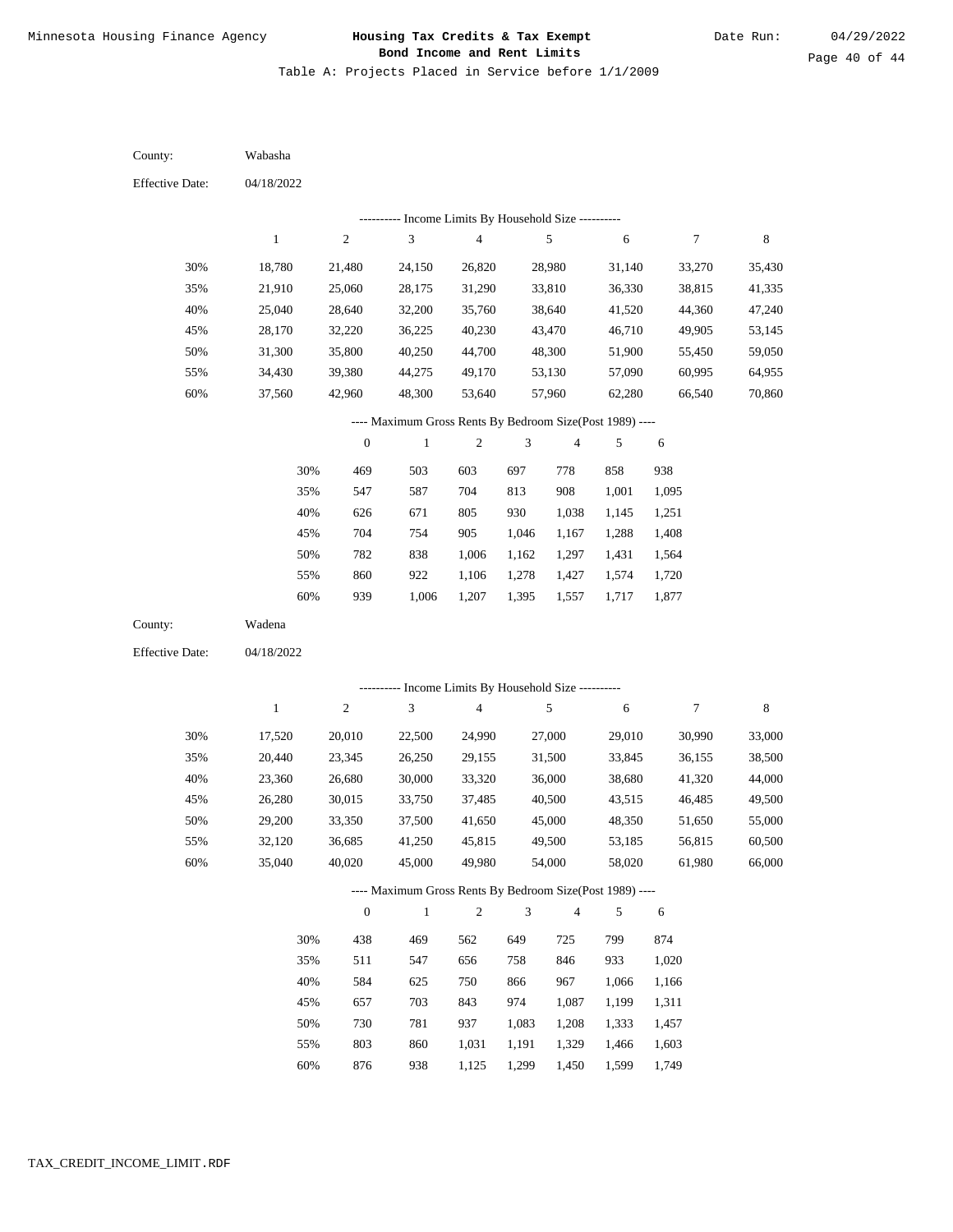Table A: Projects Placed in Service before 1/1/2009

County: Wabasha

Effective Date: 04/18/2022

---------- Income Limits By Household Size ----------

| | 1 | 2 | 3 | 4 | 5 | 6 | 7 | 8 |
|---|---|---|---|---|---|---|---|---|
| 30% | 18,780 | 21,480 | 24,150 | 26,820 | 28,980 | 31,140 | 33,270 | 35,430 |
| 35% | 21,910 | 25,060 | 28,175 | 31,290 | 33,810 | 36,330 | 38,815 | 41,335 |
| 40% | 25,040 | 28,640 | 32,200 | 35,760 | 38,640 | 41,520 | 44,360 | 47,240 |
| 45% | 28,170 | 32,220 | 36,225 | 40,230 | 43,470 | 46,710 | 49,905 | 53,145 |
| 50% | 31,300 | 35,800 | 40,250 | 44,700 | 48,300 | 51,900 | 55,450 | 59,050 |
| 55% | 34,430 | 39,380 | 44,275 | 49,170 | 53,130 | 57,090 | 60,995 | 64,955 |
| 60% | 37,560 | 42,960 | 48,300 | 53,640 | 57,960 | 62,280 | 66,540 | 70,860 |

---- Maximum Gross Rents By Bedroom Size(Post 1989) ----

| | 0 | 1 | 2 | 3 | 4 | 5 | 6 |
|---|---|---|---|---|---|---|---|
| 30% | 469 | 503 | 603 | 697 | 778 | 858 | 938 |
| 35% | 547 | 587 | 704 | 813 | 908 | 1,001 | 1,095 |
| 40% | 626 | 671 | 805 | 930 | 1,038 | 1,145 | 1,251 |
| 45% | 704 | 754 | 905 | 1,046 | 1,167 | 1,288 | 1,408 |
| 50% | 782 | 838 | 1,006 | 1,162 | 1,297 | 1,431 | 1,564 |
| 55% | 860 | 922 | 1,106 | 1,278 | 1,427 | 1,574 | 1,720 |
| 60% | 939 | 1,006 | 1,207 | 1,395 | 1,557 | 1,717 | 1,877 |

County: Wadena

Effective Date: 04/18/2022

---------- Income Limits By Household Size ----------

| | 1 | 2 | 3 | 4 | 5 | 6 | 7 | 8 |
|---|---|---|---|---|---|---|---|---|
| 30% | 17,520 | 20,010 | 22,500 | 24,990 | 27,000 | 29,010 | 30,990 | 33,000 |
| 35% | 20,440 | 23,345 | 26,250 | 29,155 | 31,500 | 33,845 | 36,155 | 38,500 |
| 40% | 23,360 | 26,680 | 30,000 | 33,320 | 36,000 | 38,680 | 41,320 | 44,000 |
| 45% | 26,280 | 30,015 | 33,750 | 37,485 | 40,500 | 43,515 | 46,485 | 49,500 |
| 50% | 29,200 | 33,350 | 37,500 | 41,650 | 45,000 | 48,350 | 51,650 | 55,000 |
| 55% | 32,120 | 36,685 | 41,250 | 45,815 | 49,500 | 53,185 | 56,815 | 60,500 |
| 60% | 35,040 | 40,020 | 45,000 | 49,980 | 54,000 | 58,020 | 61,980 | 66,000 |

---- Maximum Gross Rents By Bedroom Size(Post 1989) ----

| | 0 | 1 | 2 | 3 | 4 | 5 | 6 |
|---|---|---|---|---|---|---|---|
| 30% | 438 | 469 | 562 | 649 | 725 | 799 | 874 |
| 35% | 511 | 547 | 656 | 758 | 846 | 933 | 1,020 |
| 40% | 584 | 625 | 750 | 866 | 967 | 1,066 | 1,166 |
| 45% | 657 | 703 | 843 | 974 | 1,087 | 1,199 | 1,311 |
| 50% | 730 | 781 | 937 | 1,083 | 1,208 | 1,333 | 1,457 |
| 55% | 803 | 860 | 1,031 | 1,191 | 1,329 | 1,466 | 1,603 |
| 60% | 876 | 938 | 1,125 | 1,299 | 1,450 | 1,599 | 1,749 |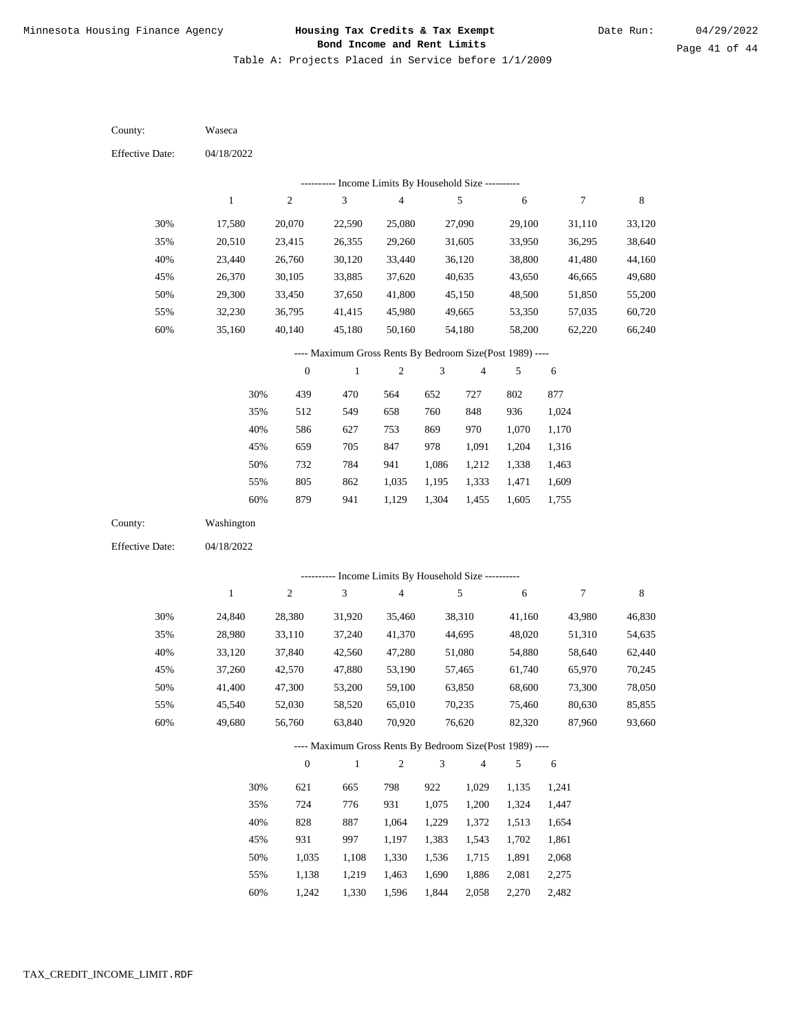County: Waseca

Effective Date: 04/18/2022

---------- Income Limits By Household Size ----------

| | 1 | 2 | 3 | 4 | 5 | 6 | 7 | 8 |
|---|---|---|---|---|---|---|---|---|
| 30% | 17,580 | 20,070 | 22,590 | 25,080 | 27,090 | 29,100 | 31,110 | 33,120 |
| 35% | 20,510 | 23,415 | 26,355 | 29,260 | 31,605 | 33,950 | 36,295 | 38,640 |
| 40% | 23,440 | 26,760 | 30,120 | 33,440 | 36,120 | 38,800 | 41,480 | 44,160 |
| 45% | 26,370 | 30,105 | 33,885 | 37,620 | 40,635 | 43,650 | 46,665 | 49,680 |
| 50% | 29,300 | 33,450 | 37,650 | 41,800 | 45,150 | 48,500 | 51,850 | 55,200 |
| 55% | 32,230 | 36,795 | 41,415 | 45,980 | 49,665 | 53,350 | 57,035 | 60,720 |
| 60% | 35,160 | 40,140 | 45,180 | 50,160 | 54,180 | 58,200 | 62,220 | 66,240 |

---- Maximum Gross Rents By Bedroom Size(Post 1989) ----

| | 0 | 1 | 2 | 3 | 4 | 5 | 6 |
|---|---|---|---|---|---|---|---|
| 30% | 439 | 470 | 564 | 652 | 727 | 802 | 877 |
| 35% | 512 | 549 | 658 | 760 | 848 | 936 | 1,024 |
| 40% | 586 | 627 | 753 | 869 | 970 | 1,070 | 1,170 |
| 45% | 659 | 705 | 847 | 978 | 1,091 | 1,204 | 1,316 |
| 50% | 732 | 784 | 941 | 1,086 | 1,212 | 1,338 | 1,463 |
| 55% | 805 | 862 | 1,035 | 1,195 | 1,333 | 1,471 | 1,609 |
| 60% | 879 | 941 | 1,129 | 1,304 | 1,455 | 1,605 | 1,755 |

County: Washington

Effective Date: 04/18/2022

---------- Income Limits By Household Size ----------

| | 1 | 2 | 3 | 4 | 5 | 6 | 7 | 8 |
|---|---|---|---|---|---|---|---|---|
| 30% | 24,840 | 28,380 | 31,920 | 35,460 | 38,310 | 41,160 | 43,980 | 46,830 |
| 35% | 28,980 | 33,110 | 37,240 | 41,370 | 44,695 | 48,020 | 51,310 | 54,635 |
| 40% | 33,120 | 37,840 | 42,560 | 47,280 | 51,080 | 54,880 | 58,640 | 62,440 |
| 45% | 37,260 | 42,570 | 47,880 | 53,190 | 57,465 | 61,740 | 65,970 | 70,245 |
| 50% | 41,400 | 47,300 | 53,200 | 59,100 | 63,850 | 68,600 | 73,300 | 78,050 |
| 55% | 45,540 | 52,030 | 58,520 | 65,010 | 70,235 | 75,460 | 80,630 | 85,855 |
| 60% | 49,680 | 56,760 | 63,840 | 70,920 | 76,620 | 82,320 | 87,960 | 93,660 |

---- Maximum Gross Rents By Bedroom Size(Post 1989) ----

| | 0 | 1 | 2 | 3 | 4 | 5 | 6 |
|---|---|---|---|---|---|---|---|
| 30% | 621 | 665 | 798 | 922 | 1,029 | 1,135 | 1,241 |
| 35% | 724 | 776 | 931 | 1,075 | 1,200 | 1,324 | 1,447 |
| 40% | 828 | 887 | 1,064 | 1,229 | 1,372 | 1,513 | 1,654 |
| 45% | 931 | 997 | 1,197 | 1,383 | 1,543 | 1,702 | 1,861 |
| 50% | 1,035 | 1,108 | 1,330 | 1,536 | 1,715 | 1,891 | 2,068 |
| 55% | 1,138 | 1,219 | 1,463 | 1,690 | 1,886 | 2,081 | 2,275 |
| 60% | 1,242 | 1,330 | 1,596 | 1,844 | 2,058 | 2,270 | 2,482 |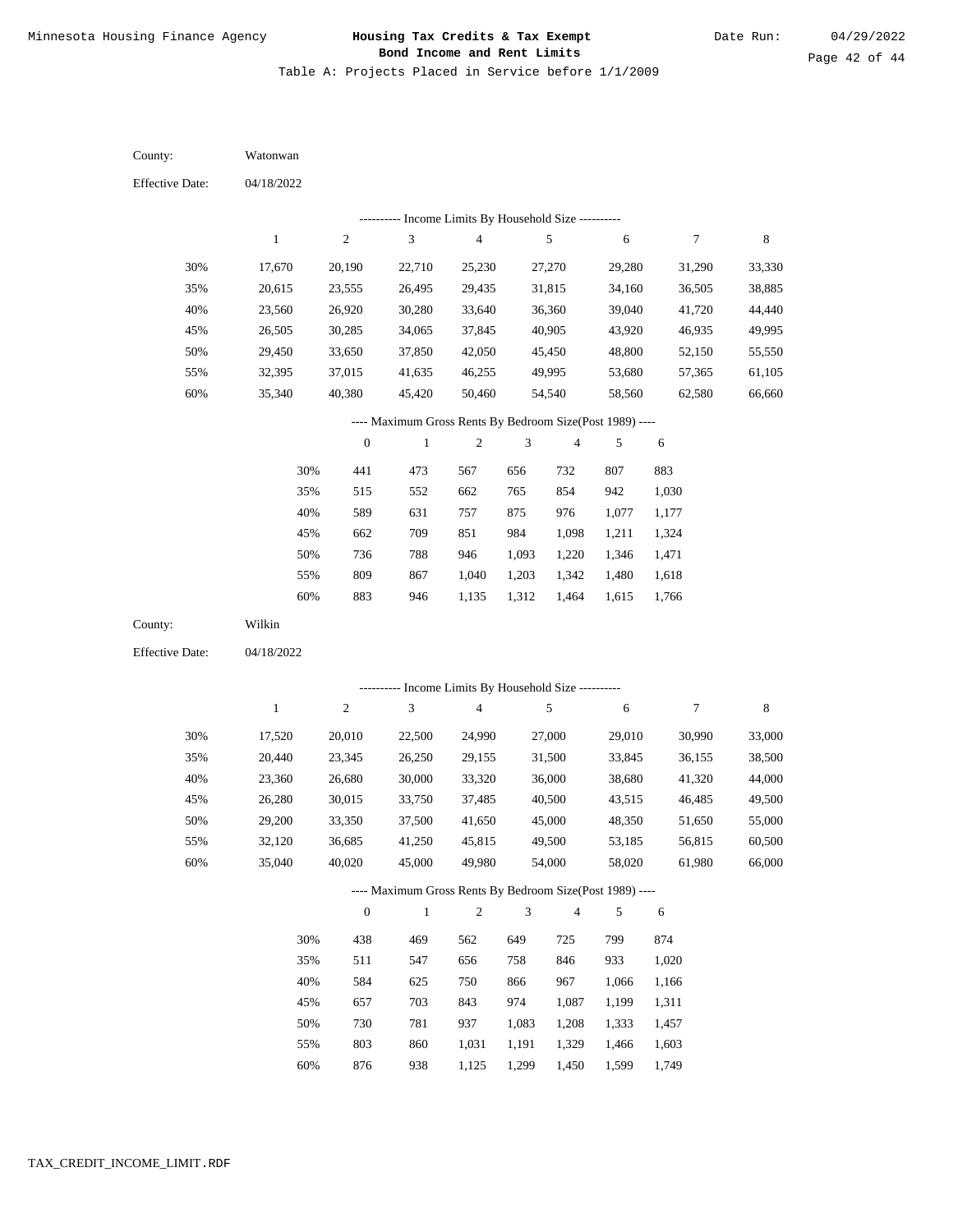Table A: Projects Placed in Service before 1/1/2009

County: Watonwan

Effective Date: 04/18/2022

---------- Income Limits By Household Size ----------

| | 1 | 2 | 3 | 4 | 5 | 6 | 7 | 8 |
|---|---|---|---|---|---|---|---|---|
| 30% | 17,670 | 20,190 | 22,710 | 25,230 | 27,270 | 29,280 | 31,290 | 33,330 |
| 35% | 20,615 | 23,555 | 26,495 | 29,435 | 31,815 | 34,160 | 36,505 | 38,885 |
| 40% | 23,560 | 26,920 | 30,280 | 33,640 | 36,360 | 39,040 | 41,720 | 44,440 |
| 45% | 26,505 | 30,285 | 34,065 | 37,845 | 40,905 | 43,920 | 46,935 | 49,995 |
| 50% | 29,450 | 33,650 | 37,850 | 42,050 | 45,450 | 48,800 | 52,150 | 55,550 |
| 55% | 32,395 | 37,015 | 41,635 | 46,255 | 49,995 | 53,680 | 57,365 | 61,105 |
| 60% | 35,340 | 40,380 | 45,420 | 50,460 | 54,540 | 58,560 | 62,580 | 66,660 |

---- Maximum Gross Rents By Bedroom Size(Post 1989) ----

| | 0 | 1 | 2 | 3 | 4 | 5 | 6 |
|---|---|---|---|---|---|---|---|
| 30% | 441 | 473 | 567 | 656 | 732 | 807 | 883 |
| 35% | 515 | 552 | 662 | 765 | 854 | 942 | 1,030 |
| 40% | 589 | 631 | 757 | 875 | 976 | 1,077 | 1,177 |
| 45% | 662 | 709 | 851 | 984 | 1,098 | 1,211 | 1,324 |
| 50% | 736 | 788 | 946 | 1,093 | 1,220 | 1,346 | 1,471 |
| 55% | 809 | 867 | 1,040 | 1,203 | 1,342 | 1,480 | 1,618 |
| 60% | 883 | 946 | 1,135 | 1,312 | 1,464 | 1,615 | 1,766 |

County: Wilkin

Effective Date: 04/18/2022

---------- Income Limits By Household Size ----------

| | 1 | 2 | 3 | 4 | 5 | 6 | 7 | 8 |
|---|---|---|---|---|---|---|---|---|
| 30% | 17,520 | 20,010 | 22,500 | 24,990 | 27,000 | 29,010 | 30,990 | 33,000 |
| 35% | 20,440 | 23,345 | 26,250 | 29,155 | 31,500 | 33,845 | 36,155 | 38,500 |
| 40% | 23,360 | 26,680 | 30,000 | 33,320 | 36,000 | 38,680 | 41,320 | 44,000 |
| 45% | 26,280 | 30,015 | 33,750 | 37,485 | 40,500 | 43,515 | 46,485 | 49,500 |
| 50% | 29,200 | 33,350 | 37,500 | 41,650 | 45,000 | 48,350 | 51,650 | 55,000 |
| 55% | 32,120 | 36,685 | 41,250 | 45,815 | 49,500 | 53,185 | 56,815 | 60,500 |
| 60% | 35,040 | 40,020 | 45,000 | 49,980 | 54,000 | 58,020 | 61,980 | 66,000 |

---- Maximum Gross Rents By Bedroom Size(Post 1989) ----

| | 0 | 1 | 2 | 3 | 4 | 5 | 6 |
|---|---|---|---|---|---|---|---|
| 30% | 438 | 469 | 562 | 649 | 725 | 799 | 874 |
| 35% | 511 | 547 | 656 | 758 | 846 | 933 | 1,020 |
| 40% | 584 | 625 | 750 | 866 | 967 | 1,066 | 1,166 |
| 45% | 657 | 703 | 843 | 974 | 1,087 | 1,199 | 1,311 |
| 50% | 730 | 781 | 937 | 1,083 | 1,208 | 1,333 | 1,457 |
| 55% | 803 | 860 | 1,031 | 1,191 | 1,329 | 1,466 | 1,603 |
| 60% | 876 | 938 | 1,125 | 1,299 | 1,450 | 1,599 | 1,749 |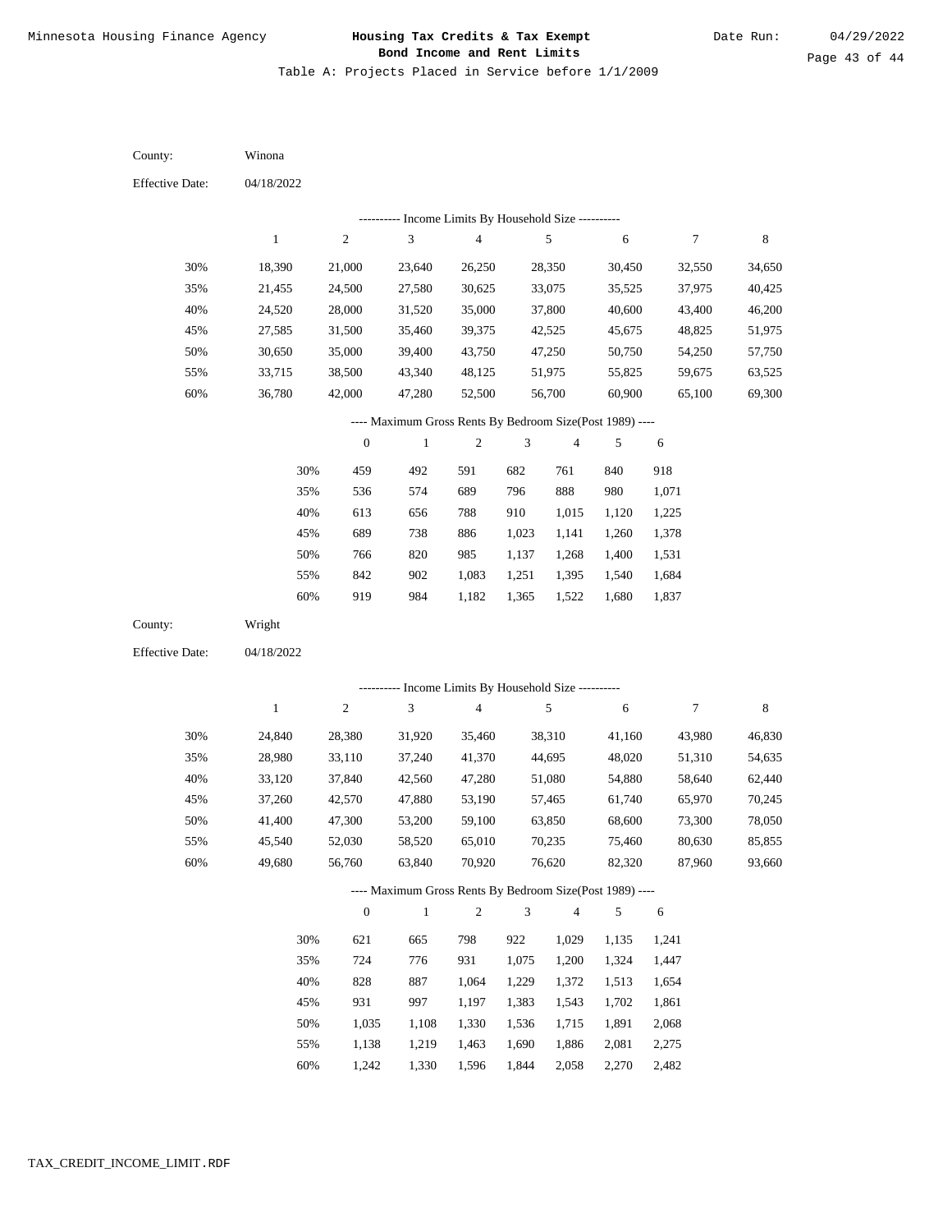Minnesota Housing Finance Agency

**Housing Tax Credits & Tax Exempt Bond Income and Rent Limits**

Table A: Projects Placed in Service before 1/1/2009

Date Run: 04/29/2022

County: Winona

Effective Date: 04/18/2022

---------- Income Limits By Household Size ----------

| | 1 | 2 | 3 | 4 | 5 | 6 | 7 | 8 |
|---|---|---|---|---|---|---|---|---|
| 30% | 18,390 | 21,000 | 23,640 | 26,250 | 28,350 | 30,450 | 32,550 | 34,650 |
| 35% | 21,455 | 24,500 | 27,580 | 30,625 | 33,075 | 35,525 | 37,975 | 40,425 |
| 40% | 24,520 | 28,000 | 31,520 | 35,000 | 37,800 | 40,600 | 43,400 | 46,200 |
| 45% | 27,585 | 31,500 | 35,460 | 39,375 | 42,525 | 45,675 | 48,825 | 51,975 |
| 50% | 30,650 | 35,000 | 39,400 | 43,750 | 47,250 | 50,750 | 54,250 | 57,750 |
| 55% | 33,715 | 38,500 | 43,340 | 48,125 | 51,975 | 55,825 | 59,675 | 63,525 |
| 60% | 36,780 | 42,000 | 47,280 | 52,500 | 56,700 | 60,900 | 65,100 | 69,300 |

---- Maximum Gross Rents By Bedroom Size(Post 1989) ----

| | 0 | 1 | 2 | 3 | 4 | 5 | 6 |
|---|---|---|---|---|---|---|---|
| 30% | 459 | 492 | 591 | 682 | 761 | 840 | 918 |
| 35% | 536 | 574 | 689 | 796 | 888 | 980 | 1,071 |
| 40% | 613 | 656 | 788 | 910 | 1,015 | 1,120 | 1,225 |
| 45% | 689 | 738 | 886 | 1,023 | 1,141 | 1,260 | 1,378 |
| 50% | 766 | 820 | 985 | 1,137 | 1,268 | 1,400 | 1,531 |
| 55% | 842 | 902 | 1,083 | 1,251 | 1,395 | 1,540 | 1,684 |
| 60% | 919 | 984 | 1,182 | 1,365 | 1,522 | 1,680 | 1,837 |

County: Wright

Effective Date: 04/18/2022

---------- Income Limits By Household Size ----------

| | 1 | 2 | 3 | 4 | 5 | 6 | 7 | 8 |
|---|---|---|---|---|---|---|---|---|
| 30% | 24,840 | 28,380 | 31,920 | 35,460 | 38,310 | 41,160 | 43,980 | 46,830 |
| 35% | 28,980 | 33,110 | 37,240 | 41,370 | 44,695 | 48,020 | 51,310 | 54,635 |
| 40% | 33,120 | 37,840 | 42,560 | 47,280 | 51,080 | 54,880 | 58,640 | 62,440 |
| 45% | 37,260 | 42,570 | 47,880 | 53,190 | 57,465 | 61,740 | 65,970 | 70,245 |
| 50% | 41,400 | 47,300 | 53,200 | 59,100 | 63,850 | 68,600 | 73,300 | 78,050 |
| 55% | 45,540 | 52,030 | 58,520 | 65,010 | 70,235 | 75,460 | 80,630 | 85,855 |
| 60% | 49,680 | 56,760 | 63,840 | 70,920 | 76,620 | 82,320 | 87,960 | 93,660 |

---- Maximum Gross Rents By Bedroom Size(Post 1989) ----

| | 0 | 1 | 2 | 3 | 4 | 5 | 6 |
|---|---|---|---|---|---|---|---|
| 30% | 621 | 665 | 798 | 922 | 1,029 | 1,135 | 1,241 |
| 35% | 724 | 776 | 931 | 1,075 | 1,200 | 1,324 | 1,447 |
| 40% | 828 | 887 | 1,064 | 1,229 | 1,372 | 1,513 | 1,654 |
| 45% | 931 | 997 | 1,197 | 1,383 | 1,543 | 1,702 | 1,861 |
| 50% | 1,035 | 1,108 | 1,330 | 1,536 | 1,715 | 1,891 | 2,068 |
| 55% | 1,138 | 1,219 | 1,463 | 1,690 | 1,886 | 2,081 | 2,275 |
| 60% | 1,242 | 1,330 | 1,596 | 1,844 | 2,058 | 2,270 | 2,482 |

TAX_CREDIT_INCOME_LIMIT.RDF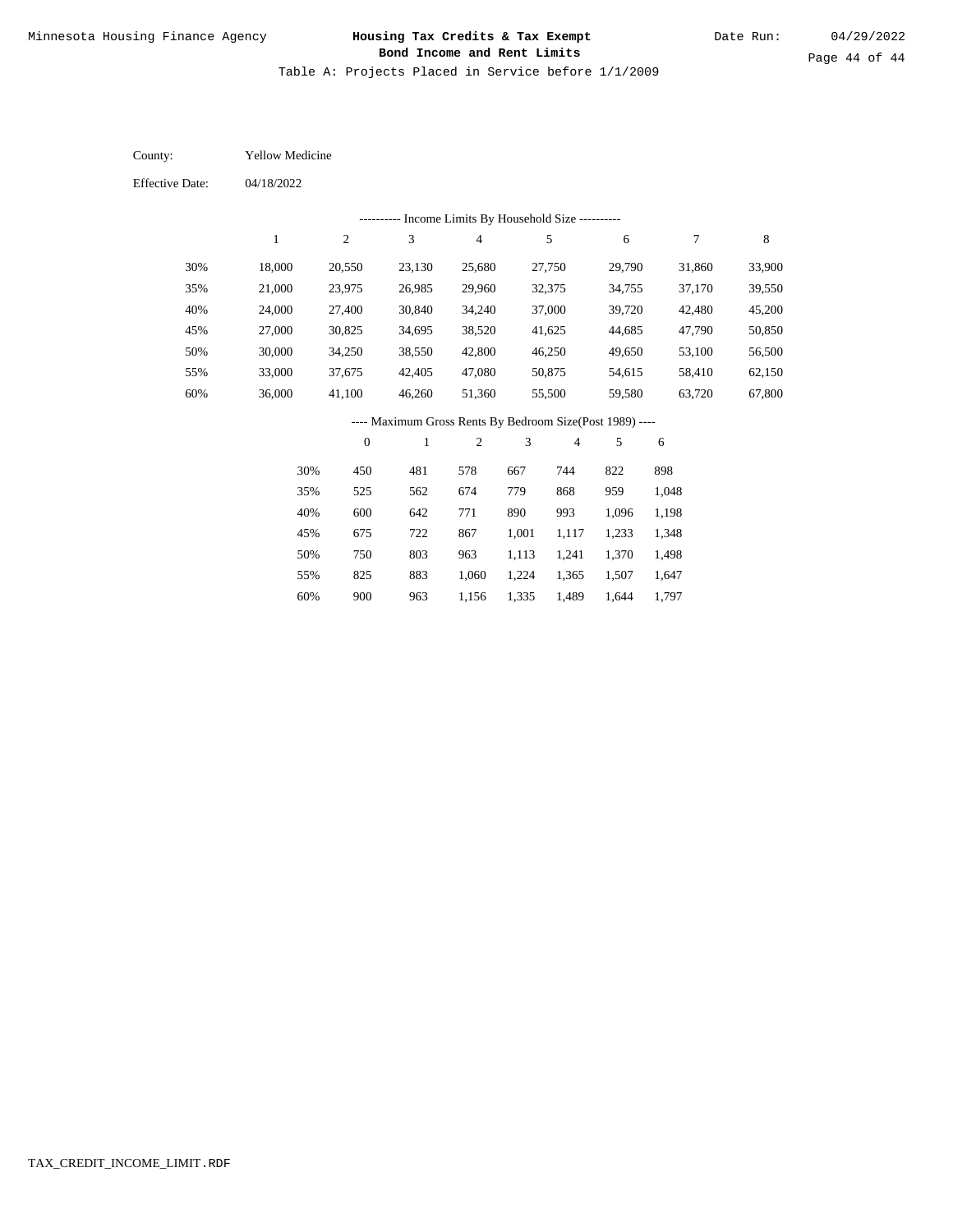Minnesota Housing Finance Agency

**Housing Tax Credits & Tax Exempt Bond Income and Rent Limits**

Date Run: 04/29/2022

Table A: Projects Placed in Service before 1/1/2009

County: Yellow Medicine

Effective Date: 04/18/2022

---------- Income Limits By Household Size ----------

| | 1 | 2 | 3 | 4 | 5 | 6 | 7 | 8 |
|---|---|---|---|---|---|---|---|---|
| 30% | 18,000 | 20,550 | 23,130 | 25,680 | 27,750 | 29,790 | 31,860 | 33,900 |
| 35% | 21,000 | 23,975 | 26,985 | 29,960 | 32,375 | 34,755 | 37,170 | 39,550 |
| 40% | 24,000 | 27,400 | 30,840 | 34,240 | 37,000 | 39,720 | 42,480 | 45,200 |
| 45% | 27,000 | 30,825 | 34,695 | 38,520 | 41,625 | 44,685 | 47,790 | 50,850 |
| 50% | 30,000 | 34,250 | 38,550 | 42,800 | 46,250 | 49,650 | 53,100 | 56,500 |
| 55% | 33,000 | 37,675 | 42,405 | 47,080 | 50,875 | 54,615 | 58,410 | 62,150 |
| 60% | 36,000 | 41,100 | 46,260 | 51,360 | 55,500 | 59,580 | 63,720 | 67,800 |

---- Maximum Gross Rents By Bedroom Size(Post 1989) ----

| | 0 | 1 | 2 | 3 | 4 | 5 | 6 |
|---|---|---|---|---|---|---|---|
| 30% | 450 | 481 | 578 | 667 | 744 | 822 | 898 |
| 35% | 525 | 562 | 674 | 779 | 868 | 959 | 1,048 |
| 40% | 600 | 642 | 771 | 890 | 993 | 1,096 | 1,198 |
| 45% | 675 | 722 | 867 | 1,001 | 1,117 | 1,233 | 1,348 |
| 50% | 750 | 803 | 963 | 1,113 | 1,241 | 1,370 | 1,498 |
| 55% | 825 | 883 | 1,060 | 1,224 | 1,365 | 1,507 | 1,647 |
| 60% | 900 | 963 | 1,156 | 1,335 | 1,489 | 1,644 | 1,797 |

TAX_CREDIT_INCOME_LIMIT.RDF